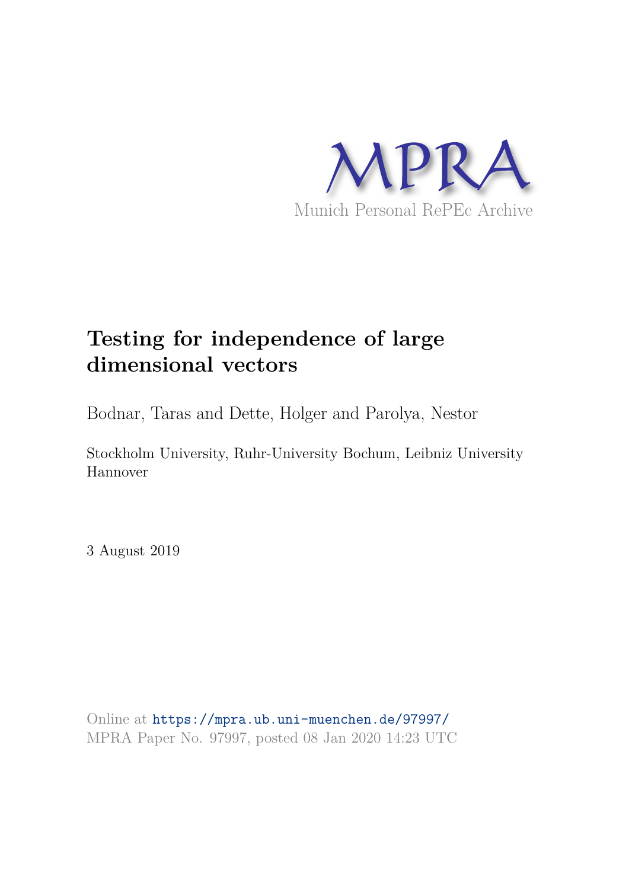MPRA

Munich Personal RePEc Archive

# Testing for independence of large dimensional vectors

Bodnar, Taras and Dette, Holger and Parolya, Nestor

Stockholm University, Ruhr-University Bochum, Leibniz University Hannover

3 August 2019

Online at https://mpra.ub.uni-muenchen.de/97997/
MPRA Paper No. 97997, posted 08 Jan 2020 14:23 UTC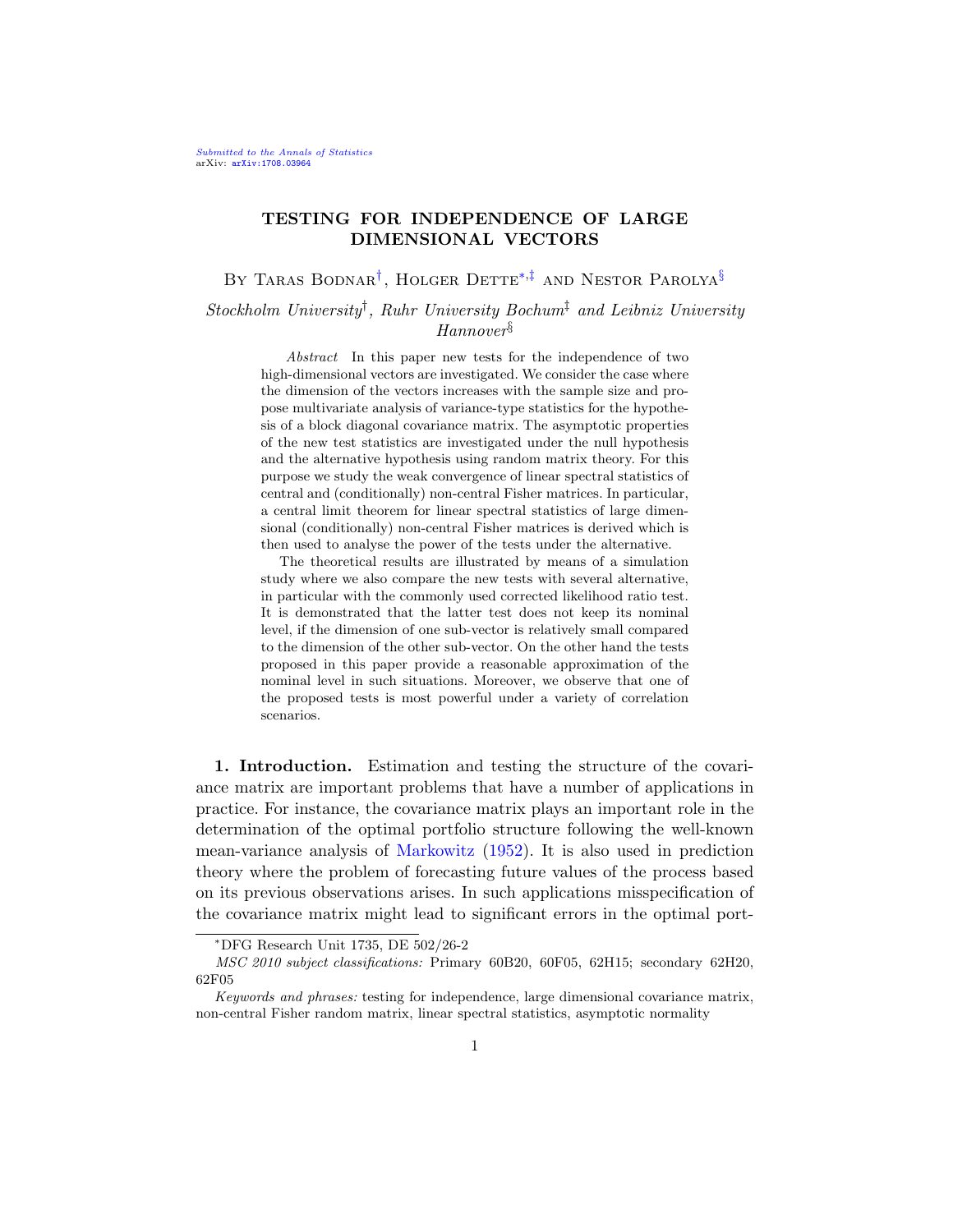# TESTING FOR INDEPENDENCE OF LARGE DIMENSIONAL VECTORS

By Taras Bodnar[†], Holger Dette[*,‡] and Nestor Parolya[§]

*Stockholm University[†], Ruhr University Bochum[‡] and Leibniz University Hannover[§]*

*Abstract* In this paper new tests for the independence of two high-dimensional vectors are investigated. We consider the case where the dimension of the vectors increases with the sample size and propose multivariate analysis of variance-type statistics for the hypothesis of a block diagonal covariance matrix. The asymptotic properties of the new test statistics are investigated under the null hypothesis and the alternative hypothesis using random matrix theory. For this purpose we study the weak convergence of linear spectral statistics of central and (conditionally) non-central Fisher matrices. In particular, a central limit theorem for linear spectral statistics of large dimensional (conditionally) non-central Fisher matrices is derived which is then used to analyse the power of the tests under the alternative.

The theoretical results are illustrated by means of a simulation study where we also compare the new tests with several alternative, in particular with the commonly used corrected likelihood ratio test. It is demonstrated that the latter test does not keep its nominal level, if the dimension of one sub-vector is relatively small compared to the dimension of the other sub-vector. On the other hand the tests proposed in this paper provide a reasonable approximation of the nominal level in such situations. Moreover, we observe that one of the proposed tests is most powerful under a variety of correlation scenarios.

**1. Introduction.** Estimation and testing the structure of the covariance matrix are important problems that have a number of applications in practice. For instance, the covariance matrix plays an important role in the determination of the optimal portfolio structure following the well-known mean-variance analysis of Markowitz (1952). It is also used in prediction theory where the problem of forecasting future values of the process based on its previous observations arises. In such applications misspecification of the covariance matrix might lead to significant errors in the optimal port-

---

[*]DFG Research Unit 1735, DE 502/26-2

*MSC 2010 subject classifications:* Primary 60B20, 60F05, 62H15; secondary 62H20, 62F05

*Keywords and phrases:* testing for independence, large dimensional covariance matrix, non-central Fisher random matrix, linear spectral statistics, asymptotic normality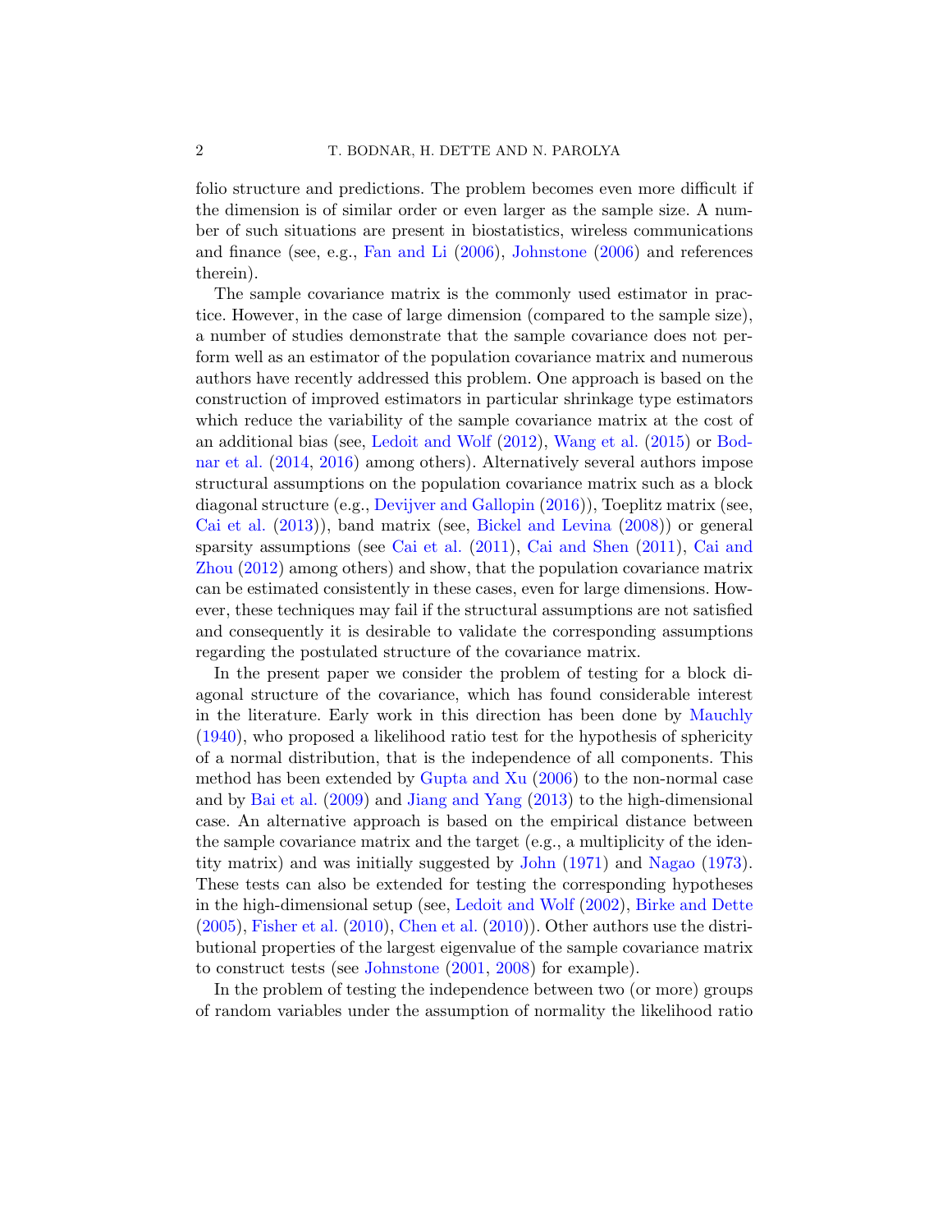folio structure and predictions. The problem becomes even more difficult if the dimension is of similar order or even larger as the sample size. A number of such situations are present in biostatistics, wireless communications and finance (see, e.g., Fan and Li (2006), Johnstone (2006) and references therein).

The sample covariance matrix is the commonly used estimator in practice. However, in the case of large dimension (compared to the sample size), a number of studies demonstrate that the sample covariance does not perform well as an estimator of the population covariance matrix and numerous authors have recently addressed this problem. One approach is based on the construction of improved estimators in particular shrinkage type estimators which reduce the variability of the sample covariance matrix at the cost of an additional bias (see, Ledoit and Wolf (2012), Wang et al. (2015) or Bodnar et al. (2014, 2016) among others). Alternatively several authors impose structural assumptions on the population covariance matrix such as a block diagonal structure (e.g., Devijver and Gallopin (2016)), Toeplitz matrix (see, Cai et al. (2013)), band matrix (see, Bickel and Levina (2008)) or general sparsity assumptions (see Cai et al. (2011), Cai and Shen (2011), Cai and Zhou (2012) among others) and show, that the population covariance matrix can be estimated consistently in these cases, even for large dimensions. However, these techniques may fail if the structural assumptions are not satisfied and consequently it is desirable to validate the corresponding assumptions regarding the postulated structure of the covariance matrix.

In the present paper we consider the problem of testing for a block diagonal structure of the covariance, which has found considerable interest in the literature. Early work in this direction has been done by Mauchly (1940), who proposed a likelihood ratio test for the hypothesis of sphericity of a normal distribution, that is the independence of all components. This method has been extended by Gupta and Xu (2006) to the non-normal case and by Bai et al. (2009) and Jiang and Yang (2013) to the high-dimensional case. An alternative approach is based on the empirical distance between the sample covariance matrix and the target (e.g., a multiplicity of the identity matrix) and was initially suggested by John (1971) and Nagao (1973). These tests can also be extended for testing the corresponding hypotheses in the high-dimensional setup (see, Ledoit and Wolf (2002), Birke and Dette (2005), Fisher et al. (2010), Chen et al. (2010)). Other authors use the distributional properties of the largest eigenvalue of the sample covariance matrix to construct tests (see Johnstone (2001, 2008) for example).

In the problem of testing the independence between two (or more) groups of random variables under the assumption of normality the likelihood ratio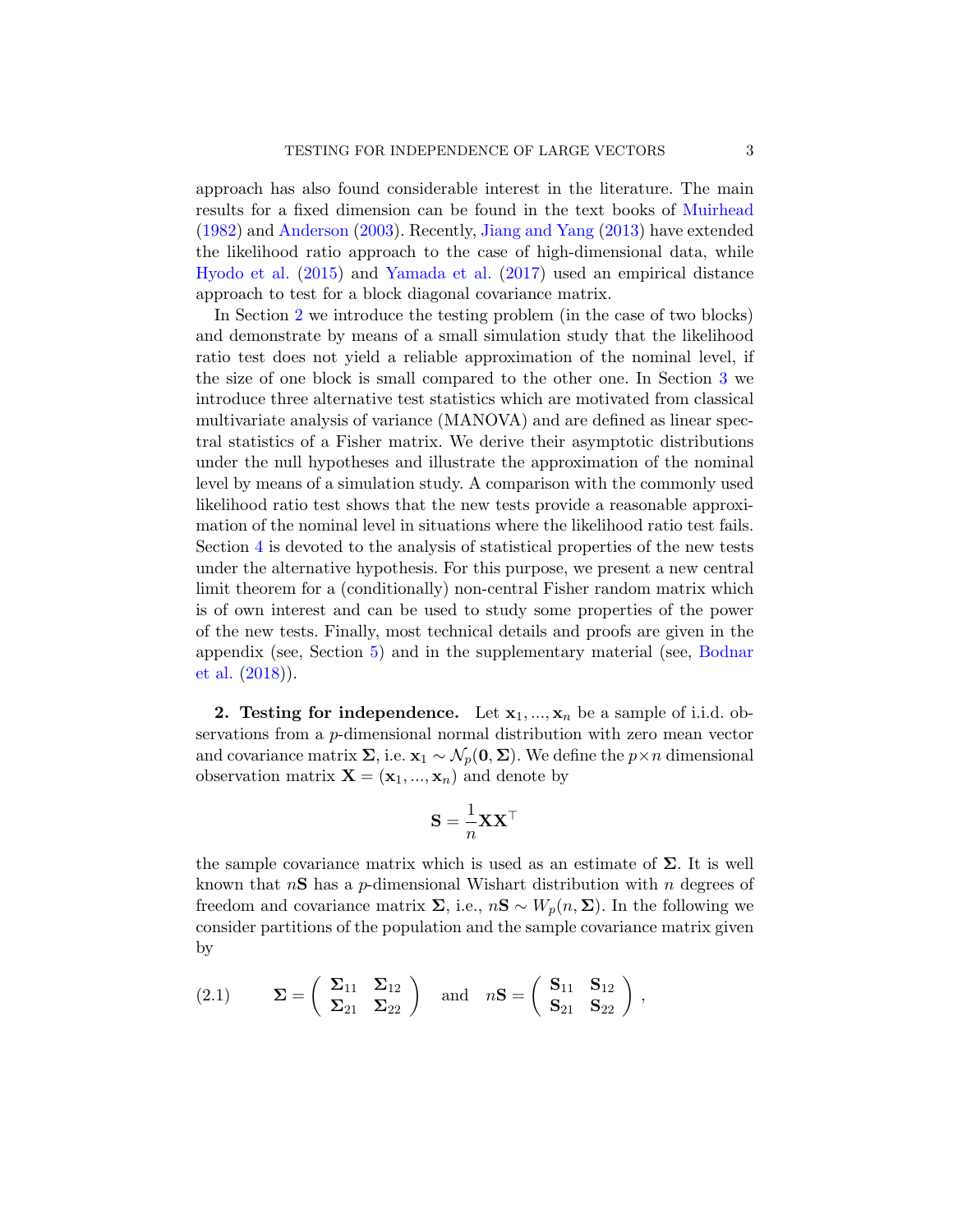approach has also found considerable interest in the literature. The main results for a fixed dimension can be found in the text books of Muirhead (1982) and Anderson (2003). Recently, Jiang and Yang (2013) have extended the likelihood ratio approach to the case of high-dimensional data, while Hyodo et al. (2015) and Yamada et al. (2017) used an empirical distance approach to test for a block diagonal covariance matrix.

In Section 2 we introduce the testing problem (in the case of two blocks) and demonstrate by means of a small simulation study that the likelihood ratio test does not yield a reliable approximation of the nominal level, if the size of one block is small compared to the other one. In Section 3 we introduce three alternative test statistics which are motivated from classical multivariate analysis of variance (MANOVA) and are defined as linear spectral statistics of a Fisher matrix. We derive their asymptotic distributions under the null hypotheses and illustrate the approximation of the nominal level by means of a simulation study. A comparison with the commonly used likelihood ratio test shows that the new tests provide a reasonable approximation of the nominal level in situations where the likelihood ratio test fails. Section 4 is devoted to the analysis of statistical properties of the new tests under the alternative hypothesis. For this purpose, we present a new central limit theorem for a (conditionally) non-central Fisher random matrix which is of own interest and can be used to study some properties of the power of the new tests. Finally, most technical details and proofs are given in the appendix (see, Section 5) and in the supplementary material (see, Bodnar et al. (2018)).

## 2. Testing for independence.

Let $\mathbf{x}_1, ..., \mathbf{x}_n$ be a sample of i.i.d. observations from a $p$-dimensional normal distribution with zero mean vector and covariance matrix $\mathbf{\Sigma}$, i.e. $\mathbf{x}_1 \sim \mathcal{N}_p(\mathbf{0}, \mathbf{\Sigma})$. We define the $p \times n$ dimensional observation matrix $\mathbf{X} = (\mathbf{x}_1, ..., \mathbf{x}_n)$ and denote by

$$\mathbf{S} = \frac{1}{n}\mathbf{X}\mathbf{X}^\top$$

the sample covariance matrix which is used as an estimate of $\mathbf{\Sigma}$. It is well known that $n\mathbf{S}$ has a $p$-dimensional Wishart distribution with $n$ degrees of freedom and covariance matrix $\mathbf{\Sigma}$, i.e., $n\mathbf{S} \sim W_p(n, \mathbf{\Sigma})$. In the following we consider partitions of the population and the sample covariance matrix given by

$$\mathbf{\Sigma} = \begin{pmatrix} \mathbf{\Sigma}_{11} & \mathbf{\Sigma}_{12} \\ \mathbf{\Sigma}_{21} & \mathbf{\Sigma}_{22} \end{pmatrix} \quad \text{and} \quad n\mathbf{S} = \begin{pmatrix} \mathbf{S}_{11} & \mathbf{S}_{12} \\ \mathbf{S}_{21} & \mathbf{S}_{22} \end{pmatrix}, \tag{2.1}$$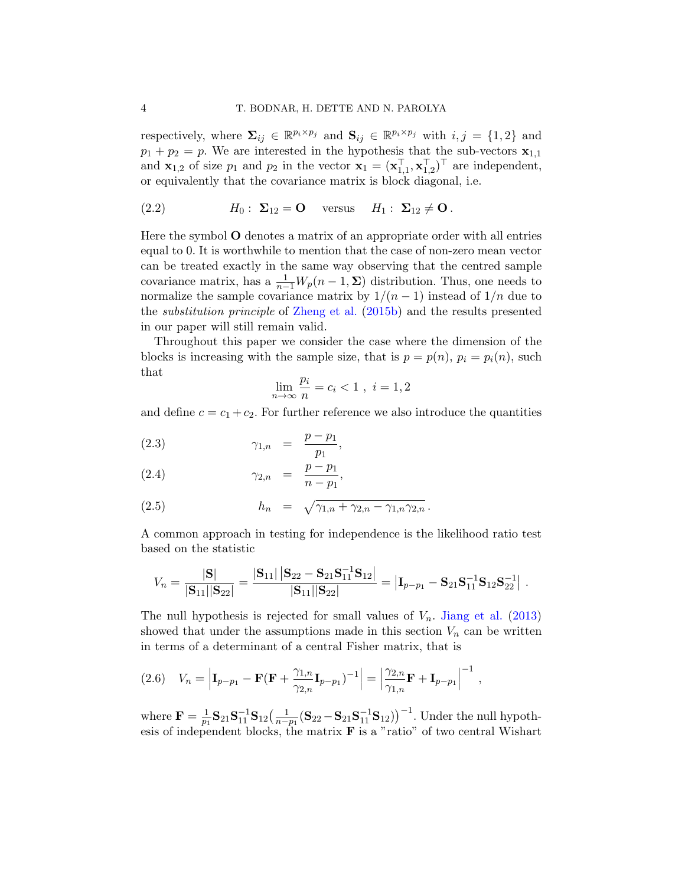respectively, where $\mathbf{\Sigma}_{ij} \in \mathbb{R}^{p_i \times p_j}$ and $\mathbf{S}_{ij} \in \mathbb{R}^{p_i \times p_j}$ with $i, j = \{1, 2\}$ and $p_1 + p_2 = p$. We are interested in the hypothesis that the sub-vectors $\mathbf{x}_{1,1}$ and $\mathbf{x}_{1,2}$ of size $p_1$ and $p_2$ in the vector $\mathbf{x}_1 = (\mathbf{x}_{1,1}^\top, \mathbf{x}_{1,2}^\top)^\top$ are independent, or equivalently that the covariance matrix is block diagonal, i.e.

$$H_0 : \ \mathbf{\Sigma}_{12} = \mathbf{O} \quad \text{versus} \quad H_1 : \ \mathbf{\Sigma}_{12} \neq \mathbf{O} \,. \tag{2.2}$$

Here the symbol $\mathbf{O}$ denotes a matrix of an appropriate order with all entries equal to 0. It is worthwhile to mention that the case of non-zero mean vector can be treated exactly in the same way observing that the centred sample covariance matrix, has a $\frac{1}{n-1}W_p(n-1, \mathbf{\Sigma})$ distribution. Thus, one needs to normalize the sample covariance matrix by $1/(n-1)$ instead of $1/n$ due to the *substitution principle* of Zheng et al. (2015b) and the results presented in our paper will still remain valid.

Throughout this paper we consider the case where the dimension of the blocks is increasing with the sample size, that is $p = p(n)$, $p_i = p_i(n)$, such that

$$\lim_{n\to\infty} \frac{p_i}{n} = c_i < 1 \ , \ i = 1, 2$$

and define $c = c_1 + c_2$. For further reference we also introduce the quantities

$$\gamma_{1,n} = \frac{p - p_1}{p_1}, \tag{2.3}$$

$$\gamma_{2,n} = \frac{p - p_1}{n - p_1}, \tag{2.4}$$

$$h_n = \sqrt{\gamma_{1,n} + \gamma_{2,n} - \gamma_{1,n}\gamma_{2,n}}\,. \tag{2.5}$$

A common approach in testing for independence is the likelihood ratio test based on the statistic

$$V_n = \frac{|\mathbf{S}|}{|\mathbf{S}_{11}||\mathbf{S}_{22}|} = \frac{|\mathbf{S}_{11}|\left|\mathbf{S}_{22} - \mathbf{S}_{21}\mathbf{S}_{11}^{-1}\mathbf{S}_{12}\right|}{|\mathbf{S}_{11}||\mathbf{S}_{22}|} = \left|\mathbf{I}_{p-p_1} - \mathbf{S}_{21}\mathbf{S}_{11}^{-1}\mathbf{S}_{12}\mathbf{S}_{22}^{-1}\right| \,.$$

The null hypothesis is rejected for small values of $V_n$. Jiang et al. (2013) showed that under the assumptions made in this section $V_n$ can be written in terms of a determinant of a central Fisher matrix, that is

$$V_n = \left|\mathbf{I}_{p-p_1} - \mathbf{F}(\mathbf{F} + \frac{\gamma_{1,n}}{\gamma_{2,n}}\mathbf{I}_{p-p_1})^{-1}\right| = \left|\frac{\gamma_{2,n}}{\gamma_{1,n}}\mathbf{F} + \mathbf{I}_{p-p_1}\right|^{-1} , \tag{2.6}$$

where $\mathbf{F} = \frac{1}{p_1}\mathbf{S}_{21}\mathbf{S}_{11}^{-1}\mathbf{S}_{12}\big(\frac{1}{n-p_1}(\mathbf{S}_{22} - \mathbf{S}_{21}\mathbf{S}_{11}^{-1}\mathbf{S}_{12})\big)^{-1}$. Under the null hypothesis of independent blocks, the matrix $\mathbf{F}$ is a "ratio" of two central Wishart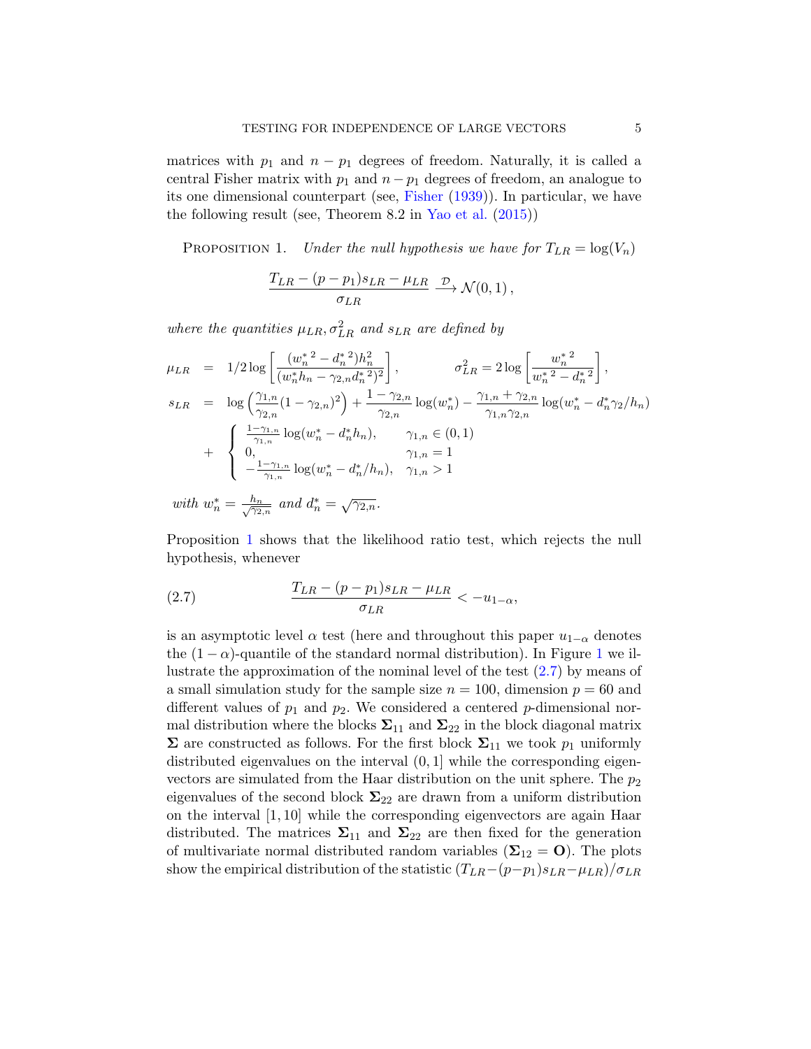matrices with $p_1$ and $n - p_1$ degrees of freedom. Naturally, it is called a central Fisher matrix with $p_1$ and $n-p_1$ degrees of freedom, an analogue to its one dimensional counterpart (see, Fisher (1939)). In particular, we have the following result (see, Theorem 8.2 in Yao et al. (2015))

Proposition 1. *Under the null hypothesis we have for $T_{LR} = \log(V_n)$*

$$\frac{T_{LR} - (p - p_1)s_{LR} - \mu_{LR}}{\sigma_{LR}} \xrightarrow{\mathcal{D}} \mathcal{N}(0, 1),$$

*where the quantities $\mu_{LR}, \sigma^2_{LR}$ and $s_{LR}$ are defined by*

$$\mu_{LR} = 1/2 \log\left[\frac{({w_n^*}^2 - {d_n^*}^2)h_n^2}{(w_n^* h_n - \gamma_{2,n}{d_n^*}^2)^2}\right], \qquad \sigma^2_{LR} = 2\log\left[\frac{{w_n^*}^2}{{w_n^*}^2 - {d_n^*}^2}\right],$$

$$\begin{aligned} s_{LR} &= \log\left(\frac{\gamma_{1,n}}{\gamma_{2,n}}(1-\gamma_{2,n})^2\right) + \frac{1-\gamma_{2,n}}{\gamma_{2,n}}\log(w_n^*) - \frac{\gamma_{1,n}+\gamma_{2,n}}{\gamma_{1,n}\gamma_{2,n}}\log(w_n^* - d_n^*\gamma_2/h_n) \\ &+ \begin{cases} \frac{1-\gamma_{1,n}}{\gamma_{1,n}}\log(w_n^* - d_n^* h_n), & \gamma_{1,n} \in (0,1) \\ 0, & \gamma_{1,n} = 1 \\ -\frac{1-\gamma_{1,n}}{\gamma_{1,n}}\log(w_n^* - d_n^*/h_n), & \gamma_{1,n} > 1 \end{cases} \end{aligned}$$

*with $w_n^* = \frac{h_n}{\sqrt{\gamma_{2,n}}}$ and $d_n^* = \sqrt{\gamma_{2,n}}$.*

Proposition 1 shows that the likelihood ratio test, which rejects the null hypothesis, whenever

$$\frac{T_{LR} - (p - p_1)s_{LR} - \mu_{LR}}{\sigma_{LR}} < -u_{1-\alpha}, \tag{2.7}$$

is an asymptotic level $\alpha$ test (here and throughout this paper $u_{1-\alpha}$ denotes the $(1-\alpha)$-quantile of the standard normal distribution). In Figure 1 we illustrate the approximation of the nominal level of the test (2.7) by means of a small simulation study for the sample size $n = 100$, dimension $p = 60$ and different values of $p_1$ and $p_2$. We considered a centered $p$-dimensional normal distribution where the blocks $\mathbf{\Sigma}_{11}$ and $\mathbf{\Sigma}_{22}$ in the block diagonal matrix $\mathbf{\Sigma}$ are constructed as follows. For the first block $\mathbf{\Sigma}_{11}$ we took $p_1$ uniformly distributed eigenvalues on the interval $(0, 1]$ while the corresponding eigenvectors are simulated from the Haar distribution on the unit sphere. The $p_2$ eigenvalues of the second block $\mathbf{\Sigma}_{22}$ are drawn from a uniform distribution on the interval $[1, 10]$ while the corresponding eigenvectors are again Haar distributed. The matrices $\mathbf{\Sigma}_{11}$ and $\mathbf{\Sigma}_{22}$ are then fixed for the generation of multivariate normal distributed random variables ($\mathbf{\Sigma}_{12} = \mathbf{O}$). The plots show the empirical distribution of the statistic $(T_{LR} - (p-p_1)s_{LR} - \mu_{LR})/\sigma_{LR}$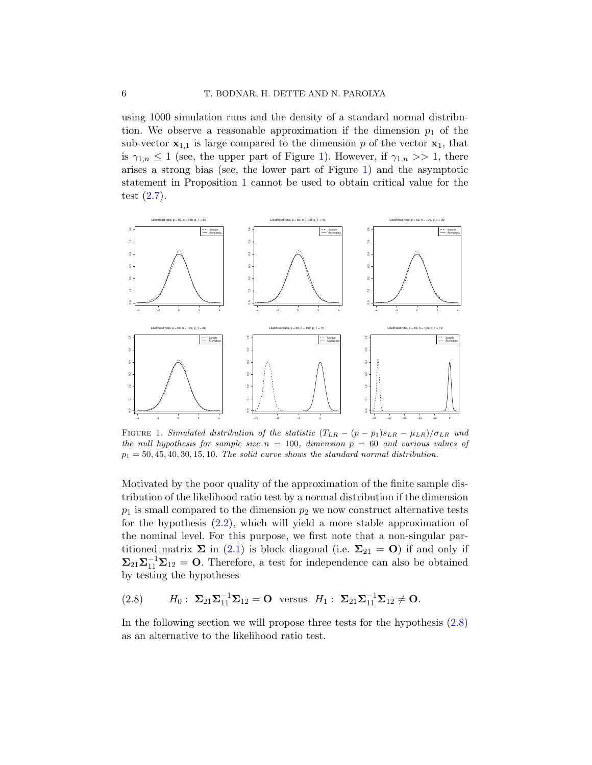using 1000 simulation runs and the density of a standard normal distribution. We observe a reasonable approximation if the dimension $p_1$ of the sub-vector $\mathbf{x}_{1,1}$ is large compared to the dimension $p$ of the vector $\mathbf{x}_1$, that is $\gamma_{1,n} \leq 1$ (see, the upper part of Figure 1). However, if $\gamma_{1,n} >> 1$, there arises a strong bias (see, the lower part of Figure 1) and the asymptotic statement in Proposition 1 cannot be used to obtain critical value for the test (2.7).

FIGURE 1. *Simulated distribution of the statistic $(T_{LR} - (p-p_1)s_{LR} - \mu_{LR})/\sigma_{LR}$ und the null hypothesis for sample size $n = 100$, dimension $p = 60$ and various values of $p_1 = 50, 45, 40, 30, 15, 10$. The solid curve shows the standard normal distribution.*

Motivated by the poor quality of the approximation of the finite sample distribution of the likelihood ratio test by a normal distribution if the dimension $p_1$ is small compared to the dimension $p_2$ we now construct alternative tests for the hypothesis (2.2), which will yield a more stable approximation of the nominal level. For this purpose, we first note that a non-singular partitioned matrix $\mathbf{\Sigma}$ in (2.1) is block diagonal (i.e. $\mathbf{\Sigma}_{21} = \mathbf{O}$) if and only if $\mathbf{\Sigma}_{21}\mathbf{\Sigma}_{11}^{-1}\mathbf{\Sigma}_{12} = \mathbf{O}$. Therefore, a test for independence can also be obtained by testing the hypotheses

$$(2.8) \qquad H_0: \ \mathbf{\Sigma}_{21}\mathbf{\Sigma}_{11}^{-1}\mathbf{\Sigma}_{12} = \mathbf{O} \ \text{ versus } \ H_1: \ \mathbf{\Sigma}_{21}\mathbf{\Sigma}_{11}^{-1}\mathbf{\Sigma}_{12} \neq \mathbf{O}.$$

In the following section we will propose three tests for the hypothesis (2.8) as an alternative to the likelihood ratio test.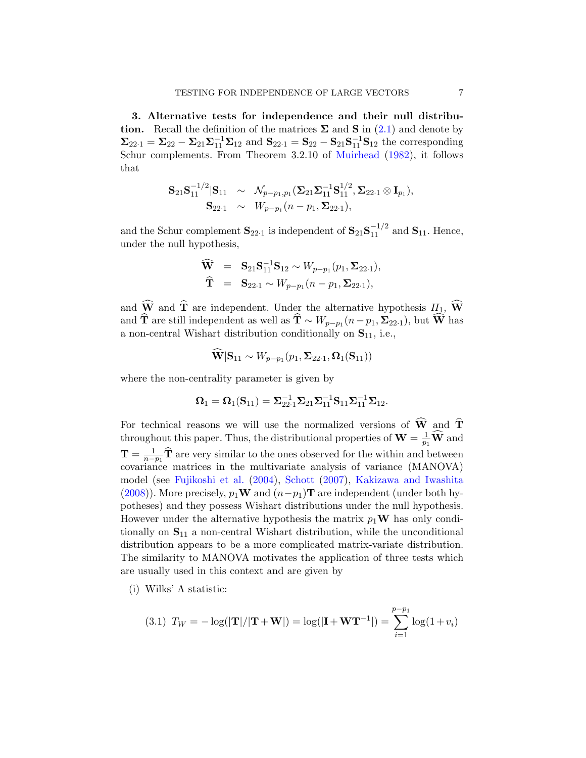**3. Alternative tests for independence and their null distribution.** Recall the definition of the matrices $\mathbf{\Sigma}$ and $\mathbf{S}$ in (2.1) and denote by $\mathbf{\Sigma}_{22\cdot 1} = \mathbf{\Sigma}_{22} - \mathbf{\Sigma}_{21}\mathbf{\Sigma}_{11}^{-1}\mathbf{\Sigma}_{12}$ and $\mathbf{S}_{22\cdot 1} = \mathbf{S}_{22} - \mathbf{S}_{21}\mathbf{S}_{11}^{-1}\mathbf{S}_{12}$ the corresponding Schur complements. From Theorem 3.2.10 of Muirhead (1982), it follows that

$$
\begin{aligned}
\mathbf{S}_{21}\mathbf{S}_{11}^{-1/2}|\mathbf{S}_{11} &\sim \mathcal{N}_{p-p_1,p_1}(\mathbf{\Sigma}_{21}\mathbf{\Sigma}_{11}^{-1}\mathbf{S}_{11}^{1/2}, \mathbf{\Sigma}_{22\cdot 1} \otimes \mathbf{I}_{p_1}),\\
\mathbf{S}_{22\cdot 1} &\sim W_{p-p_1}(n-p_1, \mathbf{\Sigma}_{22\cdot 1}),
\end{aligned}
$$

and the Schur complement $\mathbf{S}_{22\cdot 1}$ is independent of $\mathbf{S}_{21}\mathbf{S}_{11}^{-1/2}$ and $\mathbf{S}_{11}$. Hence, under the null hypothesis,

$$
\begin{aligned}
\widehat{\mathbf{W}} &= \mathbf{S}_{21}\mathbf{S}_{11}^{-1}\mathbf{S}_{12} \sim W_{p-p_1}(p_1, \mathbf{\Sigma}_{22\cdot 1}),\\
\widehat{\mathbf{T}} &= \mathbf{S}_{22\cdot 1} \sim W_{p-p_1}(n-p_1, \mathbf{\Sigma}_{22\cdot 1}),
\end{aligned}
$$

and $\widehat{\mathbf{W}}$ and $\widehat{\mathbf{T}}$ are independent. Under the alternative hypothesis $H_1$, $\widehat{\mathbf{W}}$ and $\widehat{\mathbf{T}}$ are still independent as well as $\widehat{\mathbf{T}} \sim W_{p-p_1}(n-p_1, \mathbf{\Sigma}_{22\cdot 1})$, but $\widehat{\mathbf{W}}$ has a non-central Wishart distribution conditionally on $\mathbf{S}_{11}$, i.e.,

$$
\widehat{\mathbf{W}}|\mathbf{S}_{11} \sim W_{p-p_1}(p_1, \mathbf{\Sigma}_{22\cdot 1}, \mathbf{\Omega}_1(\mathbf{S}_{11}))
$$

where the non-centrality parameter is given by

$$
\mathbf{\Omega}_1 = \mathbf{\Omega}_1(\mathbf{S}_{11}) = \mathbf{\Sigma}_{22\cdot 1}^{-1}\mathbf{\Sigma}_{21}\mathbf{\Sigma}_{11}^{-1}\mathbf{S}_{11}\mathbf{\Sigma}_{11}^{-1}\mathbf{\Sigma}_{12}.
$$

For technical reasons we will use the normalized versions of $\widehat{\mathbf{W}}$ and $\widehat{\mathbf{T}}$ throughout this paper. Thus, the distributional properties of $\mathbf{W} = \frac{1}{p_1}\widehat{\mathbf{W}}$ and $\mathbf{T} = \frac{1}{n-p_1}\widehat{\mathbf{T}}$ are very similar to the ones observed for the within and between covariance matrices in the multivariate analysis of variance (MANOVA) model (see Fujikoshi et al. (2004), Schott (2007), Kakizawa and Iwashita (2008)). More precisely, $p_1\mathbf{W}$ and $(n-p_1)\mathbf{T}$ are independent (under both hypotheses) and they possess Wishart distributions under the null hypothesis. However under the alternative hypothesis the matrix $p_1\mathbf{W}$ has only conditionally on $\mathbf{S}_{11}$ a non-central Wishart distribution, while the unconditional distribution appears to be a more complicated matrix-variate distribution. The similarity to MANOVA motivates the application of three tests which are usually used in this context and are given by

(i) Wilks' $\Lambda$ statistic:

$$
T_W = -\log(|\mathbf{T}|/|\mathbf{T}+\mathbf{W}|) = \log(|\mathbf{I}+\mathbf{W}\mathbf{T}^{-1}|) = \sum_{i=1}^{p-p_1}\log(1+v_i) \tag{3.1}
$$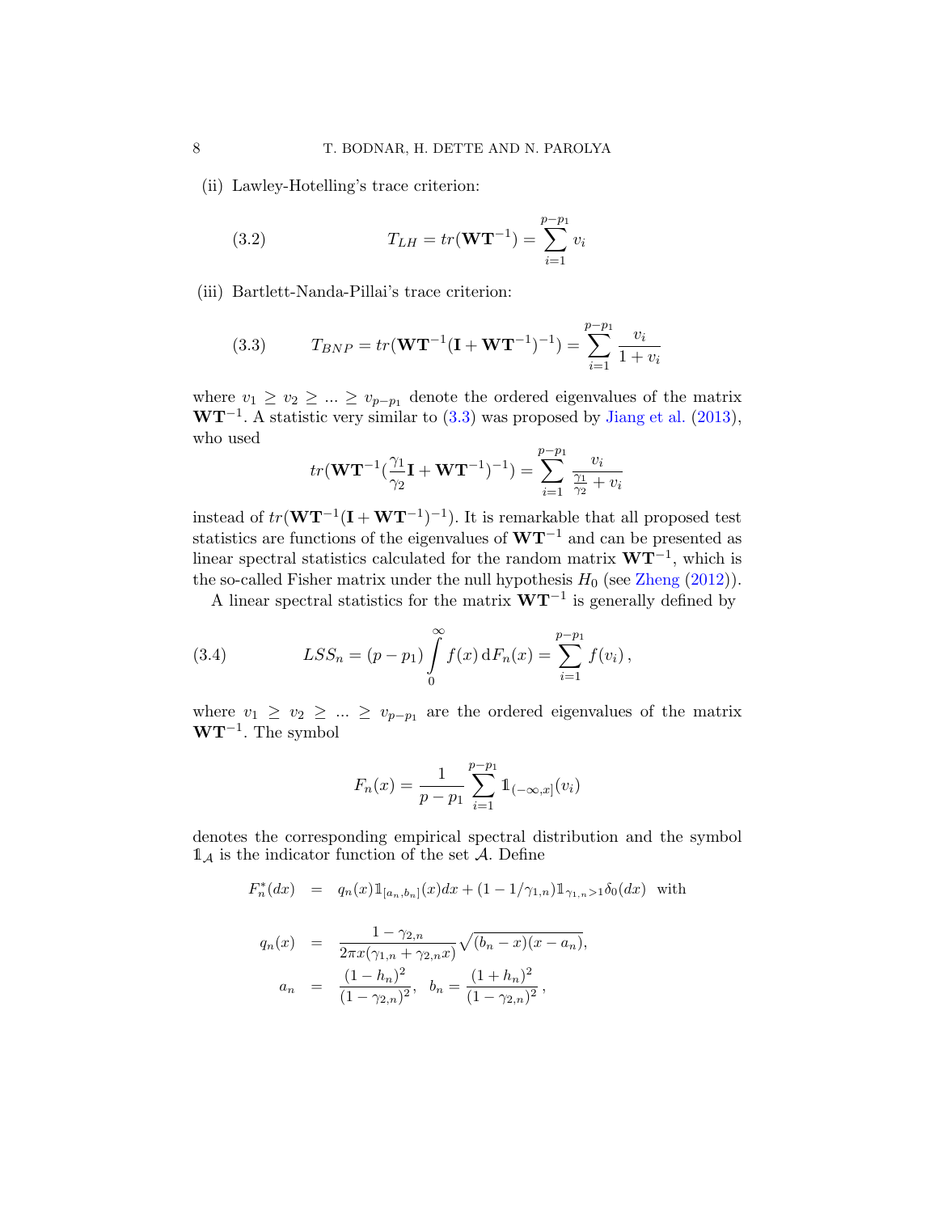(ii) Lawley-Hotelling's trace criterion:

$$T_{LH} = tr(\mathbf{W}\mathbf{T}^{-1}) = \sum_{i=1}^{p-p_1} v_i \tag{3.2}$$

(iii) Bartlett-Nanda-Pillai's trace criterion:

$$T_{BNP} = tr(\mathbf{W}\mathbf{T}^{-1}(\mathbf{I} + \mathbf{W}\mathbf{T}^{-1})^{-1}) = \sum_{i=1}^{p-p_1} \frac{v_i}{1+v_i} \tag{3.3}$$

where $v_1 \geq v_2 \geq ... \geq v_{p-p_1}$ denote the ordered eigenvalues of the matrix $\mathbf{W}\mathbf{T}^{-1}$. A statistic very similar to (3.3) was proposed by Jiang et al. (2013), who used

$$tr(\mathbf{W}\mathbf{T}^{-1}(\frac{\gamma_1}{\gamma_2}\mathbf{I} + \mathbf{W}\mathbf{T}^{-1})^{-1}) = \sum_{i=1}^{p-p_1} \frac{v_i}{\frac{\gamma_1}{\gamma_2} + v_i}$$

instead of $tr(\mathbf{W}\mathbf{T}^{-1}(\mathbf{I} + \mathbf{W}\mathbf{T}^{-1})^{-1})$. It is remarkable that all proposed test statistics are functions of the eigenvalues of $\mathbf{W}\mathbf{T}^{-1}$ and can be presented as linear spectral statistics calculated for the random matrix $\mathbf{W}\mathbf{T}^{-1}$, which is the so-called Fisher matrix under the null hypothesis $H_0$ (see Zheng (2012)).

A linear spectral statistics for the matrix $\mathbf{W}\mathbf{T}^{-1}$ is generally defined by

$$LSS_n = (p - p_1) \int_0^\infty f(x) \, \mathrm{d}F_n(x) = \sum_{i=1}^{p-p_1} f(v_i) \, , \tag{3.4}$$

where $v_1 \geq v_2 \geq ... \geq v_{p-p_1}$ are the ordered eigenvalues of the matrix $\mathbf{W}\mathbf{T}^{-1}$. The symbol

$$F_n(x) = \frac{1}{p-p_1} \sum_{i=1}^{p-p_1} \mathbb{1}_{(-\infty, x]}(v_i)$$

denotes the corresponding empirical spectral distribution and the symbol $\mathbb{1}_\mathcal{A}$ is the indicator function of the set $\mathcal{A}$. Define

$$\begin{aligned}
F_n^*(dx) &= q_n(x)\mathbb{1}_{[a_n,b_n]}(x)dx + (1 - 1/\gamma_{1,n})\mathbb{1}_{\gamma_{1,n}>1}\delta_0(dx) \quad \text{with} \\
q_n(x) &= \frac{1-\gamma_{2,n}}{2\pi x(\gamma_{1,n} + \gamma_{2,n}x)}\sqrt{(b_n - x)(x - a_n)}, \\
a_n &= \frac{(1-h_n)^2}{(1-\gamma_{2,n})^2}, \quad b_n = \frac{(1+h_n)^2}{(1-\gamma_{2,n})^2} \, ,
\end{aligned}$$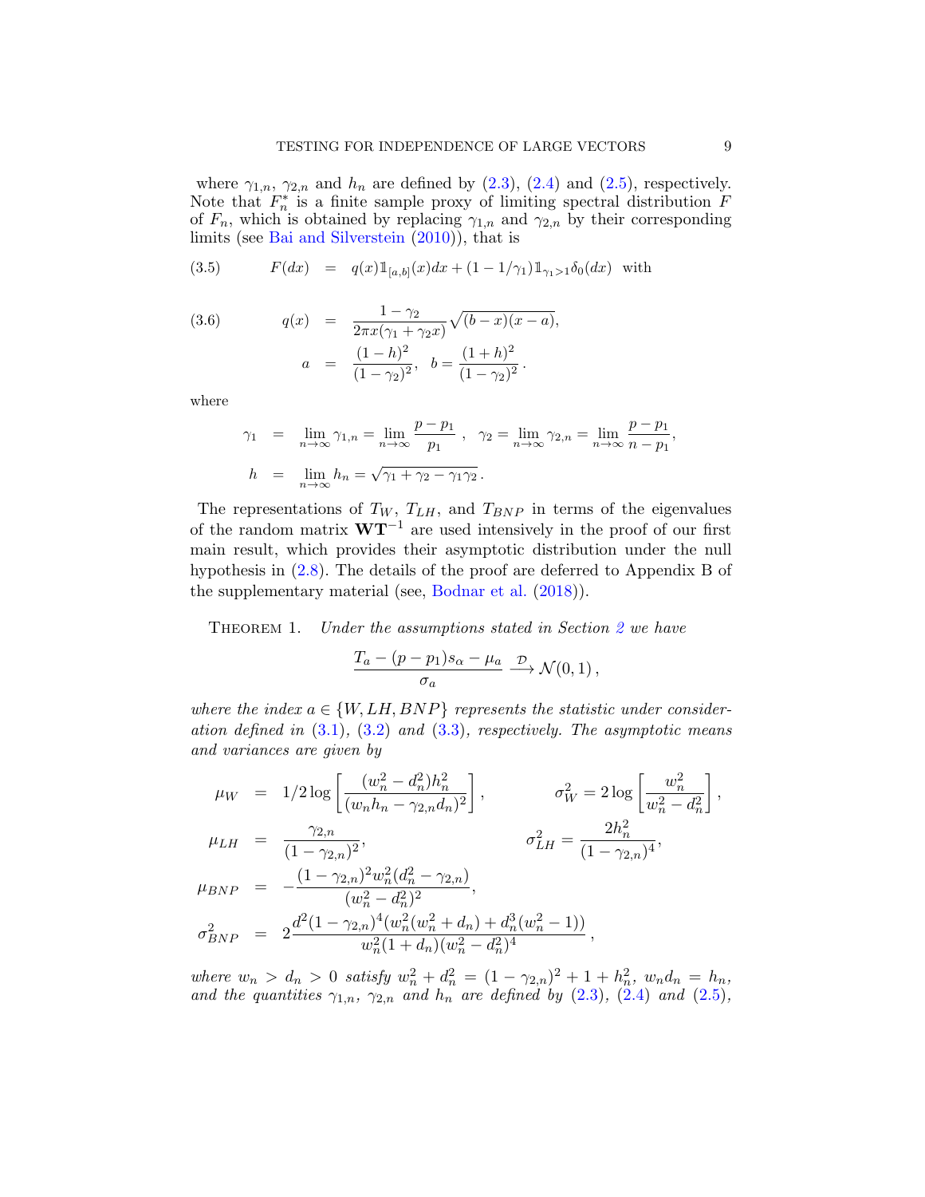where $\gamma_{1,n}$, $\gamma_{2,n}$ and $h_n$ are defined by (2.3), (2.4) and (2.5), respectively. Note that $F_n^*$ is a finite sample proxy of limiting spectral distribution $F$ of $F_n$, which is obtained by replacing $\gamma_{1,n}$ and $\gamma_{2,n}$ by their corresponding limits (see Bai and Silverstein (2010)), that is

$$
F(dx) \;=\; q(x)\mathbb{1}_{[a,b]}(x)dx + (1 - 1/\gamma_1)\mathbb{1}_{\gamma_1 > 1}\delta_0(dx) \quad \text{with} \tag{3.5}
$$

$$
\begin{aligned}
q(x) &= \frac{1-\gamma_2}{2\pi x(\gamma_1 + \gamma_2 x)}\sqrt{(b-x)(x-a)}, \\
a &= \frac{(1-h)^2}{(1-\gamma_2)^2}, \quad b = \frac{(1+h)^2}{(1-\gamma_2)^2}\,.
\end{aligned} \tag{3.6}
$$

where

$$
\begin{aligned}
\gamma_1 &= \lim_{n\to\infty}\gamma_{1,n} = \lim_{n\to\infty}\frac{p-p_1}{p_1}\;, \quad \gamma_2 = \lim_{n\to\infty}\gamma_{2,n} = \lim_{n\to\infty}\frac{p-p_1}{n-p_1}, \\
h &= \lim_{n\to\infty} h_n = \sqrt{\gamma_1 + \gamma_2 - \gamma_1\gamma_2}\,.
\end{aligned}
$$

The representations of $T_W$, $T_{LH}$, and $T_{BNP}$ in terms of the eigenvalues of the random matrix $\mathbf{W}\mathbf{T}^{-1}$ are used intensively in the proof of our first main result, which provides their asymptotic distribution under the null hypothesis in (2.8). The details of the proof are deferred to Appendix B of the supplementary material (see, Bodnar et al. (2018)).

Theorem 1. *Under the assumptions stated in Section 2 we have*

$$
\frac{T_a - (p-p_1)s_\alpha - \mu_a}{\sigma_a} \xrightarrow{\mathcal{D}} \mathcal{N}(0,1)\,,
$$

*where the index $a \in \{W, LH, BNP\}$ represents the statistic under consideration defined in (3.1), (3.2) and (3.3), respectively. The asymptotic means and variances are given by*

$$
\begin{aligned}
\mu_W &= 1/2\log\left[\frac{(w_n^2 - d_n^2)h_n^2}{(w_n h_n - \gamma_{2,n}d_n)^2}\right], & \sigma_W^2 &= 2\log\left[\frac{w_n^2}{w_n^2 - d_n^2}\right], \\
\mu_{LH} &= \frac{\gamma_{2,n}}{(1-\gamma_{2,n})^2}, & \sigma_{LH}^2 &= \frac{2h_n^2}{(1-\gamma_{2,n})^4}, \\
\mu_{BNP} &= -\frac{(1-\gamma_{2,n})^2 w_n^2(d_n^2 - \gamma_{2,n})}{(w_n^2 - d_n^2)^2}, \\
\sigma_{BNP}^2 &= 2\frac{d^2(1-\gamma_{2,n})^4(w_n^2(w_n^2 + d_n) + d_n^3(w_n^2 - 1))}{w_n^2(1+d_n)(w_n^2 - d_n^2)^4}\,,
\end{aligned}
$$

*where $w_n > d_n > 0$ satisfy $w_n^2 + d_n^2 = (1-\gamma_{2,n})^2 + 1 + h_n^2$, $w_n d_n = h_n$, and the quantities $\gamma_{1,n}$, $\gamma_{2,n}$ and $h_n$ are defined by (2.3), (2.4) and (2.5),*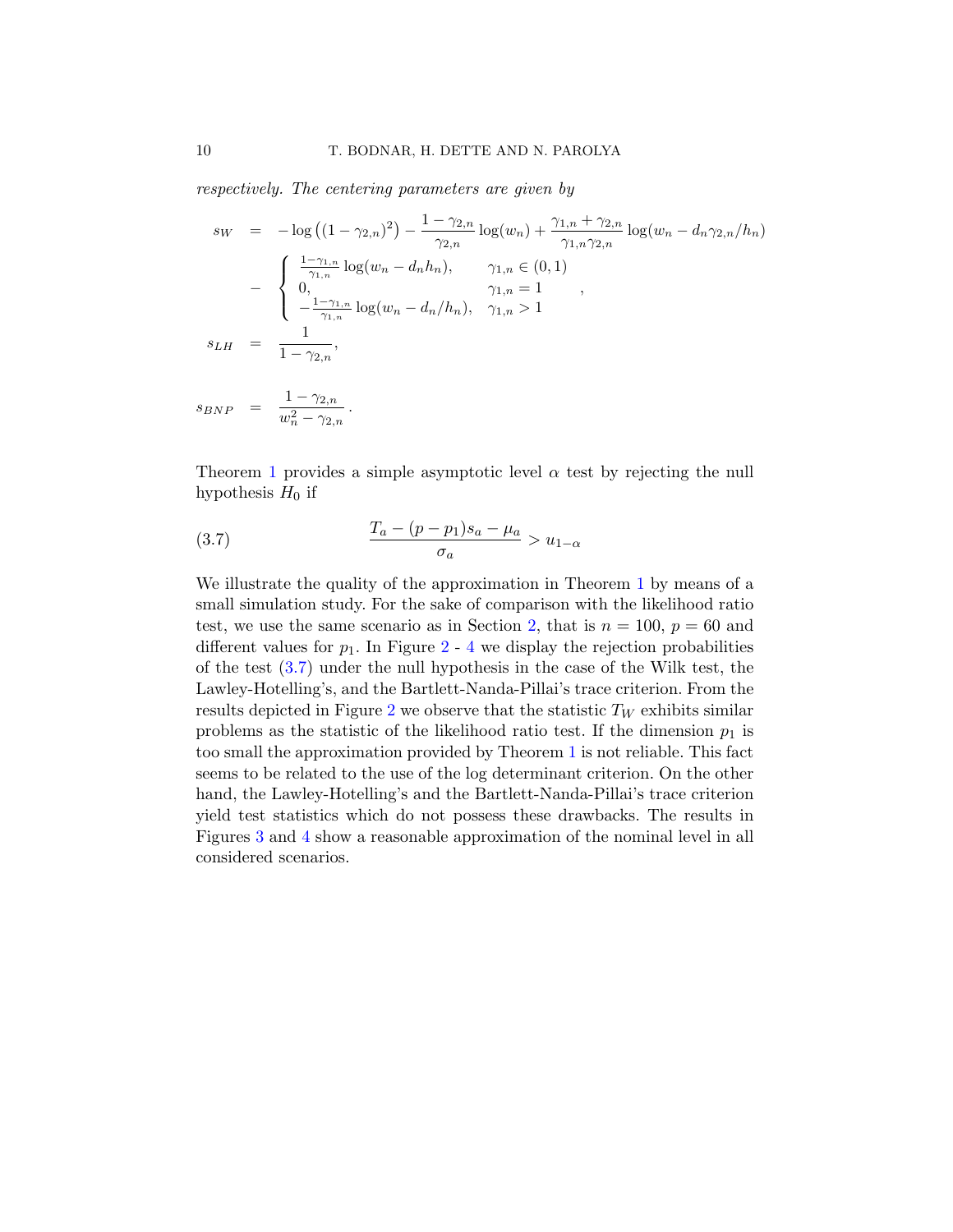*respectively. The centering parameters are given by*

$$
\begin{aligned}
s_W &= -\log\left((1-\gamma_{2,n})^2\right) - \frac{1-\gamma_{2,n}}{\gamma_{2,n}}\log(w_n) + \frac{\gamma_{1,n}+\gamma_{2,n}}{\gamma_{1,n}\gamma_{2,n}}\log(w_n - d_n\gamma_{2,n}/h_n) \\
&\quad - \begin{cases} \frac{1-\gamma_{1,n}}{\gamma_{1,n}}\log(w_n - d_n h_n), & \gamma_{1,n}\in(0,1) \\ 0, & \gamma_{1,n}=1 \\ -\frac{1-\gamma_{1,n}}{\gamma_{1,n}}\log(w_n - d_n/h_n), & \gamma_{1,n}>1 \end{cases}, \\
s_{LH} &= \frac{1}{1-\gamma_{2,n}}, \\
s_{BNP} &= \frac{1-\gamma_{2,n}}{w_n^2-\gamma_{2,n}}.
\end{aligned}
$$

Theorem 1 provides a simple asymptotic level $\alpha$ test by rejecting the null hypothesis $H_0$ if

$$
\frac{T_a - (p-p_1)s_a - \mu_a}{\sigma_a} > u_{1-\alpha} \tag{3.7}
$$

We illustrate the quality of the approximation in Theorem 1 by means of a small simulation study. For the sake of comparison with the likelihood ratio test, we use the same scenario as in Section 2, that is $n = 100$, $p = 60$ and different values for $p_1$. In Figure 2 - 4 we display the rejection probabilities of the test (3.7) under the null hypothesis in the case of the Wilk test, the Lawley-Hotelling's, and the Bartlett-Nanda-Pillai's trace criterion. From the results depicted in Figure 2 we observe that the statistic $T_W$ exhibits similar problems as the statistic of the likelihood ratio test. If the dimension $p_1$ is too small the approximation provided by Theorem 1 is not reliable. This fact seems to be related to the use of the log determinant criterion. On the other hand, the Lawley-Hotelling's and the Bartlett-Nanda-Pillai's trace criterion yield test statistics which do not possess these drawbacks. The results in Figures 3 and 4 show a reasonable approximation of the nominal level in all considered scenarios.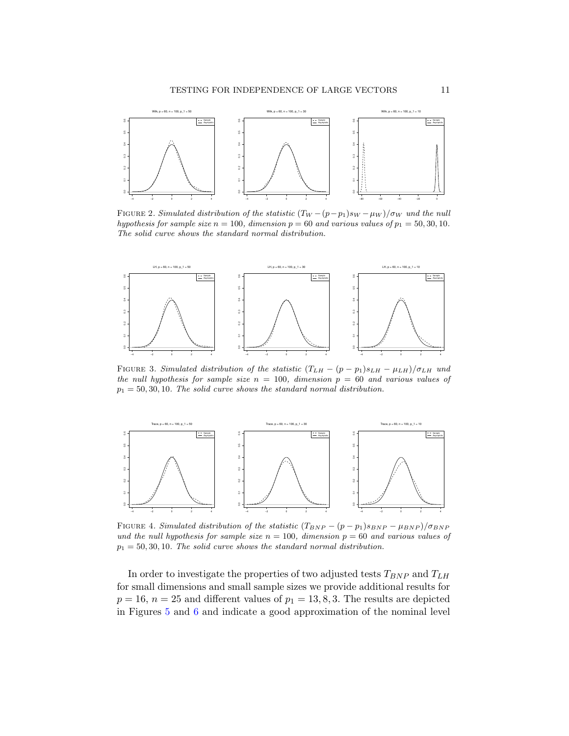Figure 2. *Simulated distribution of the statistic $(T_W - (p-p_1)s_W - \mu_W)/\sigma_W$ und the null hypothesis for sample size $n = 100$, dimension $p = 60$ and various values of $p_1 = 50, 30, 10$. The solid curve shows the standard normal distribution.*

Figure 3. *Simulated distribution of the statistic $(T_{LH} - (p-p_1)s_{LH} - \mu_{LH})/\sigma_{LH}$ und the null hypothesis for sample size $n = 100$, dimension $p = 60$ and various values of $p_1 = 50, 30, 10$. The solid curve shows the standard normal distribution.*

Figure 4. *Simulated distribution of the statistic $(T_{BNP} - (p-p_1)s_{BNP} - \mu_{BNP})/\sigma_{BNP}$ und the null hypothesis for sample size $n = 100$, dimension $p = 60$ and various values of $p_1 = 50, 30, 10$. The solid curve shows the standard normal distribution.*

In order to investigate the properties of two adjusted tests $T_{BNP}$ and $T_{LH}$ for small dimensions and small sample sizes we provide additional results for $p = 16$, $n = 25$ and different values of $p_1 = 13, 8, 3$. The results are depicted in Figures 5 and 6 and indicate a good approximation of the nominal level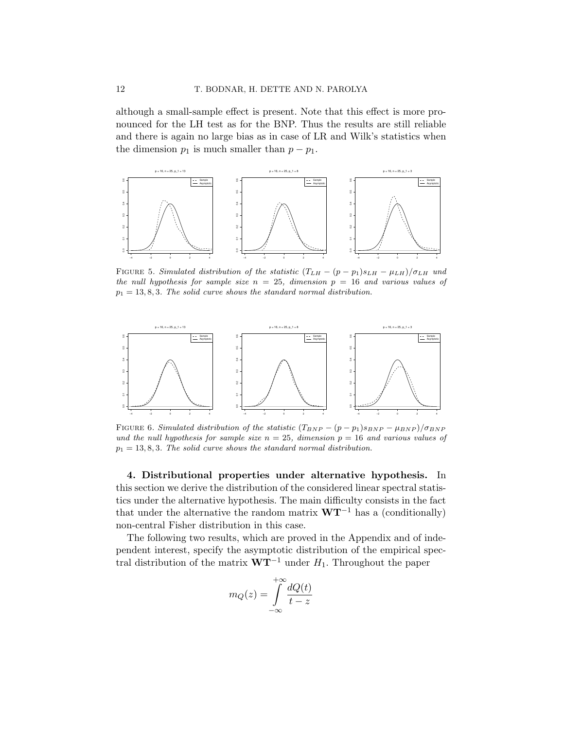although a small-sample effect is present. Note that this effect is more pronounced for the LH test as for the BNP. Thus the results are still reliable and there is again no large bias as in case of LR and Wilk's statistics when the dimension $p_1$ is much smaller than $p - p_1$.

FIGURE 5. *Simulated distribution of the statistic $(T_{LH} - (p - p_1)s_{LH} - \mu_{LH})/\sigma_{LH}$ und the null hypothesis for sample size $n = 25$, dimension $p = 16$ and various values of $p_1 = 13, 8, 3$. The solid curve shows the standard normal distribution.*

FIGURE 6. *Simulated distribution of the statistic $(T_{BNP} - (p - p_1)s_{BNP} - \mu_{BNP})/\sigma_{BNP}$ und the null hypothesis for sample size $n = 25$, dimension $p = 16$ and various values of $p_1 = 13, 8, 3$. The solid curve shows the standard normal distribution.*

**4. Distributional properties under alternative hypothesis.** In this section we derive the distribution of the considered linear spectral statistics under the alternative hypothesis. The main difficulty consists in the fact that under the alternative the random matrix $\mathbf{W}\mathbf{T}^{-1}$ has a (conditionally) non-central Fisher distribution in this case.

The following two results, which are proved in the Appendix and of independent interest, specify the asymptotic distribution of the empirical spectral distribution of the matrix $\mathbf{W}\mathbf{T}^{-1}$ under $H_1$. Throughout the paper

$$m_Q(z) = \int_{-\infty}^{+\infty} \frac{dQ(t)}{t - z}$$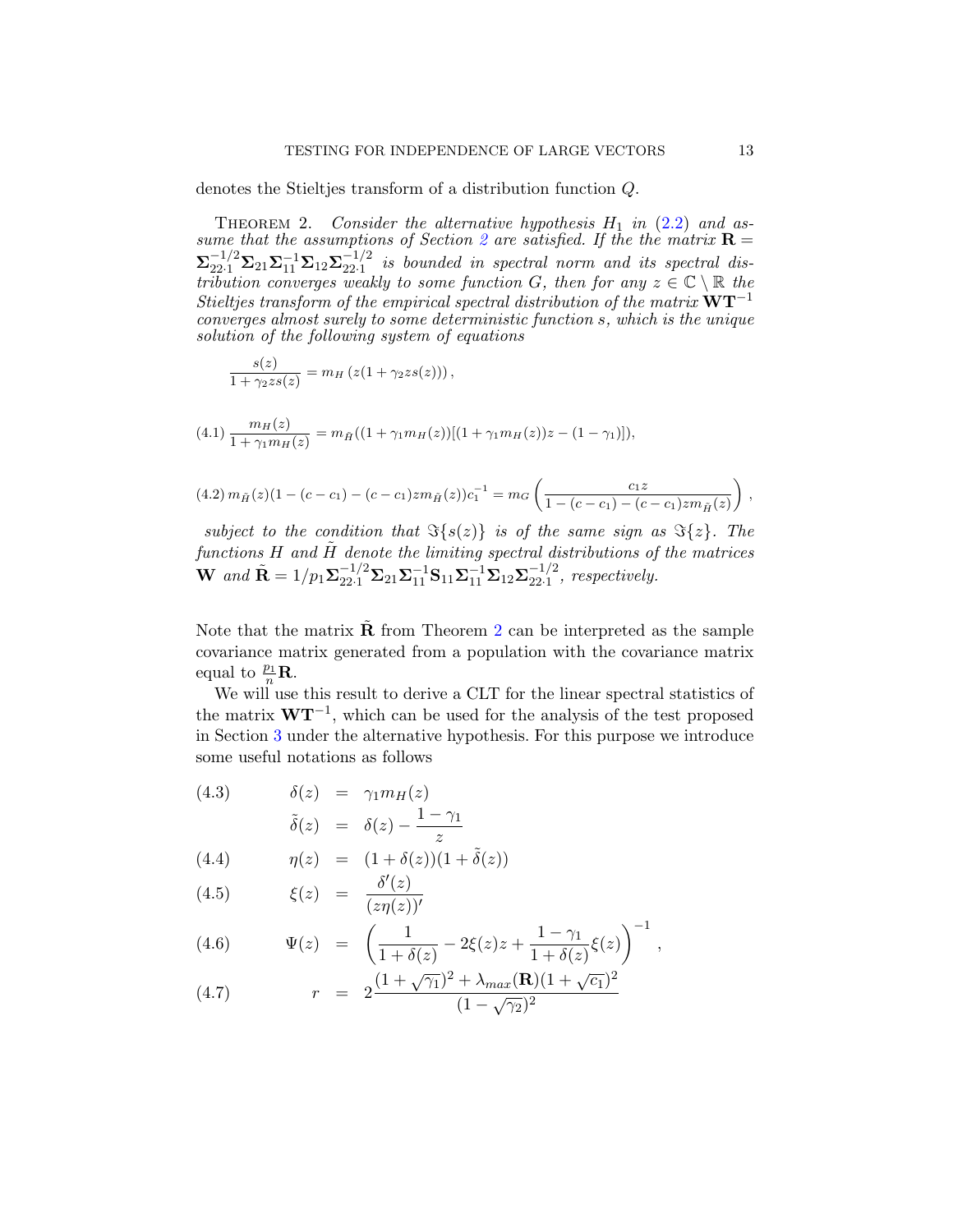denotes the Stieltjes transform of a distribution function $Q$.

THEOREM 2. *Consider the alternative hypothesis $H_1$ in (2.2) and assume that the assumptions of Section 2 are satisfied. If the the matrix $\mathbf{R} = \mathbf{\Sigma}_{22\cdot 1}^{-1/2}\mathbf{\Sigma}_{21}\mathbf{\Sigma}_{11}^{-1}\mathbf{\Sigma}_{12}\mathbf{\Sigma}_{22\cdot 1}^{-1/2}$ is bounded in spectral norm and its spectral distribution converges weakly to some function $G$, then for any $z \in \mathbb{C} \setminus \mathbb{R}$ the Stieltjes transform of the empirical spectral distribution of the matrix $\mathbf{W}\mathbf{T}^{-1}$ converges almost surely to some deterministic function $s$, which is the unique solution of the following system of equations*

$$\frac{s(z)}{1+\gamma_2 z s(z)} = m_H\left(z(1+\gamma_2 z s(z))\right),$$

$$(4.1)\quad \frac{m_H(z)}{1+\gamma_1 m_H(z)} = m_{\tilde{H}}((1+\gamma_1 m_H(z))[(1+\gamma_1 m_H(z))z - (1-\gamma_1)]),$$

$$(4.2)\quad m_{\tilde{H}}(z)(1-(c-c_1)-(c-c_1)z m_{\tilde{H}}(z))c_1^{-1} = m_G\left(\frac{c_1 z}{1-(c-c_1)-(c-c_1)z m_{\tilde{H}}(z)}\right),$$

*subject to the condition that $\Im\{s(z)\}$ is of the same sign as $\Im\{z\}$. The functions $H$ and $\tilde{H}$ denote the limiting spectral distributions of the matrices $\mathbf{W}$ and $\tilde{\mathbf{R}} = 1/p_1\mathbf{\Sigma}_{22\cdot 1}^{-1/2}\mathbf{\Sigma}_{21}\mathbf{\Sigma}_{11}^{-1}\mathbf{S}_{11}\mathbf{\Sigma}_{11}^{-1}\mathbf{\Sigma}_{12}\mathbf{\Sigma}_{22\cdot 1}^{-1/2}$, respectively.*

Note that the matrix $\tilde{\mathbf{R}}$ from Theorem 2 can be interpreted as the sample covariance matrix generated from a population with the covariance matrix equal to $\frac{p_1}{n}\mathbf{R}$.

We will use this result to derive a CLT for the linear spectral statistics of the matrix $\mathbf{W}\mathbf{T}^{-1}$, which can be used for the analysis of the test proposed in Section 3 under the alternative hypothesis. For this purpose we introduce some useful notations as follows

$$(4.3)\qquad \delta(z) = \gamma_1 m_H(z)$$

$$\tilde{\delta}(z) = \delta(z) - \frac{1-\gamma_1}{z}$$

$$(4.4)\qquad \eta(z) = (1+\delta(z))(1+\tilde{\delta}(z))$$

$$(4.5)\qquad \xi(z) = \frac{\delta'(z)}{(z\eta(z))'}$$

$$(4.6)\qquad \Psi(z) = \left(\frac{1}{1+\delta(z)} - 2\xi(z)z + \frac{1-\gamma_1}{1+\delta(z)}\xi(z)\right)^{-1},$$

$$(4.7)\qquad r = 2\frac{(1+\sqrt{\gamma_1})^2 + \lambda_{max}(\mathbf{R})(1+\sqrt{c_1})^2}{(1-\sqrt{\gamma_2})^2}$$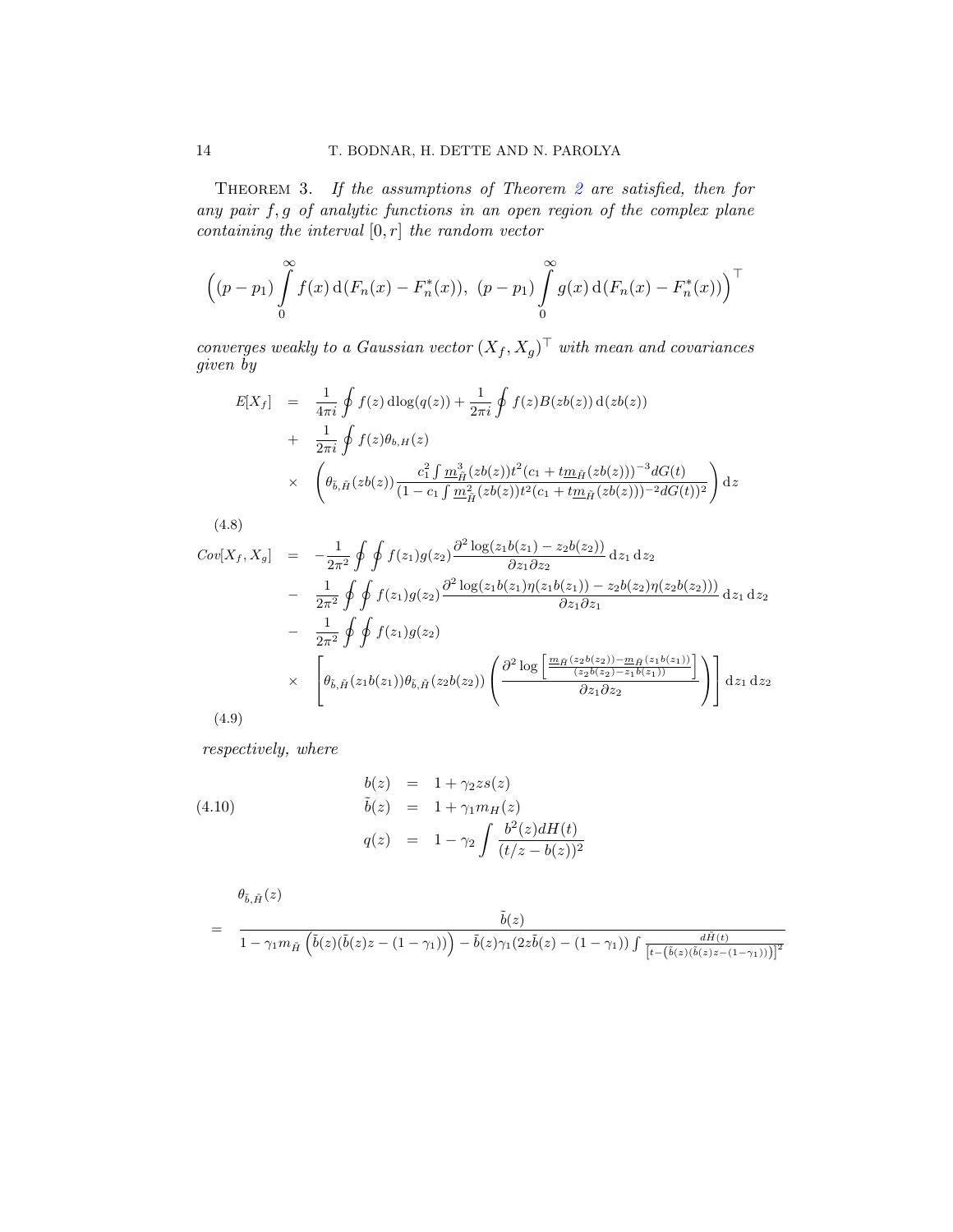THEOREM 3. *If the assumptions of Theorem 2 are satisfied, then for any pair $f, g$ of analytic functions in an open region of the complex plane containing the interval $[0, r]$ the random vector*

$$\Big( (p-p_1) \int_0^\infty f(x)\, \mathrm{d}(F_n(x) - F_n^*(x)),\ (p-p_1) \int_0^\infty g(x)\, \mathrm{d}(F_n(x) - F_n^*(x)) \Big)^\top$$

*converges weakly to a Gaussian vector $(X_f, X_g)^\top$ with mean and covariances given by*

$$\begin{aligned}
E[X_f] &= \frac{1}{4\pi i} \oint f(z)\, \mathrm{d}\log(q(z)) + \frac{1}{2\pi i} \oint f(z) B(zb(z))\, \mathrm{d}(zb(z)) \\
&+ \frac{1}{2\pi i} \oint f(z) \theta_{b,H}(z) \\
&\times \left( \theta_{\tilde{b},\tilde{H}}(zb(z)) \frac{c_1^2 \int \underline{m}^3_{\tilde{H}}(zb(z)) t^2 (c_1 + t\underline{m}_{\tilde{H}}(zb(z)))^{-3} dG(t)}{(1 - c_1 \int \underline{m}^2_{\tilde{H}}(zb(z)) t^2 (c_1 + t\underline{m}_{\tilde{H}}(zb(z)))^{-2} dG(t))^2} \right) \mathrm{d}z
\end{aligned} \tag{4.8}$$

$$\begin{aligned}
Cov[X_f, X_g] &= -\frac{1}{2\pi^2} \oint \oint f(z_1) g(z_2) \frac{\partial^2 \log(z_1 b(z_1) - z_2 b(z_2))}{\partial z_1 \partial z_2}\, \mathrm{d}z_1\, \mathrm{d}z_2 \\
&- \frac{1}{2\pi^2} \oint \oint f(z_1) g(z_2) \frac{\partial^2 \log(z_1 b(z_1) \eta(z_1 b(z_1)) - z_2 b(z_2) \eta(z_2 b(z_2)))}{\partial z_2 \partial z_1}\, \mathrm{d}z_1\, \mathrm{d}z_2 \\
&- \frac{1}{2\pi^2} \oint \oint f(z_1) g(z_2) \\
&\times \left[ \theta_{\tilde{b},\tilde{H}}(z_1 b(z_1)) \theta_{\tilde{b},\tilde{H}}(z_2 b(z_2)) \left( \frac{\partial^2 \log\left[ \frac{\underline{m}_{\tilde{H}}(z_2 b(z_2)) - \underline{m}_{\tilde{H}}(z_1 b(z_1))}{(z_2 b(z_2) - z_1 b(z_1))} \right]}{\partial z_1 \partial z_2} \right) \right] \mathrm{d}z_1\, \mathrm{d}z_2
\end{aligned} \tag{4.9}$$

*respectively, where*

$$\begin{aligned}
b(z) &= 1 + \gamma_2 z s(z) \\
\tilde{b}(z) &= 1 + \gamma_1 m_H(z) \\
q(z) &= 1 - \gamma_2 \int \frac{b^2(z) dH(t)}{(t/z - b(z))^2}
\end{aligned} \tag{4.10}$$

$$\theta_{\tilde{b},\tilde{H}}(z) = \frac{\tilde{b}(z)}{1 - \gamma_1 m_{\tilde{H}}\left( \tilde{b}(z)(\tilde{b}(z) z - (1-\gamma_1)) \right) - \tilde{b}(z) \gamma_1 (2z\tilde{b}(z) - (1-\gamma_1)) \int \frac{d\tilde{H}(t)}{\left[ t - \left( \tilde{b}(z)(\tilde{b}(z) z - (1-\gamma_1)) \right) \right]^2}}$$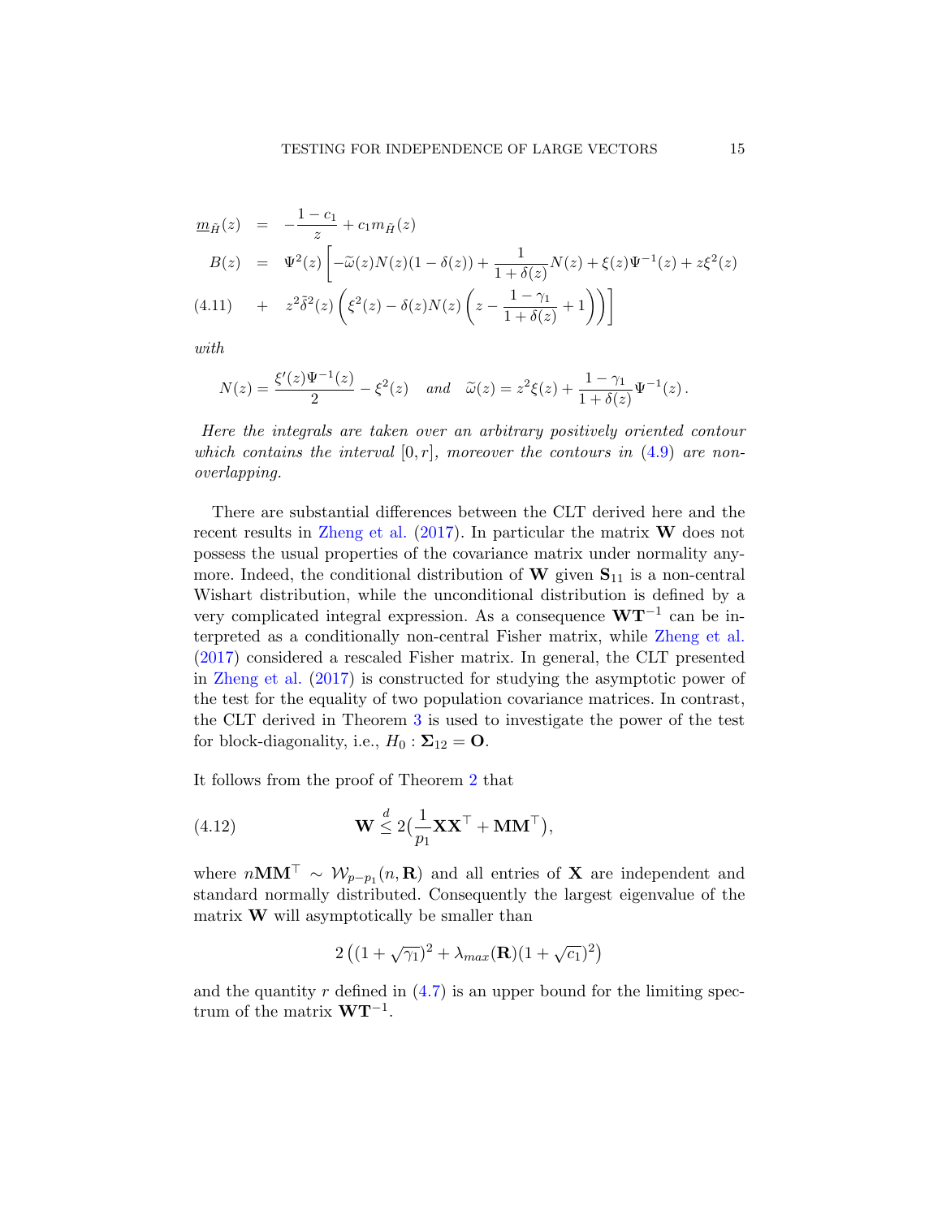$$
\begin{aligned}
\underline{m}_{\tilde{H}}(z) &= -\frac{1-c_1}{z} + c_1 m_{\tilde{H}}(z) \\
B(z) &= \Psi^2(z)\left[-\widetilde{\omega}(z)N(z)(1-\delta(z)) + \frac{1}{1+\delta(z)}N(z) + \xi(z)\Psi^{-1}(z) + z\xi^2(z)\right. \\
&+ \left. z^2\tilde{\delta}^2(z)\left(\xi^2(z) - \delta(z)N(z)\left(z - \frac{1-\gamma_1}{1+\delta(z)} + 1\right)\right)\right] \qquad (4.11)
\end{aligned}
$$

*with*

$$
N(z) = \frac{\xi'(z)\Psi^{-1}(z)}{2} - \xi^2(z) \quad \textit{and} \quad \widetilde{\omega}(z) = z^2\xi(z) + \frac{1-\gamma_1}{1+\delta(z)}\Psi^{-1}(z)\,.
$$

*Here the integrals are taken over an arbitrary positively oriented contour which contains the interval* $[0, r]$*, moreover the contours in* (4.9) *are non-overlapping.*

There are substantial differences between the CLT derived here and the recent results in Zheng et al. (2017). In particular the matrix $\mathbf{W}$ does not possess the usual properties of the covariance matrix under normality anymore. Indeed, the conditional distribution of $\mathbf{W}$ given $\mathbf{S}_{11}$ is a non-central Wishart distribution, while the unconditional distribution is defined by a very complicated integral expression. As a consequence $\mathbf{W}\mathbf{T}^{-1}$ can be interpreted as a conditionally non-central Fisher matrix, while Zheng et al. (2017) considered a rescaled Fisher matrix. In general, the CLT presented in Zheng et al. (2017) is constructed for studying the asymptotic power of the test for the equality of two population covariance matrices. In contrast, the CLT derived in Theorem 3 is used to investigate the power of the test for block-diagonality, i.e., $H_0 : \mathbf{\Sigma}_{12} = \mathbf{O}$.

It follows from the proof of Theorem 2 that

$$
\mathbf{W} \overset{d}{\leq} 2\big(\frac{1}{p_1}\mathbf{X}\mathbf{X}^\top + \mathbf{M}\mathbf{M}^\top\big), \qquad (4.12)
$$

where $n\mathbf{M}\mathbf{M}^\top \sim \mathcal{W}_{p-p_1}(n, \mathbf{R})$ and all entries of $\mathbf{X}$ are independent and standard normally distributed. Consequently the largest eigenvalue of the matrix $\mathbf{W}$ will asymptotically be smaller than

$$
2\left((1+\sqrt{\gamma_1})^2 + \lambda_{max}(\mathbf{R})(1+\sqrt{c_1})^2\right)
$$

and the quantity $r$ defined in (4.7) is an upper bound for the limiting spectrum of the matrix $\mathbf{W}\mathbf{T}^{-1}$.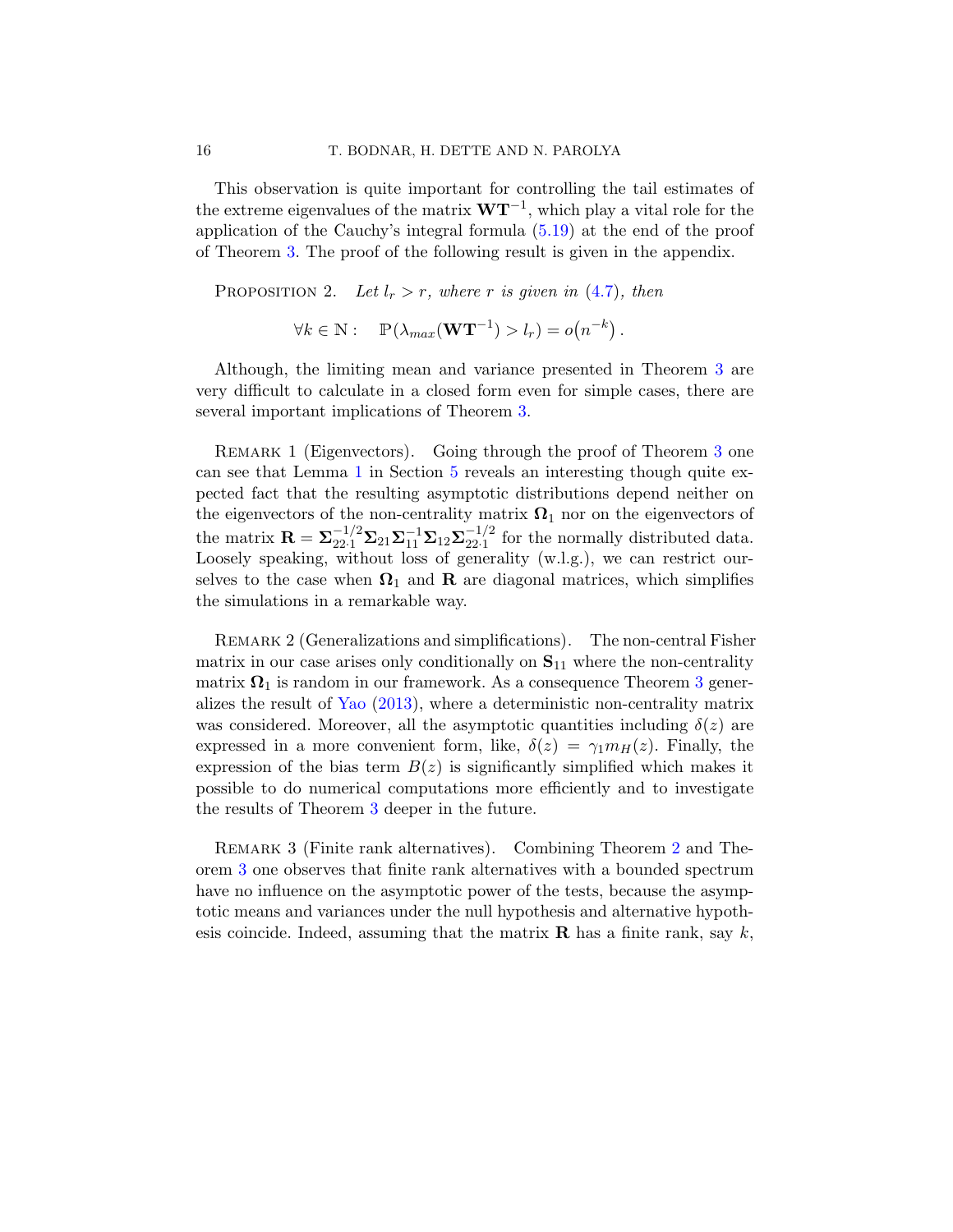This observation is quite important for controlling the tail estimates of the extreme eigenvalues of the matrix $\mathbf{W}\mathbf{T}^{-1}$, which play a vital role for the application of the Cauchy's integral formula (5.19) at the end of the proof of Theorem 3. The proof of the following result is given in the appendix.

Proposition 2. *Let $l_r > r$, where $r$ is given in (4.7), then*

$$\forall k \in \mathbb{N}: \quad \mathbb{P}(\lambda_{max}(\mathbf{W}\mathbf{T}^{-1}) > l_r) = o\big(n^{-k}\big)\,.$$

Although, the limiting mean and variance presented in Theorem 3 are very difficult to calculate in a closed form even for simple cases, there are several important implications of Theorem 3.

Remark 1 (Eigenvectors). Going through the proof of Theorem 3 one can see that Lemma 1 in Section 5 reveals an interesting though quite expected fact that the resulting asymptotic distributions depend neither on the eigenvectors of the non-centrality matrix $\mathbf{\Omega}_1$ nor on the eigenvectors of the matrix $\mathbf{R} = \mathbf{\Sigma}_{22\cdot 1}^{-1/2}\mathbf{\Sigma}_{21}\mathbf{\Sigma}_{11}^{-1}\mathbf{\Sigma}_{12}\mathbf{\Sigma}_{22\cdot 1}^{-1/2}$ for the normally distributed data. Loosely speaking, without loss of generality (w.l.g.), we can restrict ourselves to the case when $\mathbf{\Omega}_1$ and $\mathbf{R}$ are diagonal matrices, which simplifies the simulations in a remarkable way.

Remark 2 (Generalizations and simplifications). The non-central Fisher matrix in our case arises only conditionally on $\mathbf{S}_{11}$ where the non-centrality matrix $\mathbf{\Omega}_1$ is random in our framework. As a consequence Theorem 3 generalizes the result of Yao (2013), where a deterministic non-centrality matrix was considered. Moreover, all the asymptotic quantities including $\delta(z)$ are expressed in a more convenient form, like, $\delta(z) = \gamma_1 m_H(z)$. Finally, the expression of the bias term $B(z)$ is significantly simplified which makes it possible to do numerical computations more efficiently and to investigate the results of Theorem 3 deeper in the future.

Remark 3 (Finite rank alternatives). Combining Theorem 2 and Theorem 3 one observes that finite rank alternatives with a bounded spectrum have no influence on the asymptotic power of the tests, because the asymptotic means and variances under the null hypothesis and alternative hypothesis coincide. Indeed, assuming that the matrix $\mathbf{R}$ has a finite rank, say $k$,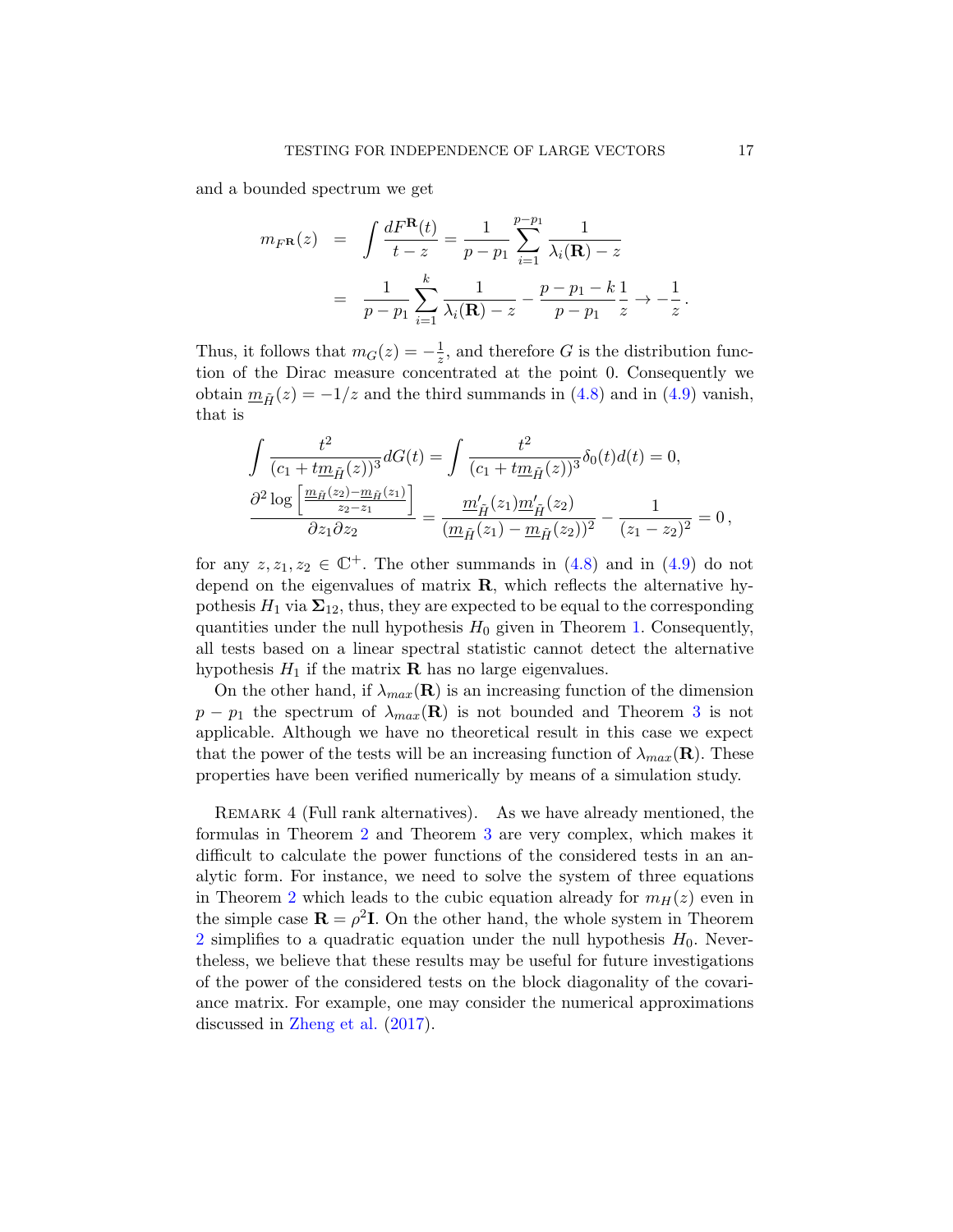and a bounded spectrum we get

$$
\begin{aligned}
m_{F^{\mathbf{R}}}(z) &= \int \frac{dF^{\mathbf{R}}(t)}{t-z} = \frac{1}{p-p_1}\sum_{i=1}^{p-p_1}\frac{1}{\lambda_i(\mathbf{R})-z} \\
&= \frac{1}{p-p_1}\sum_{i=1}^{k}\frac{1}{\lambda_i(\mathbf{R})-z} - \frac{p-p_1-k}{p-p_1}\frac{1}{z} \to -\frac{1}{z}\,.
\end{aligned}
$$

Thus, it follows that $m_G(z) = -\frac{1}{z}$, and therefore $G$ is the distribution function of the Dirac measure concentrated at the point 0. Consequently we obtain $\underline{m}_{\tilde{H}}(z) = -1/z$ and the third summands in (4.8) and in (4.9) vanish, that is

$$
\begin{aligned}
&\int \frac{t^2}{(c_1 + t\underline{m}_{\tilde{H}}(z))^3}dG(t) = \int \frac{t^2}{(c_1 + t\underline{m}_{\tilde{H}}(z))^3}\delta_0(t)d(t) = 0, \\
&\frac{\partial^2 \log\left[\frac{\underline{m}_{\tilde{H}}(z_2)-\underline{m}_{\tilde{H}}(z_1)}{z_2-z_1}\right]}{\partial z_1 \partial z_2} = \frac{\underline{m}'_{\tilde{H}}(z_1)\underline{m}'_{\tilde{H}}(z_2)}{(\underline{m}_{\tilde{H}}(z_1)-\underline{m}_{\tilde{H}}(z_2))^2} - \frac{1}{(z_1-z_2)^2} = 0\,,
\end{aligned}
$$

for any $z, z_1, z_2 \in \mathbb{C}^+$. The other summands in (4.8) and in (4.9) do not depend on the eigenvalues of matrix $\mathbf{R}$, which reflects the alternative hypothesis $H_1$ via $\mathbf{\Sigma}_{12}$, thus, they are expected to be equal to the corresponding quantities under the null hypothesis $H_0$ given in Theorem 1. Consequently, all tests based on a linear spectral statistic cannot detect the alternative hypothesis $H_1$ if the matrix $\mathbf{R}$ has no large eigenvalues.

On the other hand, if $\lambda_{max}(\mathbf{R})$ is an increasing function of the dimension $p-p_1$ the spectrum of $\lambda_{max}(\mathbf{R})$ is not bounded and Theorem 3 is not applicable. Although we have no theoretical result in this case we expect that the power of the tests will be an increasing function of $\lambda_{max}(\mathbf{R})$. These properties have been verified numerically by means of a simulation study.

Remark 4 (Full rank alternatives). As we have already mentioned, the formulas in Theorem 2 and Theorem 3 are very complex, which makes it difficult to calculate the power functions of the considered tests in an analytic form. For instance, we need to solve the system of three equations in Theorem 2 which leads to the cubic equation already for $m_H(z)$ even in the simple case $\mathbf{R} = \rho^2\mathbf{I}$. On the other hand, the whole system in Theorem 2 simplifies to a quadratic equation under the null hypothesis $H_0$. Nevertheless, we believe that these results may be useful for future investigations of the power of the considered tests on the block diagonality of the covariance matrix. For example, one may consider the numerical approximations discussed in Zheng et al. (2017).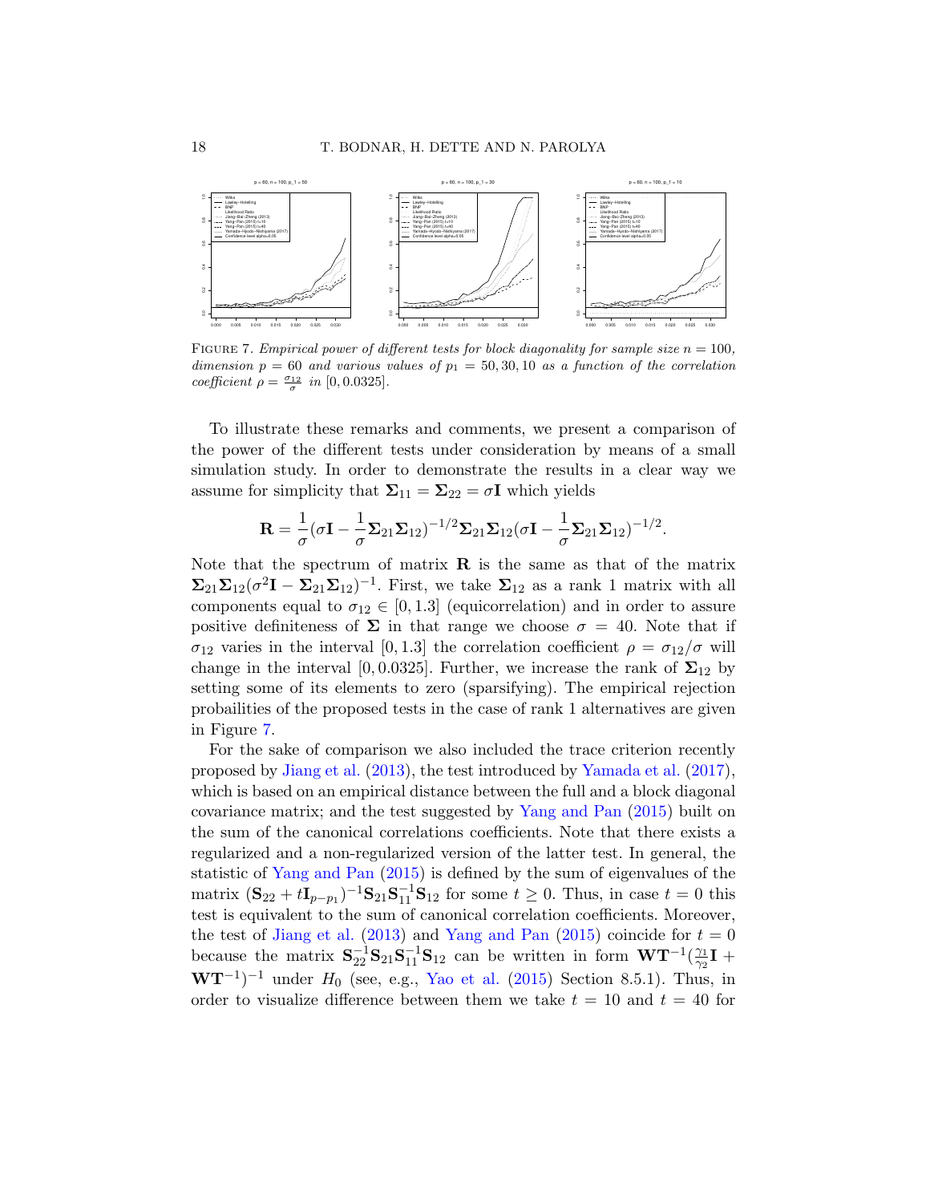FIGURE 7. *Empirical power of different tests for block diagonality for sample size $n = 100$, dimension $p = 60$ and various values of $p_1 = 50, 30, 10$ as a function of the correlation coefficient $\rho = \frac{\sigma_{12}}{\sigma}$ in $[0, 0.0325]$.*

To illustrate these remarks and comments, we present a comparison of the power of the different tests under consideration by means of a small simulation study. In order to demonstrate the results in a clear way we assume for simplicity that $\mathbf{\Sigma}_{11} = \mathbf{\Sigma}_{22} = \sigma\mathbf{I}$ which yields

$$\mathbf{R} = \frac{1}{\sigma}(\sigma\mathbf{I} - \frac{1}{\sigma}\mathbf{\Sigma}_{21}\mathbf{\Sigma}_{12})^{-1/2}\mathbf{\Sigma}_{21}\mathbf{\Sigma}_{12}(\sigma\mathbf{I} - \frac{1}{\sigma}\mathbf{\Sigma}_{21}\mathbf{\Sigma}_{12})^{-1/2}.$$

Note that the spectrum of matrix $\mathbf{R}$ is the same as that of the matrix $\mathbf{\Sigma}_{21}\mathbf{\Sigma}_{12}(\sigma^2\mathbf{I} - \mathbf{\Sigma}_{21}\mathbf{\Sigma}_{12})^{-1}$. First, we take $\mathbf{\Sigma}_{12}$ as a rank 1 matrix with all components equal to $\sigma_{12} \in [0, 1.3]$ (equicorrelation) and in order to assure positive definiteness of $\mathbf{\Sigma}$ in that range we choose $\sigma = 40$. Note that if $\sigma_{12}$ varies in the interval $[0, 1.3]$ the correlation coefficient $\rho = \sigma_{12}/\sigma$ will change in the interval $[0, 0.0325]$. Further, we increase the rank of $\mathbf{\Sigma}_{12}$ by setting some of its elements to zero (sparsifying). The empirical rejection probailities of the proposed tests in the case of rank 1 alternatives are given in Figure 7.

For the sake of comparison we also included the trace criterion recently proposed by Jiang et al. (2013), the test introduced by Yamada et al. (2017), which is based on an empirical distance between the full and a block diagonal covariance matrix; and the test suggested by Yang and Pan (2015) built on the sum of the canonical correlations coefficients. Note that there exists a regularized and a non-regularized version of the latter test. In general, the statistic of Yang and Pan (2015) is defined by the sum of eigenvalues of the matrix $(\mathbf{S}_{22} + t\mathbf{I}_{p-p_1})^{-1}\mathbf{S}_{21}\mathbf{S}_{11}^{-1}\mathbf{S}_{12}$ for some $t \geq 0$. Thus, in case $t = 0$ this test is equivalent to the sum of canonical correlation coefficients. Moreover, the test of Jiang et al. (2013) and Yang and Pan (2015) coincide for $t = 0$ because the matrix $\mathbf{S}_{22}^{-1}\mathbf{S}_{21}\mathbf{S}_{11}^{-1}\mathbf{S}_{12}$ can be written in form $\mathbf{W}\mathbf{T}^{-1}(\frac{\gamma_1}{\gamma_2}\mathbf{I} + \mathbf{W}\mathbf{T}^{-1})^{-1}$ under $H_0$ (see, e.g., Yao et al. (2015) Section 8.5.1). Thus, in order to visualize difference between them we take $t = 10$ and $t = 40$ for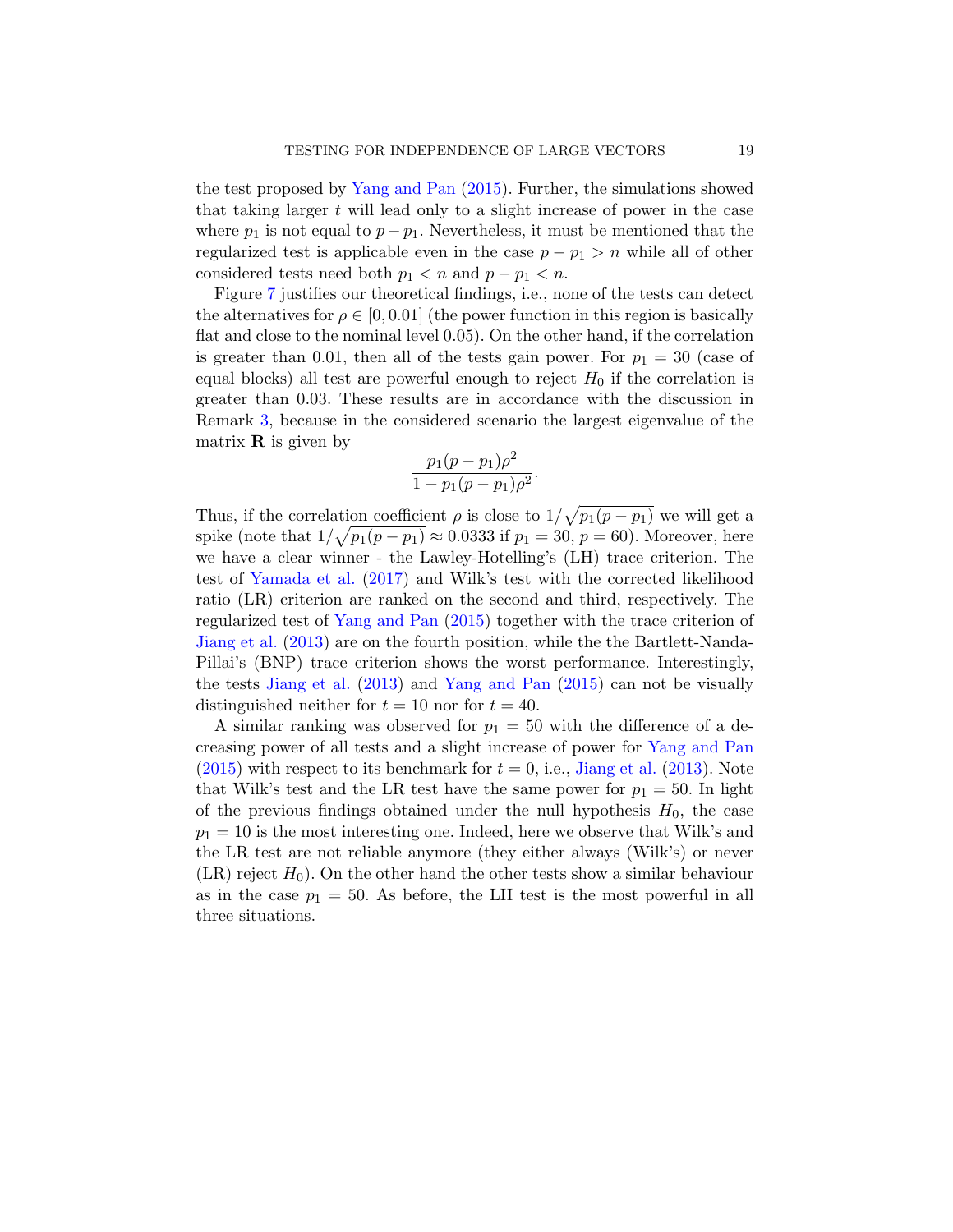the test proposed by Yang and Pan (2015). Further, the simulations showed that taking larger $t$ will lead only to a slight increase of power in the case where $p_1$ is not equal to $p - p_1$. Nevertheless, it must be mentioned that the regularized test is applicable even in the case $p - p_1 > n$ while all of other considered tests need both $p_1 < n$ and $p - p_1 < n$.

Figure 7 justifies our theoretical findings, i.e., none of the tests can detect the alternatives for $\rho \in [0, 0.01]$ (the power function in this region is basically flat and close to the nominal level 0.05). On the other hand, if the correlation is greater than 0.01, then all of the tests gain power. For $p_1 = 30$ (case of equal blocks) all test are powerful enough to reject $H_0$ if the correlation is greater than 0.03. These results are in accordance with the discussion in Remark 3, because in the considered scenario the largest eigenvalue of the matrix $\mathbf{R}$ is given by

$$\frac{p_1(p-p_1)\rho^2}{1-p_1(p-p_1)\rho^2}.$$

Thus, if the correlation coefficient $\rho$ is close to $1/\sqrt{p_1(p-p_1)}$ we will get a spike (note that $1/\sqrt{p_1(p-p_1)} \approx 0.0333$ if $p_1 = 30$, $p = 60$). Moreover, here we have a clear winner - the Lawley-Hotelling's (LH) trace criterion. The test of Yamada et al. (2017) and Wilk's test with the corrected likelihood ratio (LR) criterion are ranked on the second and third, respectively. The regularized test of Yang and Pan (2015) together with the trace criterion of Jiang et al. (2013) are on the fourth position, while the the Bartlett-Nanda-Pillai's (BNP) trace criterion shows the worst performance. Interestingly, the tests Jiang et al. (2013) and Yang and Pan (2015) can not be visually distinguished neither for $t = 10$ nor for $t = 40$.

A similar ranking was observed for $p_1 = 50$ with the difference of a decreasing power of all tests and a slight increase of power for Yang and Pan (2015) with respect to its benchmark for $t = 0$, i.e., Jiang et al. (2013). Note that Wilk's test and the LR test have the same power for $p_1 = 50$. In light of the previous findings obtained under the null hypothesis $H_0$, the case $p_1 = 10$ is the most interesting one. Indeed, here we observe that Wilk's and the LR test are not reliable anymore (they either always (Wilk's) or never (LR) reject $H_0$). On the other hand the other tests show a similar behaviour as in the case $p_1 = 50$. As before, the LH test is the most powerful in all three situations.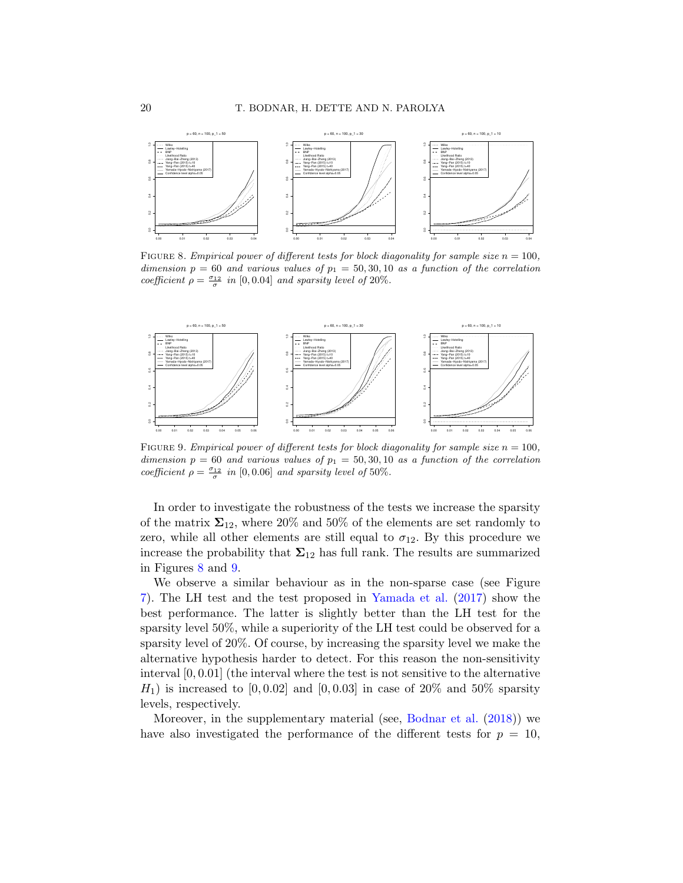FIGURE 8. *Empirical power of different tests for block diagonality for sample size $n = 100$, dimension $p = 60$ and various values of $p_1 = 50, 30, 10$ as a function of the correlation coefficient $\rho = \frac{\sigma_{12}}{\sigma}$ in $[0, 0.04]$ and sparsity level of 20%.*

FIGURE 9. *Empirical power of different tests for block diagonality for sample size $n = 100$, dimension $p = 60$ and various values of $p_1 = 50, 30, 10$ as a function of the correlation coefficient $\rho = \frac{\sigma_{12}}{\sigma}$ in $[0, 0.06]$ and sparsity level of 50%.*

In order to investigate the robustness of the tests we increase the sparsity of the matrix $\mathbf{\Sigma}_{12}$, where 20% and 50% of the elements are set randomly to zero, while all other elements are still equal to $\sigma_{12}$. By this procedure we increase the probability that $\mathbf{\Sigma}_{12}$ has full rank. The results are summarized in Figures 8 and 9.

We observe a similar behaviour as in the non-sparse case (see Figure 7). The LH test and the test proposed in Yamada et al. (2017) show the best performance. The latter is slightly better than the LH test for the sparsity level 50%, while a superiority of the LH test could be observed for a sparsity level of 20%. Of course, by increasing the sparsity level we make the alternative hypothesis harder to detect. For this reason the non-sensitivity interval $[0, 0.01]$ (the interval where the test is not sensitive to the alternative $H_1$) is increased to $[0, 0.02]$ and $[0, 0.03]$ in case of 20% and 50% sparsity levels, respectively.

Moreover, in the supplementary material (see, Bodnar et al. (2018)) we have also investigated the performance of the different tests for $p = 10$,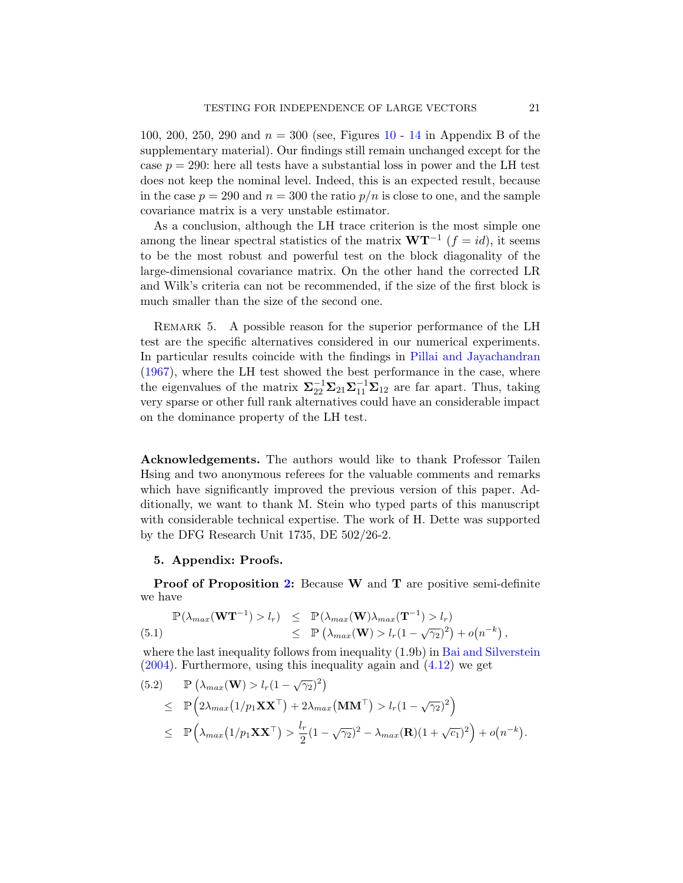100, 200, 250, 290 and $n = 300$ (see, Figures 10 - 14 in Appendix B of the supplementary material). Our findings still remain unchanged except for the case $p = 290$: here all tests have a substantial loss in power and the LH test does not keep the nominal level. Indeed, this is an expected result, because in the case $p = 290$ and $n = 300$ the ratio $p/n$ is close to one, and the sample covariance matrix is a very unstable estimator.

As a conclusion, although the LH trace criterion is the most simple one among the linear spectral statistics of the matrix $\mathbf{W}\mathbf{T}^{-1}$ ($f = id$), it seems to be the most robust and powerful test on the block diagonality of the large-dimensional covariance matrix. On the other hand the corrected LR and Wilk's criteria can not be recommended, if the size of the first block is much smaller than the size of the second one.

Remark 5. A possible reason for the superior performance of the LH test are the specific alternatives considered in our numerical experiments. In particular results coincide with the findings in Pillai and Jayachandran (1967), where the LH test showed the best performance in the case, where the eigenvalues of the matrix $\mathbf{\Sigma}_{22}^{-1}\mathbf{\Sigma}_{21}\mathbf{\Sigma}_{11}^{-1}\mathbf{\Sigma}_{12}$ are far apart. Thus, taking very sparse or other full rank alternatives could have an considerable impact on the dominance property of the LH test.

**Acknowledgements.** The authors would like to thank Professor Tailen Hsing and two anonymous referees for the valuable comments and remarks which have significantly improved the previous version of this paper. Additionally, we want to thank M. Stein who typed parts of this manuscript with considerable technical expertise. The work of H. Dette was supported by the DFG Research Unit 1735, DE 502/26-2.

## 5. Appendix: Proofs.

**Proof of Proposition 2:** Because $\mathbf{W}$ and $\mathbf{T}$ are positive semi-definite we have

$$
\begin{aligned}
\mathbb{P}(\lambda_{max}(\mathbf{W}\mathbf{T}^{-1}) > l_r) &\leq \mathbb{P}(\lambda_{max}(\mathbf{W})\lambda_{max}(\mathbf{T}^{-1}) > l_r) \\
&\leq \mathbb{P}\left(\lambda_{max}(\mathbf{W}) > l_r(1-\sqrt{\gamma_2})^2\right) + o\big(n^{-k}\big)\,, \qquad (5.1)
\end{aligned}
$$

where the last inequality follows from inequality (1.9b) in Bai and Silverstein (2004). Furthermore, using this inequality again and (4.12) we get

$$
\begin{aligned}
(5.2)\qquad & \mathbb{P}\left(\lambda_{max}(\mathbf{W}) > l_r(1-\sqrt{\gamma_2})^2\right) \\
\leq\ & \mathbb{P}\Big(2\lambda_{max}\big(1/p_1\mathbf{X}\mathbf{X}^\top\big) + 2\lambda_{max}\big(\mathbf{M}\mathbf{M}^\top\big) > l_r(1-\sqrt{\gamma_2})^2\Big) \\
\leq\ & \mathbb{P}\Big(\lambda_{max}\big(1/p_1\mathbf{X}\mathbf{X}^\top\big) > \frac{l_r}{2}(1-\sqrt{\gamma_2})^2 - \lambda_{max}(\mathbf{R})(1+\sqrt{c_1})^2\Big) + o\big(n^{-k}\big).
\end{aligned}
$$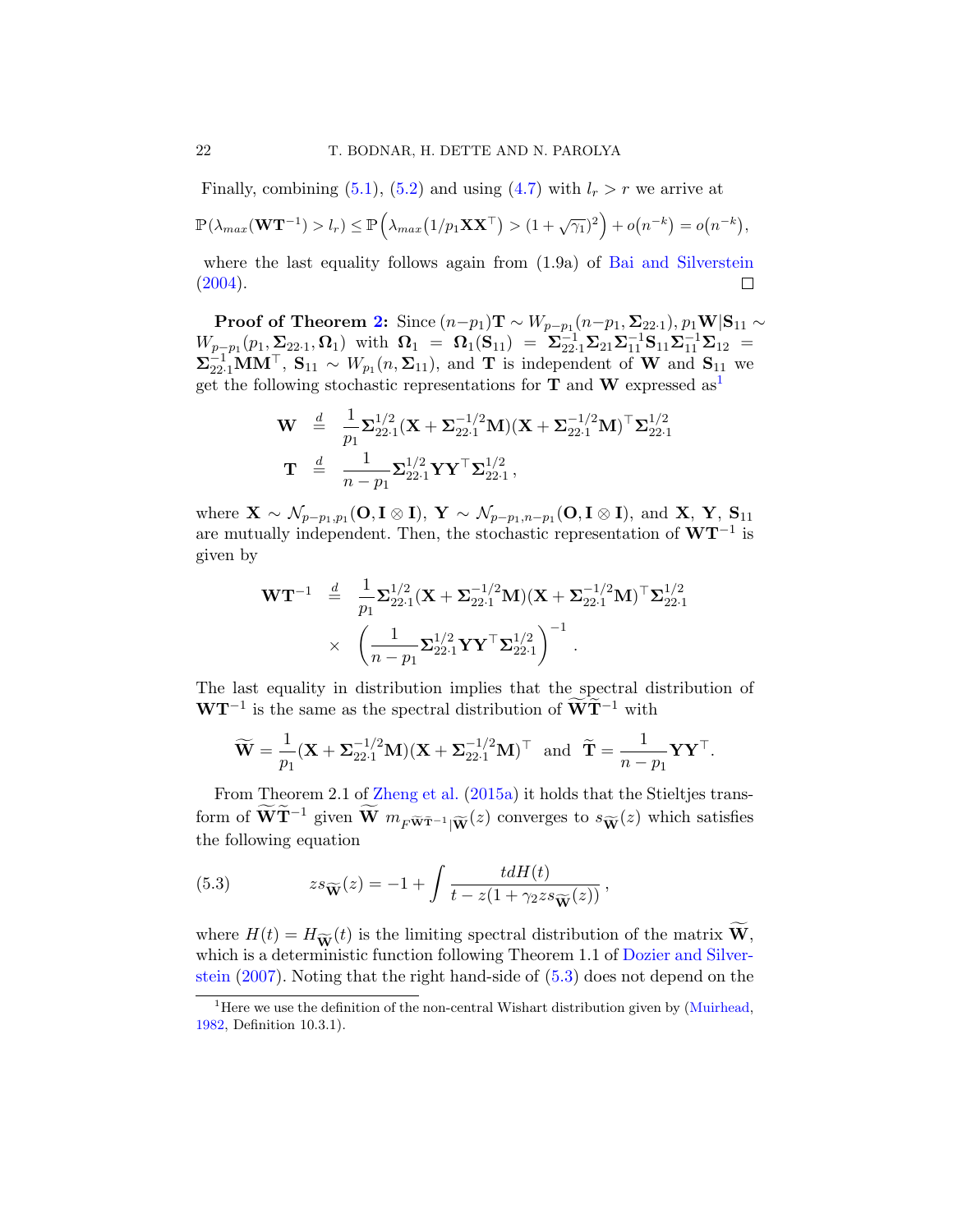Finally, combining (5.1), (5.2) and using (4.7) with $l_r > r$ we arrive at

$$\mathbb{P}(\lambda_{max}(\mathbf{W}\mathbf{T}^{-1}) > l_r) \le \mathbb{P}\Big(\lambda_{max}(1/p_1 \mathbf{X}\mathbf{X}^\top) > (1+\sqrt{\gamma_1})^2\Big) + o\big(n^{-k}\big) = o\big(n^{-k}\big),$$

where the last equality follows again from (1.9a) of Bai and Silverstein (2004). □

**Proof of Theorem 2:** Since $(n-p_1)\mathbf{T} \sim W_{p-p_1}(n-p_1, \mathbf{\Sigma}_{22\cdot 1})$, $p_1\mathbf{W}|\mathbf{S}_{11} \sim W_{p-p_1}(p_1, \mathbf{\Sigma}_{22\cdot 1}, \mathbf{\Omega}_1)$ with $\mathbf{\Omega}_1 = \mathbf{\Omega}_1(\mathbf{S}_{11}) = \mathbf{\Sigma}_{22\cdot 1}^{-1}\mathbf{\Sigma}_{21}\mathbf{\Sigma}_{11}^{-1}\mathbf{S}_{11}\mathbf{\Sigma}_{11}^{-1}\mathbf{\Sigma}_{12} = \mathbf{\Sigma}_{22\cdot 1}^{-1}\mathbf{M}\mathbf{M}^\top$, $\mathbf{S}_{11} \sim W_{p_1}(n, \mathbf{\Sigma}_{11})$, and $\mathbf{T}$ is independent of $\mathbf{W}$ and $\mathbf{S}_{11}$ we get the following stochastic representations for $\mathbf{T}$ and $\mathbf{W}$ expressed as[1]

$$\begin{aligned}
\mathbf{W} &\overset{d}{=} \frac{1}{p_1}\mathbf{\Sigma}_{22\cdot 1}^{1/2}(\mathbf{X} + \mathbf{\Sigma}_{22\cdot 1}^{-1/2}\mathbf{M})(\mathbf{X} + \mathbf{\Sigma}_{22\cdot 1}^{-1/2}\mathbf{M})^\top\mathbf{\Sigma}_{22\cdot 1}^{1/2} \\
\mathbf{T} &\overset{d}{=} \frac{1}{n-p_1}\mathbf{\Sigma}_{22\cdot 1}^{1/2}\mathbf{Y}\mathbf{Y}^\top\mathbf{\Sigma}_{22\cdot 1}^{1/2}\,,
\end{aligned}$$

where $\mathbf{X} \sim \mathcal{N}_{p-p_1,p_1}(\mathbf{O}, \mathbf{I}\otimes\mathbf{I})$, $\mathbf{Y} \sim \mathcal{N}_{p-p_1,n-p_1}(\mathbf{O}, \mathbf{I}\otimes\mathbf{I})$, and $\mathbf{X}$, $\mathbf{Y}$, $\mathbf{S}_{11}$ are mutually independent. Then, the stochastic representation of $\mathbf{W}\mathbf{T}^{-1}$ is given by

$$\begin{aligned}
\mathbf{W}\mathbf{T}^{-1} &\overset{d}{=} \frac{1}{p_1}\mathbf{\Sigma}_{22\cdot 1}^{1/2}(\mathbf{X} + \mathbf{\Sigma}_{22\cdot 1}^{-1/2}\mathbf{M})(\mathbf{X} + \mathbf{\Sigma}_{22\cdot 1}^{-1/2}\mathbf{M})^\top\mathbf{\Sigma}_{22\cdot 1}^{1/2} \\
&\quad\times \left(\frac{1}{n-p_1}\mathbf{\Sigma}_{22\cdot 1}^{1/2}\mathbf{Y}\mathbf{Y}^\top\mathbf{\Sigma}_{22\cdot 1}^{1/2}\right)^{-1}.
\end{aligned}$$

The last equality in distribution implies that the spectral distribution of $\mathbf{W}\mathbf{T}^{-1}$ is the same as the spectral distribution of $\widetilde{\mathbf{W}}\widetilde{\mathbf{T}}^{-1}$ with

$$\widetilde{\mathbf{W}} = \frac{1}{p_1}(\mathbf{X} + \mathbf{\Sigma}_{22\cdot 1}^{-1/2}\mathbf{M})(\mathbf{X} + \mathbf{\Sigma}_{22\cdot 1}^{-1/2}\mathbf{M})^\top \;\text{ and }\; \widetilde{\mathbf{T}} = \frac{1}{n-p_1}\mathbf{Y}\mathbf{Y}^\top.$$

From Theorem 2.1 of Zheng et al. (2015a) it holds that the Stieltjes transform of $\widetilde{\mathbf{W}}\widetilde{\mathbf{T}}^{-1}$ given $\widetilde{\mathbf{W}}$ $m_{F^{\widetilde{\mathbf{W}}\widetilde{\mathbf{T}}^{-1}}|\widetilde{\mathbf{W}}}(z)$ converges to $s_{\widetilde{\mathbf{W}}}(z)$ which satisfies the following equation

$$zs_{\widetilde{\mathbf{W}}}(z) = -1 + \int\frac{tdH(t)}{t - z(1+\gamma_2 zs_{\widetilde{\mathbf{W}}}(z))}\,, \tag{5.3}$$

where $H(t) = H_{\widetilde{\mathbf{W}}}(t)$ is the limiting spectral distribution of the matrix $\widetilde{\mathbf{W}}$, which is a deterministic function following Theorem 1.1 of Dozier and Silverstein (2007). Noting that the right hand-side of (5.3) does not depend on the

[1] Here we use the definition of the non-central Wishart distribution given by (Muirhead, 1982, Definition 10.3.1).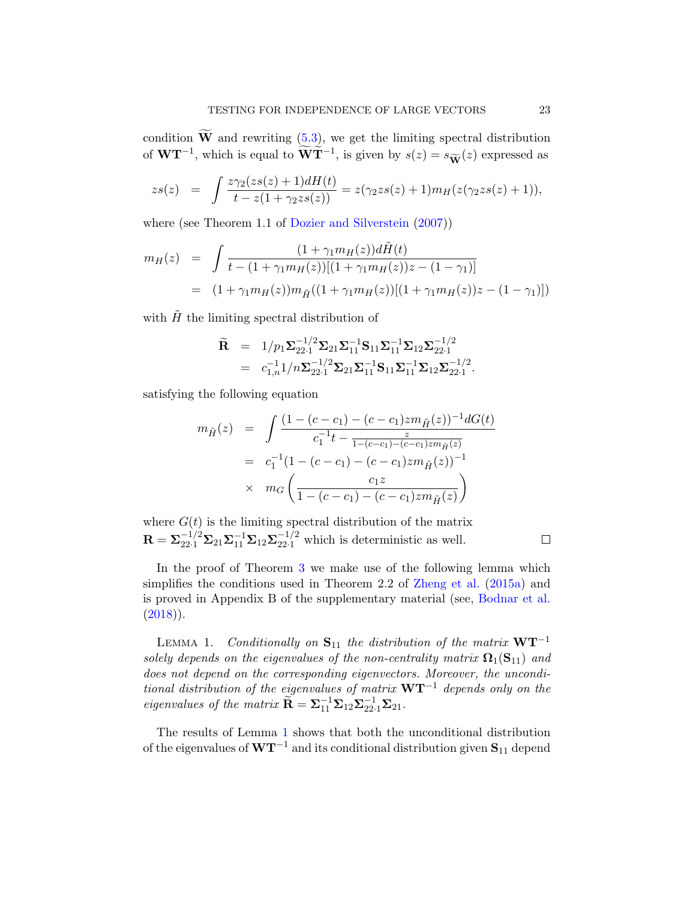condition $\widetilde{\mathbf{W}}$ and rewriting (5.3), we get the limiting spectral distribution of $\mathbf{W}\mathbf{T}^{-1}$, which is equal to $\widetilde{\mathbf{W}}\widetilde{\mathbf{T}}^{-1}$, is given by $s(z) = s_{\widetilde{\mathbf{W}}}(z)$ expressed as

$$
zs(z) = \int \frac{z\gamma_2(zs(z)+1)dH(t)}{t - z(1+\gamma_2 zs(z))} = z(\gamma_2 zs(z)+1)m_H(z(\gamma_2 zs(z)+1)),
$$

where (see Theorem 1.1 of Dozier and Silverstein (2007))

$$
\begin{aligned}
m_H(z) &= \int \frac{(1+\gamma_1 m_H(z))d\tilde{H}(t)}{t - (1+\gamma_1 m_H(z))[(1+\gamma_1 m_H(z))z - (1-\gamma_1)]} \\
&= (1+\gamma_1 m_H(z))m_{\tilde{H}}((1+\gamma_1 m_H(z))[(1+\gamma_1 m_H(z))z - (1-\gamma_1)])
\end{aligned}
$$

with $\tilde{H}$ the limiting spectral distribution of

$$
\begin{aligned}
\widetilde{\mathbf{R}} &= 1/p_1 \mathbf{\Sigma}_{22\cdot 1}^{-1/2}\mathbf{\Sigma}_{21}\mathbf{\Sigma}_{11}^{-1}\mathbf{S}_{11}\mathbf{\Sigma}_{11}^{-1}\mathbf{\Sigma}_{12}\mathbf{\Sigma}_{22\cdot 1}^{-1/2} \\
&= c_{1,n}^{-1} 1/n \mathbf{\Sigma}_{22\cdot 1}^{-1/2}\mathbf{\Sigma}_{21}\mathbf{\Sigma}_{11}^{-1}\mathbf{S}_{11}\mathbf{\Sigma}_{11}^{-1}\mathbf{\Sigma}_{12}\mathbf{\Sigma}_{22\cdot 1}^{-1/2}.
\end{aligned}
$$

satisfying the following equation

$$
\begin{aligned}
m_{\tilde{H}}(z) &= \int \frac{(1-(c-c_1)-(c-c_1)zm_{\tilde{H}}(z))^{-1}dG(t)}{c_1^{-1}t - \frac{z}{1-(c-c_1)-(c-c_1)zm_{\tilde{H}}(z)}} \\
&= c_1^{-1}(1-(c-c_1)-(c-c_1)zm_{\tilde{H}}(z))^{-1} \\
&\times \ m_G\left(\frac{c_1 z}{1-(c-c_1)-(c-c_1)zm_{\tilde{H}}(z)}\right)
\end{aligned}
$$

where $G(t)$ is the limiting spectral distribution of the matrix $\mathbf{R} = \mathbf{\Sigma}_{22\cdot 1}^{-1/2}\mathbf{\Sigma}_{21}\mathbf{\Sigma}_{11}^{-1}\mathbf{\Sigma}_{12}\mathbf{\Sigma}_{22\cdot 1}^{-1/2}$ which is deterministic as well. □

In the proof of Theorem 3 we make use of the following lemma which simplifies the conditions used in Theorem 2.2 of Zheng et al. (2015a) and is proved in Appendix B of the supplementary material (see, Bodnar et al. (2018)).

LEMMA 1. *Conditionally on $\mathbf{S}_{11}$ the distribution of the matrix $\mathbf{W}\mathbf{T}^{-1}$ solely depends on the eigenvalues of the non-centrality matrix $\mathbf{\Omega}_1(\mathbf{S}_{11})$ and does not depend on the corresponding eigenvectors. Moreover, the unconditional distribution of the eigenvalues of matrix $\mathbf{W}\mathbf{T}^{-1}$ depends only on the eigenvalues of the matrix $\widetilde{\mathbf{R}} = \mathbf{\Sigma}_{11}^{-1}\mathbf{\Sigma}_{12}\mathbf{\Sigma}_{22\cdot 1}^{-1}\mathbf{\Sigma}_{21}$.*

The results of Lemma 1 shows that both the unconditional distribution of the eigenvalues of $\mathbf{W}\mathbf{T}^{-1}$ and its conditional distribution given $\mathbf{S}_{11}$ depend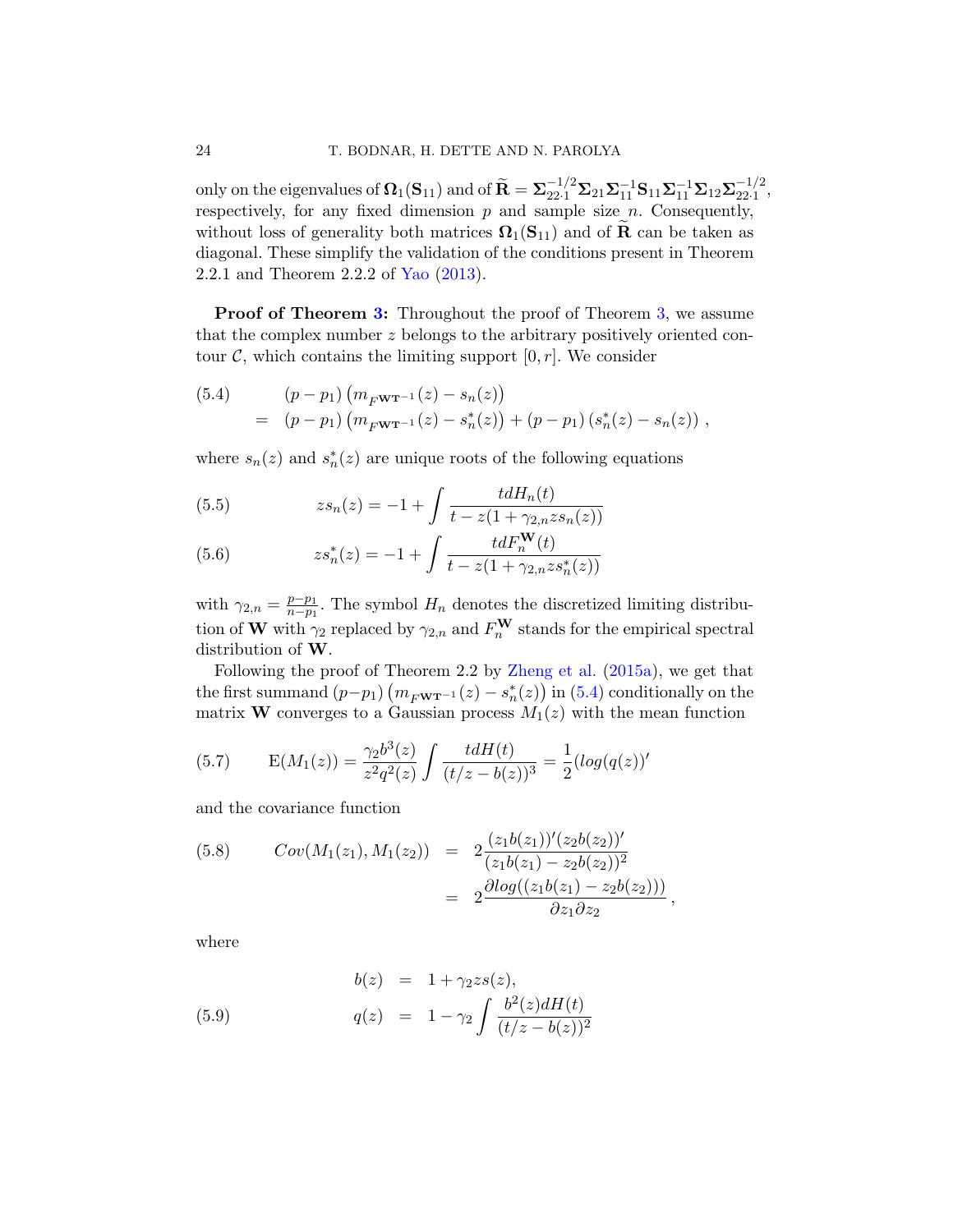only on the eigenvalues of $\mathbf{\Omega}_1(\mathbf{S}_{11})$ and of $\widetilde{\mathbf{R}} = \mathbf{\Sigma}_{22\cdot 1}^{-1/2}\mathbf{\Sigma}_{21}\mathbf{\Sigma}_{11}^{-1}\mathbf{S}_{11}\mathbf{\Sigma}_{11}^{-1}\mathbf{\Sigma}_{12}\mathbf{\Sigma}_{22\cdot 1}^{-1/2}$, respectively, for any fixed dimension $p$ and sample size $n$. Consequently, without loss of generality both matrices $\mathbf{\Omega}_1(\mathbf{S}_{11})$ and of $\widetilde{\mathbf{R}}$ can be taken as diagonal. These simplify the validation of the conditions present in Theorem 2.2.1 and Theorem 2.2.2 of Yao (2013).

**Proof of Theorem 3:** Throughout the proof of Theorem 3, we assume that the complex number $z$ belongs to the arbitrary positively oriented contour $\mathcal{C}$, which contains the limiting support $[0, r]$. We consider

$$
\begin{aligned}
(5.4) \qquad & (p-p_1)\left(m_{F^{\mathbf{W}\mathbf{T}^{-1}}}(z) - s_n(z)\right) \\
&= (p-p_1)\left(m_{F^{\mathbf{W}\mathbf{T}^{-1}}}(z) - s_n^*(z)\right) + (p-p_1)\left(s_n^*(z) - s_n(z)\right),
\end{aligned}
$$

where $s_n(z)$ and $s_n^*(z)$ are unique roots of the following equations

$$
(5.5) \qquad z s_n(z) = -1 + \int \frac{t dH_n(t)}{t - z(1+\gamma_{2,n} z s_n(z))}
$$

$$
(5.6) \qquad z s_n^*(z) = -1 + \int \frac{t dF_n^{\mathbf{W}}(t)}{t - z(1+\gamma_{2,n} z s_n^*(z))}
$$

with $\gamma_{2,n} = \frac{p-p_1}{n-p_1}$. The symbol $H_n$ denotes the discretized limiting distribution of $\mathbf{W}$ with $\gamma_2$ replaced by $\gamma_{2,n}$ and $F_n^{\mathbf{W}}$ stands for the empirical spectral distribution of $\mathbf{W}$.

Following the proof of Theorem 2.2 by Zheng et al. (2015a), we get that the first summand $(p-p_1)\left(m_{F^{\mathbf{W}\mathbf{T}^{-1}}}(z) - s_n^*(z)\right)$ in (5.4) conditionally on the matrix $\mathbf{W}$ converges to a Gaussian process $M_1(z)$ with the mean function

$$
(5.7) \qquad \mathrm{E}(M_1(z)) = \frac{\gamma_2 b^3(z)}{z^2 q^2(z)} \int \frac{t dH(t)}{(t/z - b(z))^3} = \frac{1}{2}(log(q(z))'
$$

and the covariance function

$$
\begin{aligned}
(5.8) \qquad Cov(M_1(z_1), M_1(z_2)) &= 2\frac{(z_1 b(z_1))'(z_2 b(z_2))'}{(z_1 b(z_1) - z_2 b(z_2))^2} \\
&= 2\frac{\partial log((z_1 b(z_1) - z_2 b(z_2)))}{\partial z_1 \partial z_2},
\end{aligned}
$$

where

$$
\begin{aligned}
b(z) &= 1 + \gamma_2 z s(z), \\
(5.9) \qquad q(z) &= 1 - \gamma_2 \int \frac{b^2(z) dH(t)}{(t/z - b(z))^2}
\end{aligned}
$$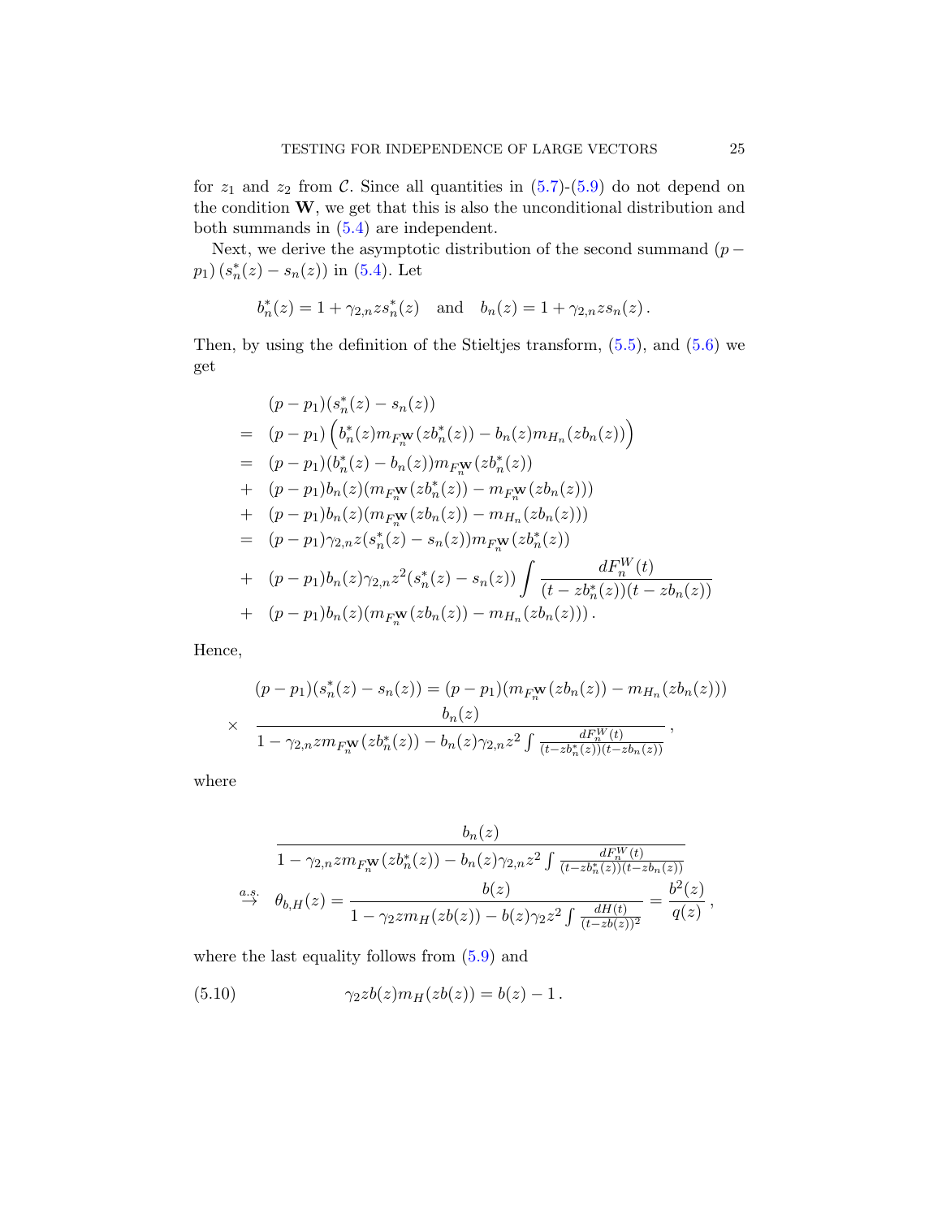for $z_1$ and $z_2$ from $\mathcal{C}$. Since all quantities in (5.7)-(5.9) do not depend on the condition $\mathbf{W}$, we get that this is also the unconditional distribution and both summands in (5.4) are independent.

Next, we derive the asymptotic distribution of the second summand $(p - p_1)(s_n^*(z) - s_n(z))$ in (5.4). Let

$$b_n^*(z) = 1 + \gamma_{2,n} z s_n^*(z) \quad \text{and} \quad b_n(z) = 1 + \gamma_{2,n} z s_n(z)\,.$$

Then, by using the definition of the Stieltjes transform, (5.5), and (5.6) we get

$$
\begin{aligned}
& (p-p_1)(s_n^*(z) - s_n(z)) \\
= \;& (p-p_1)\Big(b_n^*(z) m_{F_n^{\mathbf{W}}}(z b_n^*(z)) - b_n(z) m_{H_n}(z b_n(z))\Big) \\
= \;& (p-p_1)(b_n^*(z) - b_n(z)) m_{F_n^{\mathbf{W}}}(z b_n^*(z)) \\
+ \;& (p-p_1) b_n(z) (m_{F_n^{\mathbf{W}}}(z b_n^*(z)) - m_{F_n^{\mathbf{W}}}(z b_n(z))) \\
+ \;& (p-p_1) b_n(z) (m_{F_n^{\mathbf{W}}}(z b_n(z)) - m_{H_n}(z b_n(z))) \\
= \;& (p-p_1)\gamma_{2,n} z (s_n^*(z) - s_n(z)) m_{F_n^{\mathbf{W}}}(z b_n^*(z)) \\
+ \;& (p-p_1) b_n(z) \gamma_{2,n} z^2 (s_n^*(z) - s_n(z)) \int \frac{dF_n^W(t)}{(t - z b_n^*(z))(t - z b_n(z))} \\
+ \;& (p-p_1) b_n(z) (m_{F_n^{\mathbf{W}}}(z b_n(z)) - m_{H_n}(z b_n(z)))\,.
\end{aligned}
$$

Hence,

$$
\begin{aligned}
& (p-p_1)(s_n^*(z) - s_n(z)) = (p-p_1)(m_{F_n^{\mathbf{W}}}(z b_n(z)) - m_{H_n}(z b_n(z))) \\
\times \;& \frac{b_n(z)}{1 - \gamma_{2,n} z m_{F_n^{\mathbf{W}}}(z b_n^*(z)) - b_n(z)\gamma_{2,n} z^2 \int \frac{dF_n^W(t)}{(t - z b_n^*(z))(t - z b_n(z))}}\,,
\end{aligned}
$$

where

$$
\begin{aligned}
& \frac{b_n(z)}{1 - \gamma_{2,n} z m_{F_n^{\mathbf{W}}}(z b_n^*(z)) - b_n(z)\gamma_{2,n} z^2 \int \frac{dF_n^W(t)}{(t - z b_n^*(z))(t - z b_n(z))}} \\
\stackrel{a.s.}{\to} \;& \theta_{b,H}(z) = \frac{b(z)}{1 - \gamma_2 z m_H(z b(z)) - b(z)\gamma_2 z^2 \int \frac{dH(t)}{(t - z b(z))^2}} = \frac{b^2(z)}{q(z)}\,,
\end{aligned}
$$

where the last equality follows from (5.9) and

$$\gamma_2 z b(z) m_H(z b(z)) = b(z) - 1\,. \tag{5.10}$$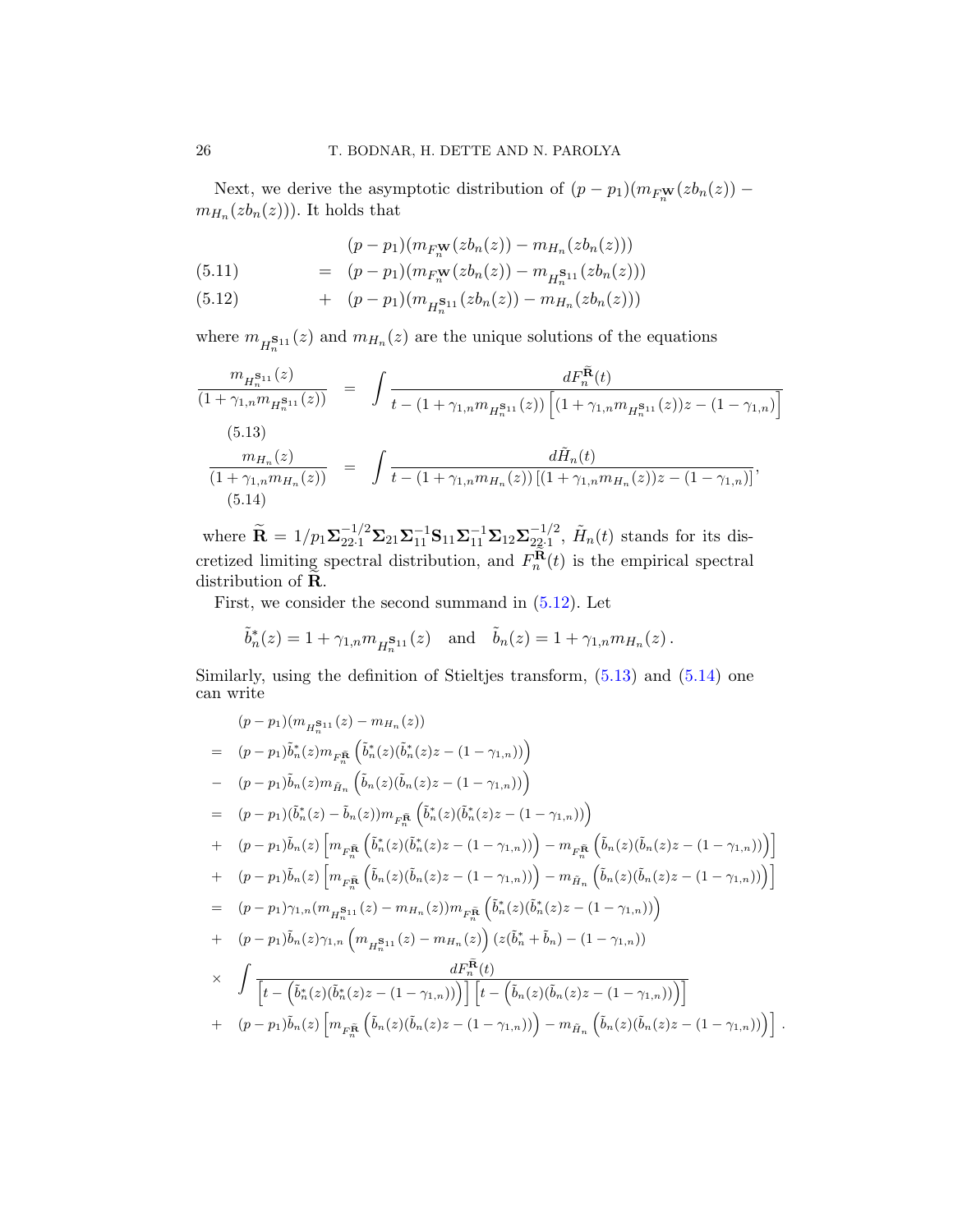Next, we derive the asymptotic distribution of $(p-p_1)(m_{F_n^{\mathbf{W}}}(zb_n(z)) - m_{H_n}(zb_n(z)))$. It holds that

$$
\begin{aligned}
& (p-p_1)(m_{F_n^{\mathbf{W}}}(zb_n(z)) - m_{H_n}(zb_n(z))) \\
= \; & (p-p_1)(m_{F_n^{\mathbf{W}}}(zb_n(z)) - m_{H_n^{\mathbf{S}_{11}}}(zb_n(z))) \quad (5.11)\\
+ \; & (p-p_1)(m_{H_n^{\mathbf{S}_{11}}}(zb_n(z)) - m_{H_n}(zb_n(z))) \quad (5.12)
\end{aligned}
$$

where $m_{H_n^{\mathbf{S}_{11}}}(z)$ and $m_{H_n}(z)$ are the unique solutions of the equations

$$
\frac{m_{H_n^{\mathbf{S}_{11}}}(z)}{(1+\gamma_{1,n} m_{H_n^{\mathbf{S}_{11}}}(z))} = \int \frac{dF_n^{\widetilde{\mathbf{R}}}(t)}{t - (1+\gamma_{1,n} m_{H_n^{\mathbf{S}_{11}}}(z))\left[(1+\gamma_{1,n} m_{H_n^{\mathbf{S}_{11}}}(z))z - (1-\gamma_{1,n})\right]} \quad (5.13)
$$

$$
\frac{m_{H_n}(z)}{(1+\gamma_{1,n} m_{H_n}(z))} = \int \frac{d\tilde{H}_n(t)}{t - (1+\gamma_{1,n} m_{H_n}(z))\left[(1+\gamma_{1,n} m_{H_n}(z))z - (1-\gamma_{1,n})\right]}, \quad (5.14)
$$

where $\widetilde{\mathbf{R}} = 1/p_1 \mathbf{\Sigma}_{22\cdot 1}^{-1/2}\mathbf{\Sigma}_{21}\mathbf{\Sigma}_{11}^{-1}\mathbf{S}_{11}\mathbf{\Sigma}_{11}^{-1}\mathbf{\Sigma}_{12}\mathbf{\Sigma}_{22\cdot 1}^{-1/2}$, $\tilde{H}_n(t)$ stands for its discretized limiting spectral distribution, and $F_n^{\widetilde{\mathbf{R}}}(t)$ is the empirical spectral distribution of $\widetilde{\mathbf{R}}$.

First, we consider the second summand in (5.12). Let

$$
\tilde{b}_n^*(z) = 1 + \gamma_{1,n} m_{H_n^{\mathbf{S}_{11}}}(z) \quad \text{and} \quad \tilde{b}_n(z) = 1 + \gamma_{1,n} m_{H_n}(z)\,.
$$

Similarly, using the definition of Stieltjes transform, (5.13) and (5.14) one can write

$$
\begin{aligned}
& (p-p_1)(m_{H_n^{\mathbf{S}_{11}}}(z) - m_{H_n}(z)) \\
= \; & (p-p_1)\tilde{b}_n^*(z) m_{F_n^{\tilde{\mathbf{R}}}}\left(\tilde{b}_n^*(z)(\tilde{b}_n^*(z)z - (1-\gamma_{1,n}))\right) \\
- \; & (p-p_1)\tilde{b}_n(z) m_{\tilde{H}_n}\left(\tilde{b}_n(z)(\tilde{b}_n(z)z - (1-\gamma_{1,n}))\right) \\
= \; & (p-p_1)(\tilde{b}_n^*(z) - \tilde{b}_n(z)) m_{F_n^{\tilde{\mathbf{R}}}}\left(\tilde{b}_n^*(z)(\tilde{b}_n^*(z)z - (1-\gamma_{1,n}))\right) \\
+ \; & (p-p_1)\tilde{b}_n(z)\left[m_{F_n^{\tilde{\mathbf{R}}}}\left(\tilde{b}_n^*(z)(\tilde{b}_n^*(z)z - (1-\gamma_{1,n}))\right) - m_{F_n^{\tilde{\mathbf{R}}}}\left(\tilde{b}_n(z)(\tilde{b}_n(z)z - (1-\gamma_{1,n}))\right)\right] \\
+ \; & (p-p_1)\tilde{b}_n(z)\left[m_{F_n^{\tilde{\mathbf{R}}}}\left(\tilde{b}_n(z)(\tilde{b}_n(z)z - (1-\gamma_{1,n}))\right) - m_{\tilde{H}_n}\left(\tilde{b}_n(z)(\tilde{b}_n(z)z - (1-\gamma_{1,n}))\right)\right] \\
= \; & (p-p_1)\gamma_{1,n}(m_{H_n^{\mathbf{S}_{11}}}(z) - m_{H_n}(z)) m_{F_n^{\tilde{\mathbf{R}}}}\left(\tilde{b}_n^*(z)(\tilde{b}_n^*(z)z - (1-\gamma_{1,n}))\right) \\
+ \; & (p-p_1)\tilde{b}_n(z)\gamma_{1,n}\left(m_{H_n^{\mathbf{S}_{11}}}(z) - m_{H_n}(z)\right)(z(\tilde{b}_n^* + \tilde{b}_n) - (1-\gamma_{1,n})) \\
\times \; & \int \frac{dF_n^{\tilde{\mathbf{R}}}(t)}{\left[t - \left(\tilde{b}_n^*(z)(\tilde{b}_n^*(z)z - (1-\gamma_{1,n}))\right)\right]\left[t - \left(\tilde{b}_n(z)(\tilde{b}_n(z)z - (1-\gamma_{1,n}))\right)\right]} \\
+ \; & (p-p_1)\tilde{b}_n(z)\left[m_{F_n^{\tilde{\mathbf{R}}}}\left(\tilde{b}_n(z)(\tilde{b}_n(z)z - (1-\gamma_{1,n}))\right) - m_{\tilde{H}_n}\left(\tilde{b}_n(z)(\tilde{b}_n(z)z - (1-\gamma_{1,n}))\right)\right].
\end{aligned}
$$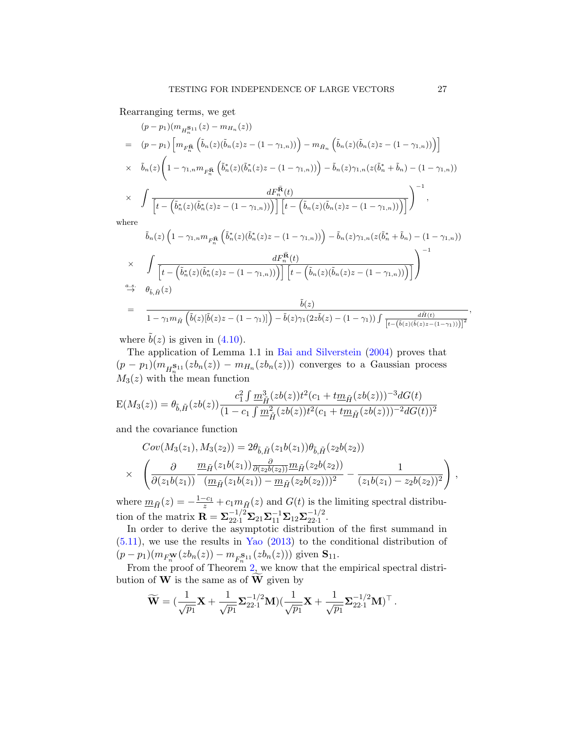Rearranging terms, we get

$$
\begin{aligned}
& (p-p_1)(m_{H_n^{\mathbf{S}_{11}}}(z) - m_{H_n}(z)) \\
= \quad & (p-p_1)\left[m_{F_n^{\tilde{\mathbf{R}}}}\left(\tilde{b}_n(z)(\tilde{b}_n(z)z-(1-\gamma_{1,n}))\right) - m_{\tilde{H}_n}\left(\tilde{b}_n(z)(\tilde{b}_n(z)z-(1-\gamma_{1,n}))\right)\right] \\
\times \quad & \tilde{b}_n(z)\Bigg(1-\gamma_{1,n} m_{F_n^{\tilde{\mathbf{R}}}}\left(\tilde{b}_n^*(z)(\tilde{b}_n^*(z)z-(1-\gamma_{1,n}))\right) - \tilde{b}_n(z)\gamma_{1,n}(z(\tilde{b}_n^*+\tilde{b}_n)-(1-\gamma_{1,n})) \\
\times \quad & \int \frac{dF_n^{\tilde{\mathbf{R}}}(t)}{\left[t-\left(\tilde{b}_n^*(z)(\tilde{b}_n^*(z)z-(1-\gamma_{1,n}))\right)\right]\left[t-\left(\tilde{b}_n(z)(\tilde{b}_n(z)z-(1-\gamma_{1,n}))\right)\right]}\Bigg)^{-1},
\end{aligned}
$$

where

$$
\begin{aligned}
& \tilde{b}_n(z)\Bigg(1-\gamma_{1,n} m_{F_n^{\tilde{\mathbf{R}}}}\left(\tilde{b}_n^*(z)(\tilde{b}_n^*(z)z-(1-\gamma_{1,n}))\right) - \tilde{b}_n(z)\gamma_{1,n}(z(\tilde{b}_n^*+\tilde{b}_n)-(1-\gamma_{1,n})) \\
\times \quad & \int \frac{dF_n^{\tilde{\mathbf{R}}}(t)}{\left[t-\left(\tilde{b}_n^*(z)(\tilde{b}_n^*(z)z-(1-\gamma_{1,n}))\right)\right]\left[t-\left(\tilde{b}_n(z)(\tilde{b}_n(z)z-(1-\gamma_{1,n}))\right)\right]}\Bigg)^{-1} \\
\overset{a.s.}{\to} \quad & \theta_{\tilde{b},\tilde{H}}(z) \\
= \quad & \frac{\tilde{b}(z)}{1-\gamma_1 m_{\tilde{H}}\left(\tilde{b}(z)[\tilde{b}(z)z-(1-\gamma_1)]\right) - \tilde{b}(z)\gamma_1(2z\tilde{b}(z)-(1-\gamma_1))\int \frac{d\tilde{H}(t)}{\left[t-\left(\tilde{b}(z)(\tilde{b}(z)z-(1-\gamma_1))\right)\right]^2}},
\end{aligned}
$$

where $\tilde{b}(z)$ is given in (4.10).

The application of Lemma 1.1 in Bai and Silverstein (2004) proves that $(p-p_1)(m_{H_n^{\mathbf{S}_{11}}}(zb_n(z)) - m_{H_n}(zb_n(z)))$ converges to a Gaussian process $M_3(z)$ with the mean function

$$
\mathrm{E}(M_3(z)) = \theta_{\tilde{b},\tilde{H}}(zb(z))\frac{c_1^2\int \underline{m}_{\tilde{H}}^3(zb(z))t^2(c_1+t\underline{m}_{\tilde{H}}(zb(z)))^{-3}dG(t)}{(1-c_1\int \underline{m}_{\tilde{H}}^2(zb(z))t^2(c_1+t\underline{m}_{\tilde{H}}(zb(z)))^{-2}dG(t))^2}
$$

and the covariance function

$$
\begin{aligned}
& Cov(M_3(z_1), M_3(z_2)) = 2\theta_{\tilde{b},\tilde{H}}(z_1b(z_1))\theta_{\tilde{b},\tilde{H}}(z_2b(z_2)) \\
\times \quad & \left(\frac{\partial}{\partial(z_1b(z_1))}\frac{\underline{m}_{\tilde{H}}(z_1b(z_1))\frac{\partial}{\partial(z_2b(z_2))}\underline{m}_{\tilde{H}}(z_2b(z_2))}{(\underline{m}_{\tilde{H}}(z_1b(z_1))-\underline{m}_{\tilde{H}}(z_2b(z_2)))^2} - \frac{1}{(z_1b(z_1)-z_2b(z_2))^2}\right),
\end{aligned}
$$

where $\underline{m}_{\tilde{H}}(z) = -\frac{1-c_1}{z} + c_1 m_{\tilde{H}}(z)$ and $G(t)$ is the limiting spectral distribution of the matrix $\mathbf{R} = \mathbf{\Sigma}_{22\cdot 1}^{-1/2}\mathbf{\Sigma}_{21}\mathbf{\Sigma}_{11}^{-1}\mathbf{\Sigma}_{12}\mathbf{\Sigma}_{22\cdot 1}^{-1/2}$.

In order to derive the asymptotic distribution of the first summand in (5.11), we use the results in Yao (2013) to the conditional distribution of $(p-p_1)(m_{F_n^{\mathbf{W}}}(zb_n(z)) - m_{F_n^{\mathbf{S}_{11}}}(zb_n(z)))$ given $\mathbf{S}_{11}$.

From the proof of Theorem 2, we know that the empirical spectral distribution of $\mathbf{W}$ is the same as of $\widetilde{\mathbf{W}}$ given by

$$
\widetilde{\mathbf{W}} = (\frac{1}{\sqrt{p_1}}\mathbf{X} + \frac{1}{\sqrt{p_1}}\mathbf{\Sigma}_{22\cdot 1}^{-1/2}\mathbf{M})(\frac{1}{\sqrt{p_1}}\mathbf{X} + \frac{1}{\sqrt{p_1}}\mathbf{\Sigma}_{22\cdot 1}^{-1/2}\mathbf{M})^\top .
$$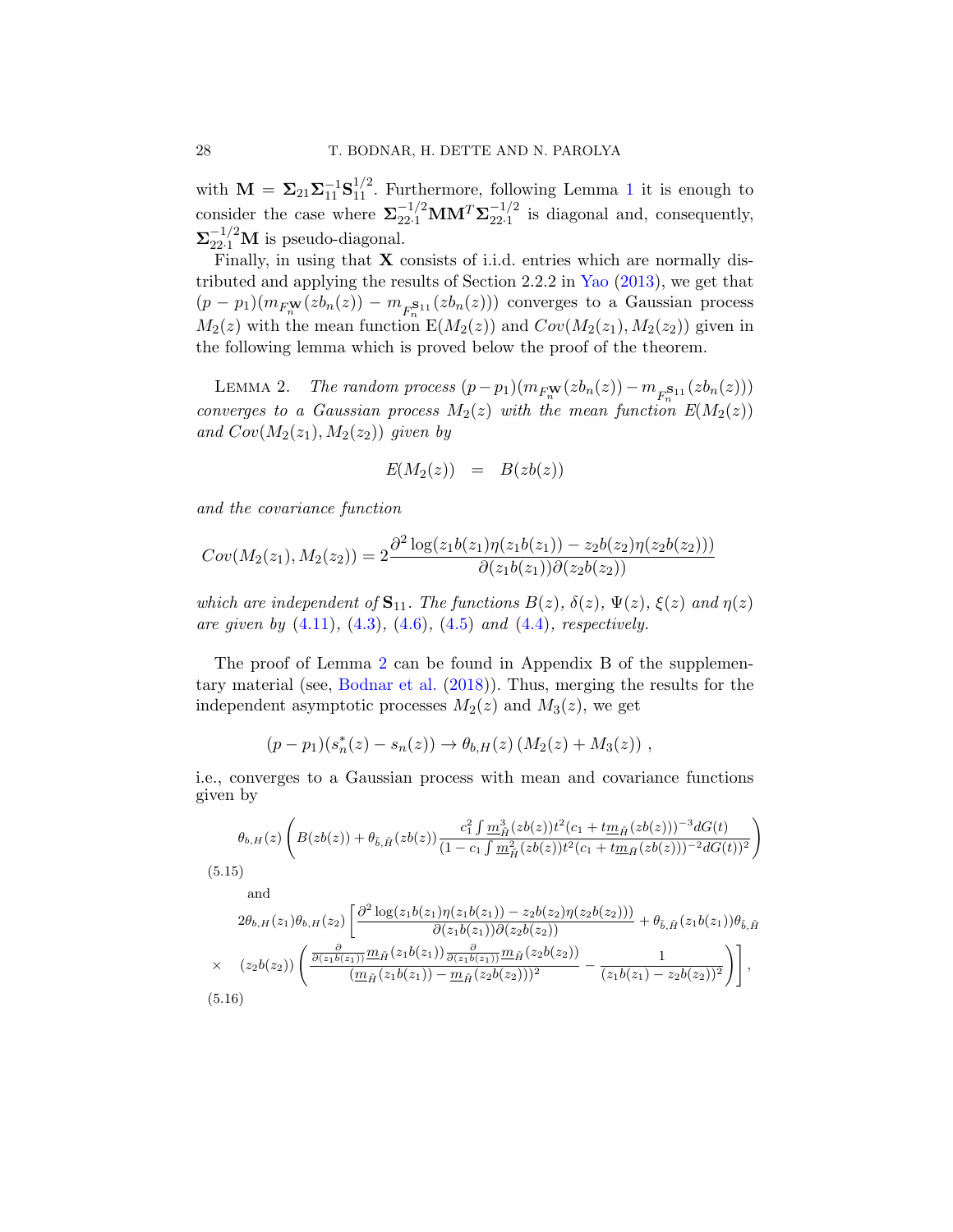with $\mathbf{M} = \mathbf{\Sigma}_{21}\mathbf{\Sigma}_{11}^{-1}\mathbf{S}_{11}^{1/2}$. Furthermore, following Lemma 1 it is enough to consider the case where $\mathbf{\Sigma}_{22\cdot 1}^{-1/2}\mathbf{M}\mathbf{M}^T\mathbf{\Sigma}_{22\cdot 1}^{-1/2}$ is diagonal and, consequently, $\mathbf{\Sigma}_{22\cdot 1}^{-1/2}\mathbf{M}$ is pseudo-diagonal.

Finally, in using that $\mathbf{X}$ consists of i.i.d. entries which are normally distributed and applying the results of Section 2.2.2 in Yao (2013), we get that $(p-p_1)(m_{F_n^{\mathbf{W}}}(zb_n(z)) - m_{F_n^{\mathbf{S}_{11}}}(zb_n(z)))$ converges to a Gaussian process $M_2(z)$ with the mean function $\mathrm{E}(M_2(z))$ and $Cov(M_2(z_1), M_2(z_2))$ given in the following lemma which is proved below the proof of the theorem.

Lemma 2. *The random process $(p-p_1)(m_{F_n^{\mathbf{W}}}(zb_n(z)) - m_{F_n^{\mathbf{S}_{11}}}(zb_n(z)))$ converges to a Gaussian process $M_2(z)$ with the mean function $E(M_2(z))$ and $Cov(M_2(z_1), M_2(z_2))$ given by*

$$E(M_2(z)) \quad = \quad B(zb(z))$$

*and the covariance function*

$$Cov(M_2(z_1), M_2(z_2)) = 2\frac{\partial^2 \log(z_1b(z_1)\eta(z_1b(z_1)) - z_2b(z_2)\eta(z_2b(z_2)))}{\partial(z_1b(z_1))\partial(z_2b(z_2))}$$

*which are independent of $\mathbf{S}_{11}$. The functions $B(z)$, $\delta(z)$, $\Psi(z)$, $\xi(z)$ and $\eta(z)$ are given by (4.11), (4.3), (4.6), (4.5) and (4.4), respectively.*

The proof of Lemma 2 can be found in Appendix B of the supplementary material (see, Bodnar et al. (2018)). Thus, merging the results for the independent asymptotic processes $M_2(z)$ and $M_3(z)$, we get

$$(p-p_1)(s_n^*(z) - s_n(z)) \to \theta_{b,H}(z)\left(M_2(z) + M_3(z)\right),$$

i.e., converges to a Gaussian process with mean and covariance functions given by

$$\theta_{b,H}(z)\left(B(zb(z)) + \theta_{\tilde{b},\tilde{H}}(zb(z))\frac{c_1^2\int \underline{m}_{\tilde{H}}^3(zb(z))t^2(c_1 + t\underline{m}_{\tilde{H}}(zb(z)))^{-3}dG(t)}{(1 - c_1\int \underline{m}_{\tilde{H}}^2(zb(z))t^2(c_1 + t\underline{m}_{\tilde{H}}(zb(z)))^{-2}dG(t))^2}\right) \tag{5.15}$$

and

$$2\theta_{b,H}(z_1)\theta_{b,H}(z_2)\left[\frac{\partial^2 \log(z_1b(z_1)\eta(z_1b(z_1)) - z_2b(z_2)\eta(z_2b(z_2)))}{\partial(z_1b(z_1))\partial(z_2b(z_2))} + \theta_{\tilde{b},\tilde{H}}(z_1b(z_1))\theta_{\tilde{b},\tilde{H}}\right.$$

$$\times \quad \left.(z_2b(z_2))\left(\frac{\frac{\partial}{\partial(z_1b(z_1))}\underline{m}_{\tilde{H}}(z_1b(z_1))\frac{\partial}{\partial(z_1b(z_1))}\underline{m}_{\tilde{H}}(z_2b(z_2))}{(\underline{m}_{\tilde{H}}(z_1b(z_1)) - \underline{m}_{\tilde{H}}(z_2b(z_2)))^2} - \frac{1}{(z_1b(z_1) - z_2b(z_2))^2}\right)\right], \tag{5.16}$$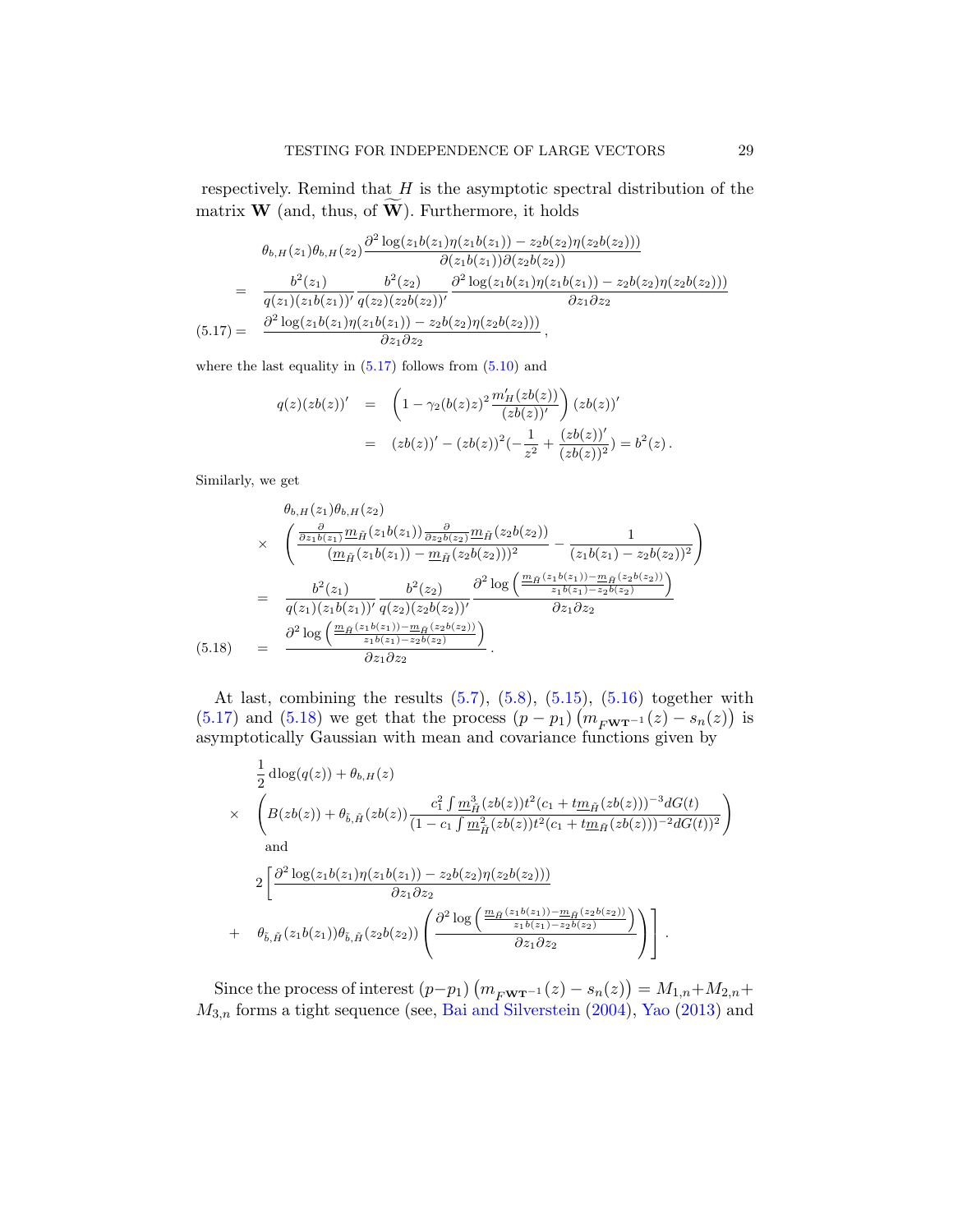respectively. Remind that $H$ is the asymptotic spectral distribution of the matrix $\mathbf{W}$ (and, thus, of $\widetilde{\mathbf{W}}$). Furthermore, it holds

$$
\begin{aligned}
& \theta_{b,H}(z_1)\theta_{b,H}(z_2)\frac{\partial^2 \log(z_1 b(z_1)\eta(z_1 b(z_1)) - z_2 b(z_2)\eta(z_2 b(z_2)))}{\partial(z_1 b(z_1))\partial(z_2 b(z_2))} \\
= \quad & \frac{b^2(z_1)}{q(z_1)(z_1 b(z_1))'}\frac{b^2(z_2)}{q(z_2)(z_2 b(z_2))'}\frac{\partial^2 \log(z_1 b(z_1)\eta(z_1 b(z_1)) - z_2 b(z_2)\eta(z_2 b(z_2)))}{\partial z_1 \partial z_2} \\
(5.17) = \quad & \frac{\partial^2 \log(z_1 b(z_1)\eta(z_1 b(z_1)) - z_2 b(z_2)\eta(z_2 b(z_2)))}{\partial z_1 \partial z_2},
\end{aligned}
$$

where the last equality in (5.17) follows from (5.10) and

$$
\begin{aligned}
q(z)(zb(z))' \quad &= \quad \left(1 - \gamma_2 (b(z)z)^2 \frac{m'_H(zb(z))}{(zb(z))'}\right)(zb(z))' \\
&= \quad (zb(z))' - (zb(z))^2\left(-\frac{1}{z^2} + \frac{(zb(z))'}{(zb(z))^2}\right) = b^2(z).
\end{aligned}
$$

Similarly, we get

$$
\begin{aligned}
& \theta_{b,H}(z_1)\theta_{b,H}(z_2) \\
\times \quad & \left(\frac{\frac{\partial}{\partial z_1 b(z_1)}\underline{m}_{\tilde{H}}(z_1 b(z_1))\frac{\partial}{\partial z_2 b(z_2)}\underline{m}_{\tilde{H}}(z_2 b(z_2))}{(\underline{m}_{\tilde{H}}(z_1 b(z_1)) - \underline{m}_{\tilde{H}}(z_2 b(z_2)))^2} - \frac{1}{(z_1 b(z_1) - z_2 b(z_2))^2}\right) \\
= \quad & \frac{b^2(z_1)}{q(z_1)(z_1 b(z_1))'}\frac{b^2(z_2)}{q(z_2)(z_2 b(z_2))'}\frac{\partial^2 \log\left(\frac{\underline{m}_{\tilde{H}}(z_1 b(z_1)) - \underline{m}_{\tilde{H}}(z_2 b(z_2))}{z_1 b(z_1) - z_2 b(z_2)}\right)}{\partial z_1 \partial z_2} \\
(5.18) \quad = \quad & \frac{\partial^2 \log\left(\frac{\underline{m}_{\tilde{H}}(z_1 b(z_1)) - \underline{m}_{\tilde{H}}(z_2 b(z_2))}{z_1 b(z_1) - z_2 b(z_2)}\right)}{\partial z_1 \partial z_2}.
\end{aligned}
$$

At last, combining the results (5.7), (5.8), (5.15), (5.16) together with (5.17) and (5.18) we get that the process $(p - p_1)\left(m_{F^{\mathbf{WT}^{-1}}}(z) - s_n(z)\right)$ is asymptotically Gaussian with mean and covariance functions given by

$$
\begin{aligned}
& \frac{1}{2}\,\mathrm{d}\log(q(z)) + \theta_{b,H}(z) \\
\times \quad & \left(B(zb(z)) + \theta_{\tilde{b},\tilde{H}}(zb(z))\frac{c_1^2 \int \underline{m}_{\tilde{H}}^3(zb(z))t^2(c_1 + t\underline{m}_{\tilde{H}}(zb(z)))^{-3}dG(t)}{(1 - c_1\int \underline{m}_{\tilde{H}}^2(zb(z))t^2(c_1 + t\underline{m}_{\tilde{H}}(zb(z)))^{-2}dG(t))^2}\right) \\
& \text{and} \\
& 2\left[\frac{\partial^2 \log(z_1 b(z_1)\eta(z_1 b(z_1)) - z_2 b(z_2)\eta(z_2 b(z_2)))}{\partial z_1 \partial z_2}\right. \\
+ \quad & \left.\theta_{\tilde{b},\tilde{H}}(z_1 b(z_1))\theta_{\tilde{b},\tilde{H}}(z_2 b(z_2))\left(\frac{\partial^2 \log\left(\frac{\underline{m}_{\tilde{H}}(z_1 b(z_1)) - \underline{m}_{\tilde{H}}(z_2 b(z_2))}{z_1 b(z_1) - z_2 b(z_2)}\right)}{\partial z_1 \partial z_2}\right)\right].
\end{aligned}
$$

Since the process of interest $(p-p_1)\left(m_{F^{\mathbf{WT}^{-1}}}(z) - s_n(z)\right) = M_{1,n} + M_{2,n} + M_{3,n}$ forms a tight sequence (see, Bai and Silverstein (2004), Yao (2013) and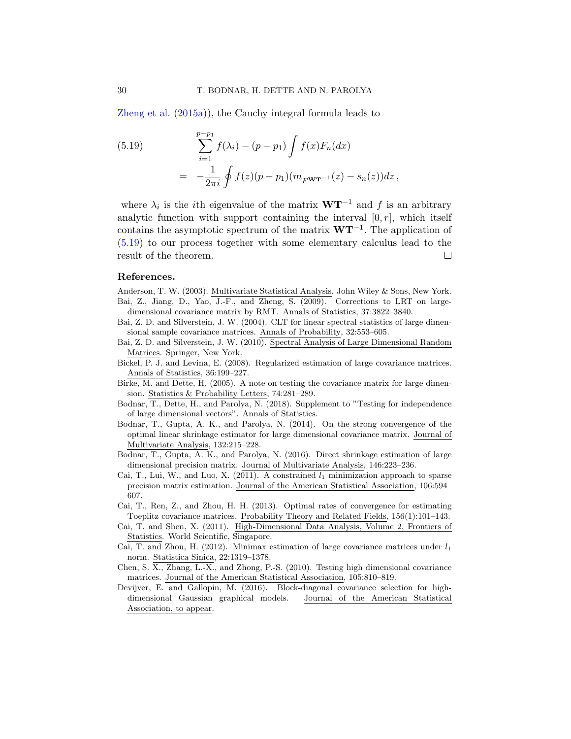Zheng et al. (2015a)), the Cauchy integral formula leads to

$$
\begin{aligned}
(5.19) \qquad & \sum_{i=1}^{p-p_1} f(\lambda_i) - (p-p_1)\int f(x)F_n(dx) \\
&= -\frac{1}{2\pi i}\oint f(z)(p-p_1)(m_{F^{\mathbf{WT}^{-1}}}(z) - s_n(z))dz\,,
\end{aligned}
$$

where $\lambda_i$ is the $i$th eigenvalue of the matrix $\mathbf{WT}^{-1}$ and $f$ is an arbitrary analytic function with support containing the interval $[0, r]$, which itself contains the asymptotic spectrum of the matrix $\mathbf{WT}^{-1}$. The application of (5.19) to our process together with some elementary calculus lead to the result of the theorem. □

## References.

Anderson, T. W. (2003). Multivariate Statistical Analysis. John Wiley & Sons, New York.

Bai, Z., Jiang, D., Yao, J.-F., and Zheng, S. (2009). Corrections to LRT on large-dimensional covariance matrix by RMT. Annals of Statistics, 37:3822–3840.

Bai, Z. D. and Silverstein, J. W. (2004). CLT for linear spectral statistics of large dimensional sample covariance matrices. Annals of Probability, 32:553–605.

Bai, Z. D. and Silverstein, J. W. (2010). Spectral Analysis of Large Dimensional Random Matrices. Springer, New York.

Bickel, P. J. and Levina, E. (2008). Regularized estimation of large covariance matrices. Annals of Statistics, 36:199–227.

Birke, M. and Dette, H. (2005). A note on testing the covariance matrix for large dimension. Statistics & Probability Letters, 74:281–289.

Bodnar, T., Dette, H., and Parolya, N. (2018). Supplement to "Testing for independence of large dimensional vectors". Annals of Statistics.

Bodnar, T., Gupta, A. K., and Parolya, N. (2014). On the strong convergence of the optimal linear shrinkage estimator for large dimensional covariance matrix. Journal of Multivariate Analysis, 132:215–228.

Bodnar, T., Gupta, A. K., and Parolya, N. (2016). Direct shrinkage estimation of large dimensional precision matrix. Journal of Multivariate Analysis, 146:223–236.

Cai, T., Lui, W., and Luo, X. (2011). A constrained $l_1$ minimization approach to sparse precision matrix estimation. Journal of the American Statistical Association, 106:594–607.

Cai, T., Ren, Z., and Zhou, H. H. (2013). Optimal rates of convergence for estimating Toeplitz covariance matrices. Probability Theory and Related Fields, 156(1):101–143.

Cai, T. and Shen, X. (2011). High-Dimensional Data Analysis, Volume 2, Frontiers of Statistics. World Scientific, Singapore.

Cai, T. and Zhou, H. (2012). Minimax estimation of large covariance matrices under $l_1$ norm. Statistica Sinica, 22:1319–1378.

Chen, S. X., Zhang, L.-X., and Zhong, P.-S. (2010). Testing high dimensional covariance matrices. Journal of the American Statistical Association, 105:810–819.

Devijver, E. and Gallopin, M. (2016). Block-diagonal covariance selection for high-dimensional Gaussian graphical models. Journal of the American Statistical Association, to appear.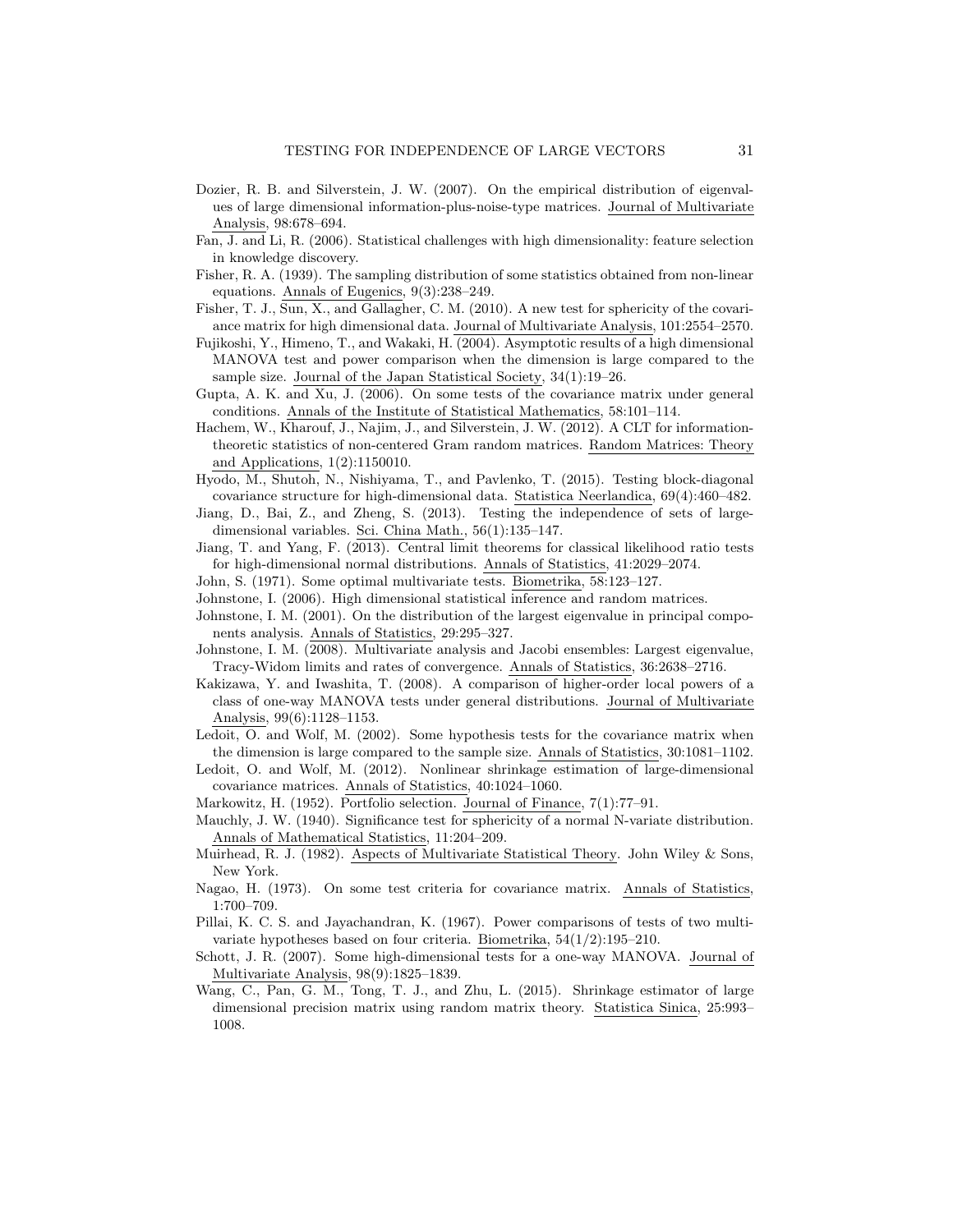Dozier, R. B. and Silverstein, J. W. (2007). On the empirical distribution of eigenvalues of large dimensional information-plus-noise-type matrices. Journal of Multivariate Analysis, 98:678–694.

Fan, J. and Li, R. (2006). Statistical challenges with high dimensionality: feature selection in knowledge discovery.

Fisher, R. A. (1939). The sampling distribution of some statistics obtained from non-linear equations. Annals of Eugenics, 9(3):238–249.

Fisher, T. J., Sun, X., and Gallagher, C. M. (2010). A new test for sphericity of the covariance matrix for high dimensional data. Journal of Multivariate Analysis, 101:2554–2570.

Fujikoshi, Y., Himeno, T., and Wakaki, H. (2004). Asymptotic results of a high dimensional MANOVA test and power comparison when the dimension is large compared to the sample size. Journal of the Japan Statistical Society, 34(1):19–26.

Gupta, A. K. and Xu, J. (2006). On some tests of the covariance matrix under general conditions. Annals of the Institute of Statistical Mathematics, 58:101–114.

Hachem, W., Kharouf, J., Najim, J., and Silverstein, J. W. (2012). A CLT for information-theoretic statistics of non-centered Gram random matrices. Random Matrices: Theory and Applications, 1(2):1150010.

Hyodo, M., Shutoh, N., Nishiyama, T., and Pavlenko, T. (2015). Testing block-diagonal covariance structure for high-dimensional data. Statistica Neerlandica, 69(4):460–482.

Jiang, D., Bai, Z., and Zheng, S. (2013). Testing the independence of sets of large-dimensional variables. Sci. China Math., 56(1):135–147.

Jiang, T. and Yang, F. (2013). Central limit theorems for classical likelihood ratio tests for high-dimensional normal distributions. Annals of Statistics, 41:2029–2074.

John, S. (1971). Some optimal multivariate tests. Biometrika, 58:123–127.

Johnstone, I. (2006). High dimensional statistical inference and random matrices.

Johnstone, I. M. (2001). On the distribution of the largest eigenvalue in principal components analysis. Annals of Statistics, 29:295–327.

Johnstone, I. M. (2008). Multivariate analysis and Jacobi ensembles: Largest eigenvalue, Tracy-Widom limits and rates of convergence. Annals of Statistics, 36:2638–2716.

Kakizawa, Y. and Iwashita, T. (2008). A comparison of higher-order local powers of a class of one-way MANOVA tests under general distributions. Journal of Multivariate Analysis, 99(6):1128–1153.

Ledoit, O. and Wolf, M. (2002). Some hypothesis tests for the covariance matrix when the dimension is large compared to the sample size. Annals of Statistics, 30:1081–1102.

Ledoit, O. and Wolf, M. (2012). Nonlinear shrinkage estimation of large-dimensional covariance matrices. Annals of Statistics, 40:1024–1060.

Markowitz, H. (1952). Portfolio selection. Journal of Finance, 7(1):77–91.

Mauchly, J. W. (1940). Significance test for sphericity of a normal N-variate distribution. Annals of Mathematical Statistics, 11:204–209.

Muirhead, R. J. (1982). Aspects of Multivariate Statistical Theory. John Wiley & Sons, New York.

Nagao, H. (1973). On some test criteria for covariance matrix. Annals of Statistics, 1:700–709.

Pillai, K. C. S. and Jayachandran, K. (1967). Power comparisons of tests of two multivariate hypotheses based on four criteria. Biometrika, 54(1/2):195–210.

Schott, J. R. (2007). Some high-dimensional tests for a one-way MANOVA. Journal of Multivariate Analysis, 98(9):1825–1839.

Wang, C., Pan, G. M., Tong, T. J., and Zhu, L. (2015). Shrinkage estimator of large dimensional precision matrix using random matrix theory. Statistica Sinica, 25:993–1008.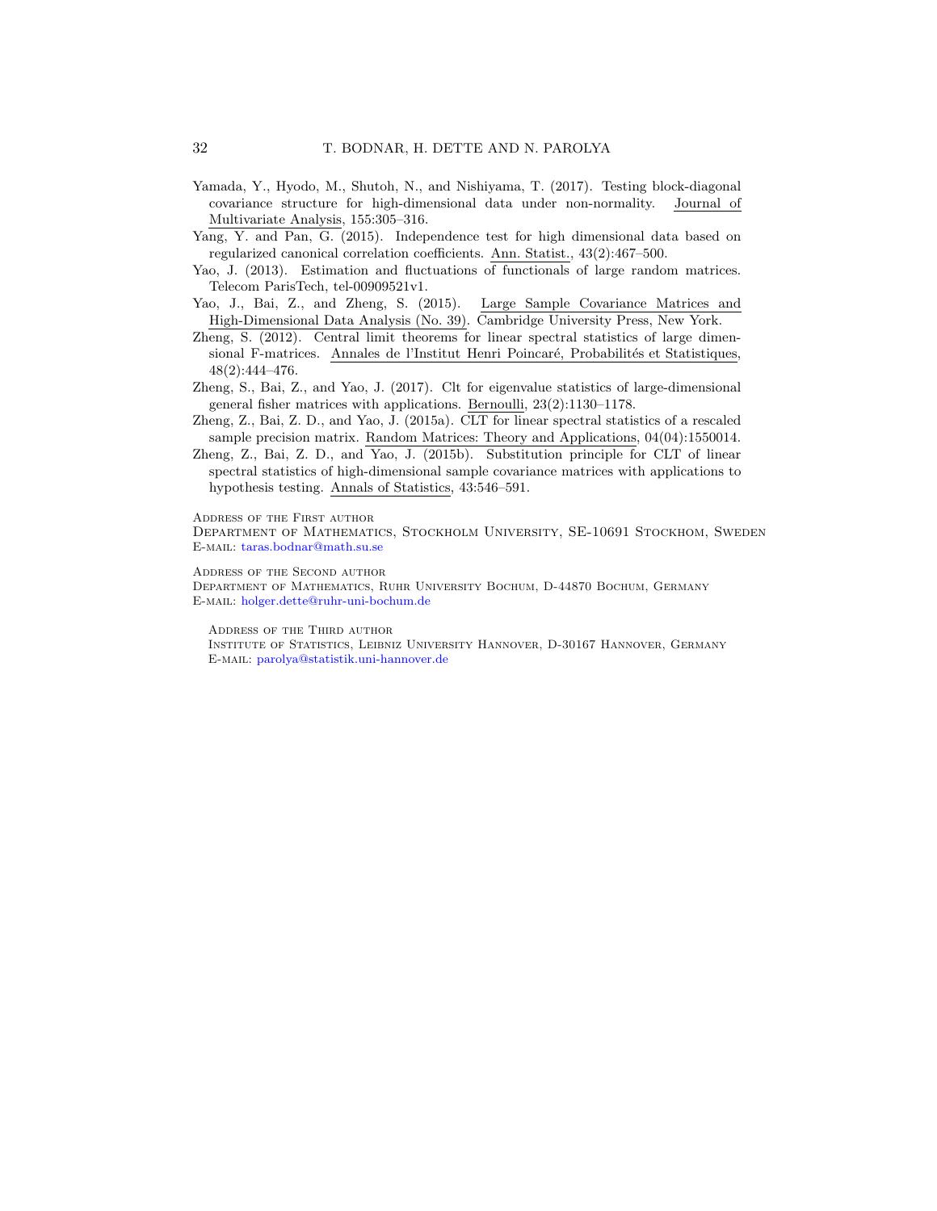Yamada, Y., Hyodo, M., Shutoh, N., and Nishiyama, T. (2017). Testing block-diagonal covariance structure for high-dimensional data under non-normality. Journal of Multivariate Analysis, 155:305–316.

Yang, Y. and Pan, G. (2015). Independence test for high dimensional data based on regularized canonical correlation coefficients. Ann. Statist., 43(2):467–500.

Yao, J. (2013). Estimation and fluctuations of functionals of large random matrices. Telecom ParisTech, tel-00909521v1.

Yao, J., Bai, Z., and Zheng, S. (2015). Large Sample Covariance Matrices and High-Dimensional Data Analysis (No. 39). Cambridge University Press, New York.

Zheng, S. (2012). Central limit theorems for linear spectral statistics of large dimensional F-matrices. Annales de l'Institut Henri Poincaré, Probabilités et Statistiques, 48(2):444–476.

Zheng, S., Bai, Z., and Yao, J. (2017). Clt for eigenvalue statistics of large-dimensional general fisher matrices with applications. Bernoulli, 23(2):1130–1178.

Zheng, Z., Bai, Z. D., and Yao, J. (2015a). CLT for linear spectral statistics of a rescaled sample precision matrix. Random Matrices: Theory and Applications, 04(04):1550014.

Zheng, Z., Bai, Z. D., and Yao, J. (2015b). Substitution principle for CLT of linear spectral statistics of high-dimensional sample covariance matrices with applications to hypothesis testing. Annals of Statistics, 43:546–591.

Address of the First author
Department of Mathematics, Stockholm University, SE-10691 Stockhom, Sweden
E-mail: taras.bodnar@math.su.se

Address of the Second author
Department of Mathematics, Ruhr University Bochum, D-44870 Bochum, Germany
E-mail: holger.dette@ruhr-uni-bochum.de

Address of the Third author
Institute of Statistics, Leibniz University Hannover, D-30167 Hannover, Germany
E-mail: parolya@statistik.uni-hannover.de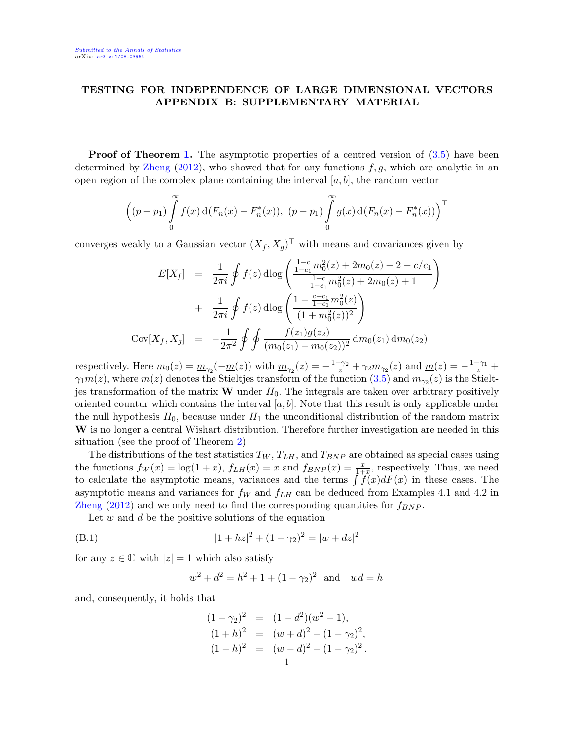# TESTING FOR INDEPENDENCE OF LARGE DIMENSIONAL VECTORS APPENDIX B: SUPPLEMENTARY MATERIAL

**Proof of Theorem 1.** The asymptotic properties of a centred version of (3.5) have been determined by Zheng (2012), who showed that for any functions $f, g$, which are analytic in an open region of the complex plane containing the interval $[a, b]$, the random vector

$$\left((p-p_1)\int_0^\infty f(x)\,\mathrm{d}(F_n(x)-F_n^*(x)),\ (p-p_1)\int_0^\infty g(x)\,\mathrm{d}(F_n(x)-F_n^*(x))\right)^\top$$

converges weakly to a Gaussian vector $(X_f, X_g)^\top$ with means and covariances given by

$$\begin{aligned}
E[X_f] &= \frac{1}{2\pi i}\oint f(z)\,\mathrm{dlog}\left(\frac{\frac{1-c}{1-c_1}m_0^2(z)+2m_0(z)+2-c/c_1}{\frac{1-c}{1-c_1}m_0^2(z)+2m_0(z)+1}\right)\\
&+ \frac{1}{2\pi i}\oint f(z)\,\mathrm{dlog}\left(\frac{1-\frac{c-c_1}{1-c_1}m_0^2(z)}{(1+m_0^2(z))^2}\right)\\
\mathrm{Cov}[X_f, X_g] &= -\frac{1}{2\pi^2}\oint\oint \frac{f(z_1)g(z_2)}{(m_0(z_1)-m_0(z_2))^2}\,\mathrm{d}m_0(z_1)\,\mathrm{d}m_0(z_2)
\end{aligned}$$

respectively. Here $m_0(z) = \underline{m}_{\gamma_2}(-\underline{m}(z))$ with $\underline{m}_{\gamma_2}(z) = -\frac{1-\gamma_2}{z} + \gamma_2 m_{\gamma_2}(z)$ and $\underline{m}(z) = -\frac{1-\gamma_1}{z} + \gamma_1 m(z)$, where $m(z)$ denotes the Stieltjes transform of the function (3.5) and $m_{\gamma_2}(z)$ is the Stieltjes transformation of the matrix $\mathbf{W}$ under $H_0$. The integrals are taken over arbitrary positively oriented countur which contains the interval $[a, b]$. Note that this result is only applicable under the null hypothesis $H_0$, because under $H_1$ the unconditional distribution of the random matrix $\mathbf{W}$ is no longer a central Wishart distribution. Therefore further investigation are needed in this situation (see the proof of Theorem 2)

The distributions of the test statistics $T_W$, $T_{LH}$, and $T_{BNP}$ are obtained as special cases using the functions $f_W(x) = \log(1+x)$, $f_{LH}(x) = x$ and $f_{BNP}(x) = \frac{x}{1+x}$, respectively. Thus, we need to calculate the asymptotic means, variances and the terms $\int f(x)dF(x)$ in these cases. The asymptotic means and variances for $f_W$ and $f_{LH}$ can be deduced from Examples 4.1 and 4.2 in Zheng (2012) and we only need to find the corresponding quantities for $f_{BNP}$.

Let $w$ and $d$ be the positive solutions of the equation

$$|1+hz|^2 + (1-\gamma_2)^2 = |w+dz|^2 \tag{B.1}$$

for any $z \in \mathbb{C}$ with $|z| = 1$ which also satisfy

$$w^2 + d^2 = h^2 + 1 + (1-\gamma_2)^2 \quad \text{and} \quad wd = h$$

and, consequently, it holds that

$$\begin{aligned}
(1-\gamma_2)^2 &= (1-d^2)(w^2-1),\\
(1+h)^2 &= (w+d)^2 - (1-\gamma_2)^2,\\
(1-h)^2 &= (w-d)^2 - (1-\gamma_2)^2.
\end{aligned}$$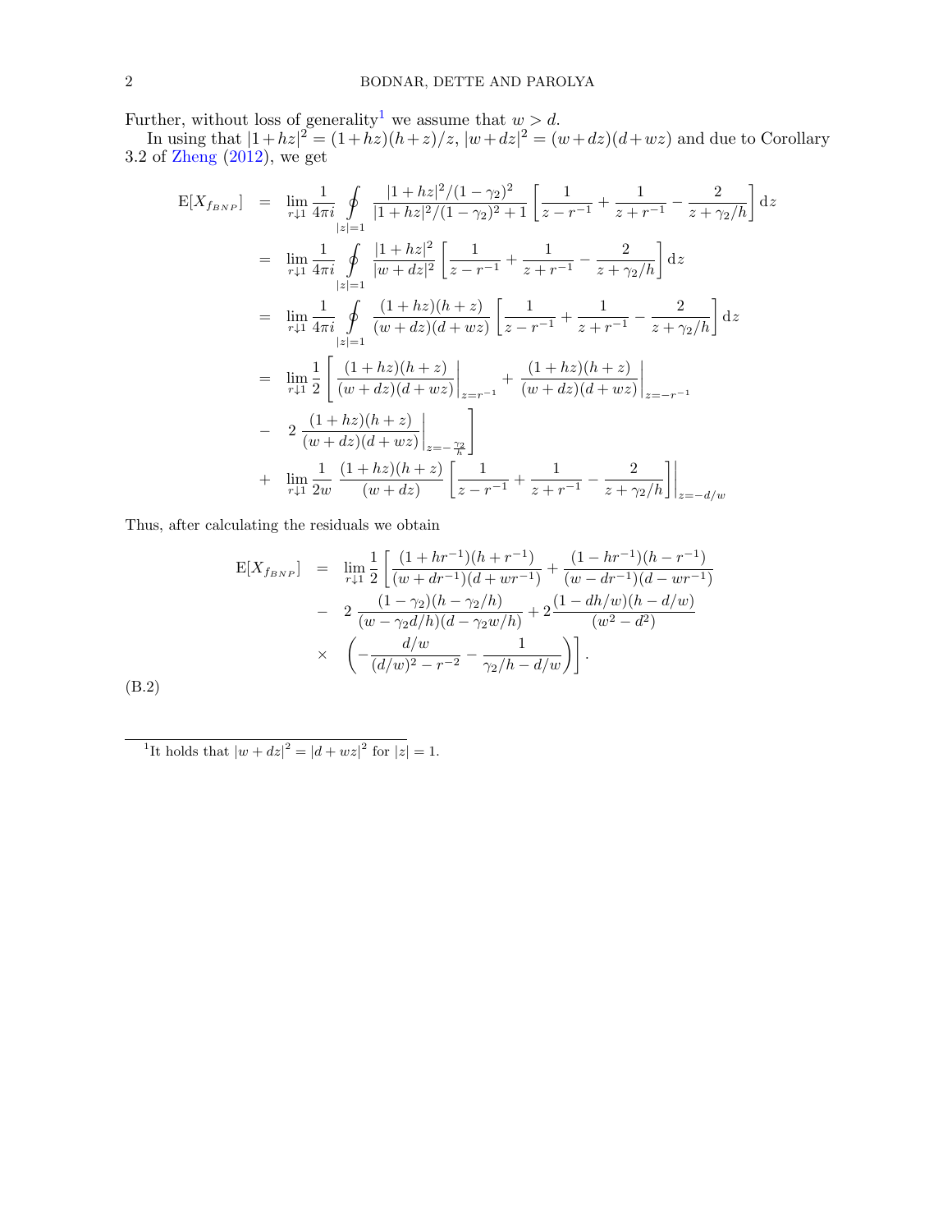Further, without loss of generality[1] we assume that $w > d$.

In using that $|1+hz|^2 = (1+hz)(h+z)/z$, $|w+dz|^2 = (w+dz)(d+wz)$ and due to Corollary 3.2 of Zheng (2012), we get

$$
\begin{aligned}
\mathrm{E}[X_{f_{BNP}}] &= \lim_{r\downarrow 1} \frac{1}{4\pi i} \oint\limits_{|z|=1} \frac{|1+hz|^2/(1-\gamma_2)^2}{|1+hz|^2/(1-\gamma_2)^2+1} \left[\frac{1}{z-r^{-1}} + \frac{1}{z+r^{-1}} - \frac{2}{z+\gamma_2/h}\right] \mathrm{d}z \\
&= \lim_{r\downarrow 1} \frac{1}{4\pi i} \oint\limits_{|z|=1} \frac{|1+hz|^2}{|w+dz|^2} \left[\frac{1}{z-r^{-1}} + \frac{1}{z+r^{-1}} - \frac{2}{z+\gamma_2/h}\right] \mathrm{d}z \\
&= \lim_{r\downarrow 1} \frac{1}{4\pi i} \oint\limits_{|z|=1} \frac{(1+hz)(h+z)}{(w+dz)(d+wz)} \left[\frac{1}{z-r^{-1}} + \frac{1}{z+r^{-1}} - \frac{2}{z+\gamma_2/h}\right] \mathrm{d}z \\
&= \lim_{r\downarrow 1} \frac{1}{2} \left[ \left.\frac{(1+hz)(h+z)}{(w+dz)(d+wz)}\right|_{z=r^{-1}} + \left.\frac{(1+hz)(h+z)}{(w+dz)(d+wz)}\right|_{z=-r^{-1}} \right. \\
&\quad - \left. 2\left.\frac{(1+hz)(h+z)}{(w+dz)(d+wz)}\right|_{z=-\frac{\gamma_2}{h}} \right] \\
&\quad + \lim_{r\downarrow 1} \frac{1}{2w} \left.\frac{(1+hz)(h+z)}{(w+dz)} \left[\frac{1}{z-r^{-1}} + \frac{1}{z+r^{-1}} - \frac{2}{z+\gamma_2/h}\right]\right|_{z=-d/w}
\end{aligned}
$$

Thus, after calculating the residuals we obtain

$$
\begin{aligned}
\mathrm{E}[X_{f_{BNP}}] &= \lim_{r\downarrow 1} \frac{1}{2} \left[ \frac{(1+hr^{-1})(h+r^{-1})}{(w+dr^{-1})(d+wr^{-1})} + \frac{(1-hr^{-1})(h-r^{-1})}{(w-dr^{-1})(d-wr^{-1})} \right. \\
&\quad - 2\,\frac{(1-\gamma_2)(h-\gamma_2/h)}{(w-\gamma_2 d/h)(d-\gamma_2 w/h)} + 2\frac{(1-dh/w)(h-d/w)}{(w^2-d^2)} \\
&\quad \times \left. \left(-\frac{d/w}{(d/w)^2-r^{-2}} - \frac{1}{\gamma_2/h - d/w}\right)\right].
\end{aligned}
\tag{B.2}
$$

[1] It holds that $|w+dz|^2 = |d+wz|^2$ for $|z| = 1$.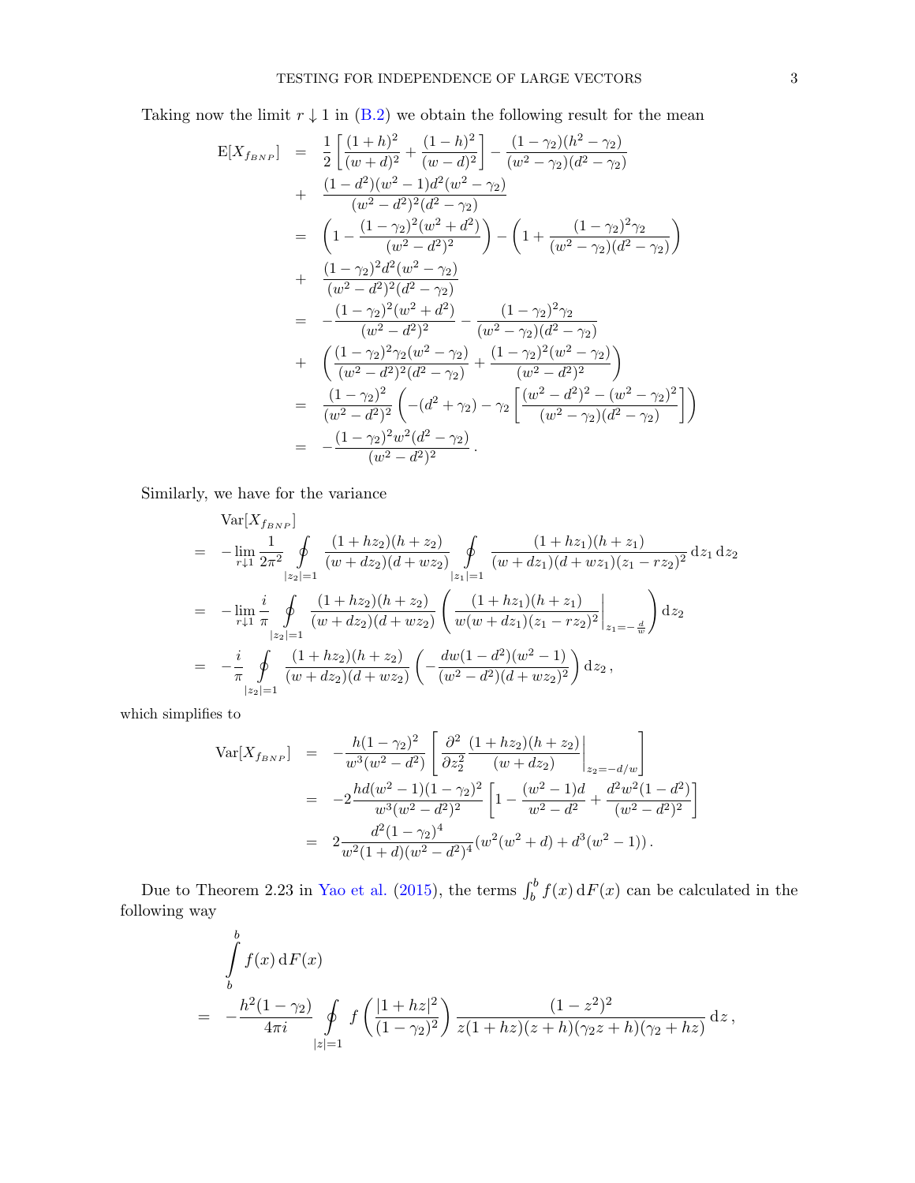Taking now the limit $r \downarrow 1$ in (B.2) we obtain the following result for the mean

$$
\begin{aligned}
\mathrm{E}[X_{f_{BNP}}] &= \frac{1}{2}\left[\frac{(1+h)^2}{(w+d)^2} + \frac{(1-h)^2}{(w-d)^2}\right] - \frac{(1-\gamma_2)(h^2-\gamma_2)}{(w^2-\gamma_2)(d^2-\gamma_2)} \\
&+ \frac{(1-d^2)(w^2-1)d^2(w^2-\gamma_2)}{(w^2-d^2)^2(d^2-\gamma_2)} \\
&= \left(1 - \frac{(1-\gamma_2)^2(w^2+d^2)}{(w^2-d^2)^2}\right) - \left(1 + \frac{(1-\gamma_2)^2\gamma_2}{(w^2-\gamma_2)(d^2-\gamma_2)}\right) \\
&+ \frac{(1-\gamma_2)^2 d^2(w^2-\gamma_2)}{(w^2-d^2)^2(d^2-\gamma_2)} \\
&= -\frac{(1-\gamma_2)^2(w^2+d^2)}{(w^2-d^2)^2} - \frac{(1-\gamma_2)^2\gamma_2}{(w^2-\gamma_2)(d^2-\gamma_2)} \\
&+ \left(\frac{(1-\gamma_2)^2\gamma_2(w^2-\gamma_2)}{(w^2-d^2)^2(d^2-\gamma_2)} + \frac{(1-\gamma_2)^2(w^2-\gamma_2)}{(w^2-d^2)^2}\right) \\
&= \frac{(1-\gamma_2)^2}{(w^2-d^2)^2}\left(-(d^2+\gamma_2) - \gamma_2\left[\frac{(w^2-d^2)^2-(w^2-\gamma_2)^2}{(w^2-\gamma_2)(d^2-\gamma_2)}\right]\right) \\
&= -\frac{(1-\gamma_2)^2 w^2(d^2-\gamma_2)}{(w^2-d^2)^2}.
\end{aligned}
$$

Similarly, we have for the variance

$$
\begin{aligned}
&\mathrm{Var}[X_{f_{BNP}}] \\
&= -\lim_{r\downarrow 1}\frac{1}{2\pi^2}\oint\limits_{|z_2|=1}\frac{(1+hz_2)(h+z_2)}{(w+dz_2)(d+wz_2)}\oint\limits_{|z_1|=1}\frac{(1+hz_1)(h+z_1)}{(w+dz_1)(d+wz_1)(z_1-rz_2)^2}\,\mathrm{d}z_1\,\mathrm{d}z_2 \\
&= -\lim_{r\downarrow 1}\frac{i}{\pi}\oint\limits_{|z_2|=1}\frac{(1+hz_2)(h+z_2)}{(w+dz_2)(d+wz_2)}\left(\left.\frac{(1+hz_1)(h+z_1)}{w(w+dz_1)(z_1-rz_2)^2}\right|_{z_1=-\frac{d}{w}}\right)\mathrm{d}z_2 \\
&= -\frac{i}{\pi}\oint\limits_{|z_2|=1}\frac{(1+hz_2)(h+z_2)}{(w+dz_2)(d+wz_2)}\left(-\frac{dw(1-d^2)(w^2-1)}{(w^2-d^2)(d+wz_2)^2}\right)\mathrm{d}z_2\,,
\end{aligned}
$$

which simplifies to

$$
\begin{aligned}
\mathrm{Var}[X_{f_{BNP}}] &= -\frac{h(1-\gamma_2)^2}{w^3(w^2-d^2)}\left[\left.\frac{\partial^2}{\partial z_2^2}\frac{(1+hz_2)(h+z_2)}{(w+dz_2)}\right|_{z_2=-d/w}\right] \\
&= -2\frac{hd(w^2-1)(1-\gamma_2)^2}{w^3(w^2-d^2)^2}\left[1 - \frac{(w^2-1)d}{w^2-d^2} + \frac{d^2w^2(1-d^2)}{(w^2-d^2)^2}\right] \\
&= 2\frac{d^2(1-\gamma_2)^4}{w^2(1+d)(w^2-d^2)^4}(w^2(w^2+d) + d^3(w^2-1)).
\end{aligned}
$$

Due to Theorem 2.23 in Yao et al. (2015), the terms $\int_b^b f(x)\,\mathrm{d}F(x)$ can be calculated in the following way

$$
\begin{aligned}
&\int\limits_b^b f(x)\,\mathrm{d}F(x) \\
&= -\frac{h^2(1-\gamma_2)}{4\pi i}\oint\limits_{|z|=1} f\left(\frac{|1+hz|^2}{(1-\gamma_2)^2}\right)\frac{(1-z^2)^2}{z(1+hz)(z+h)(\gamma_2 z+h)(\gamma_2+hz)}\,\mathrm{d}z\,,
\end{aligned}
$$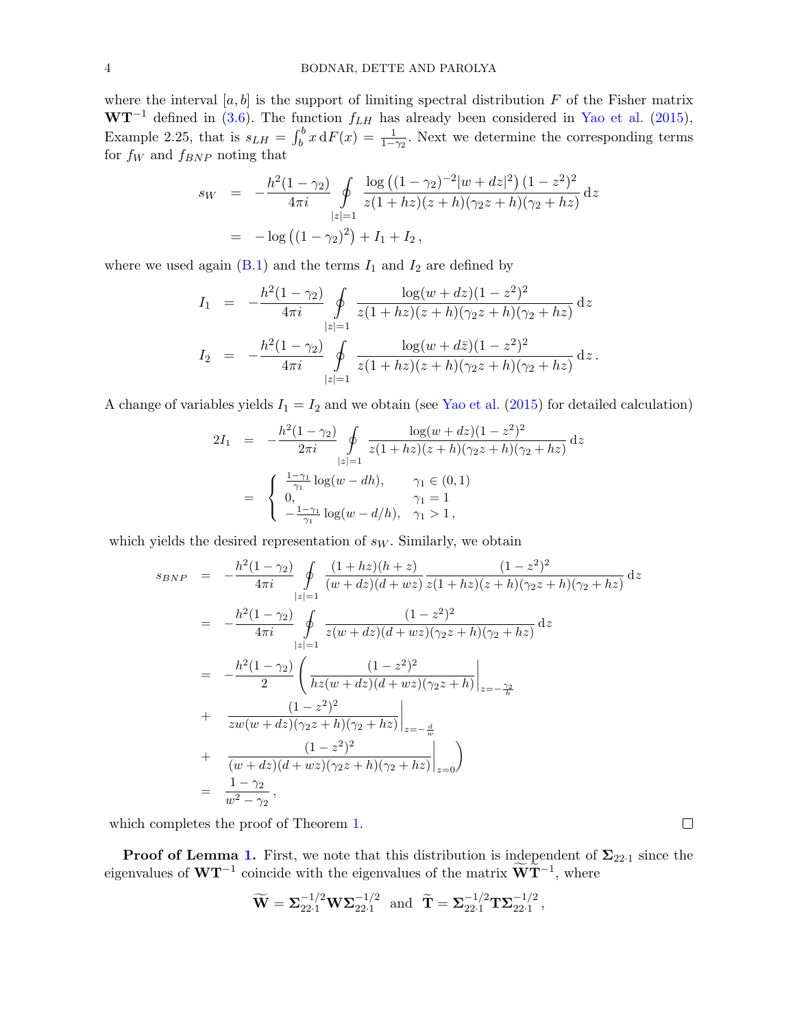where the interval $[a, b]$ is the support of limiting spectral distribution $F$ of the Fisher matrix $\mathbf{W}\mathbf{T}^{-1}$ defined in (3.6). The function $f_{LH}$ has already been considered in Yao et al. (2015), Example 2.25, that is $s_{LH} = \int_b^b x \, \mathrm{d}F(x) = \frac{1}{1-\gamma_2}$. Next we determine the corresponding terms for $f_W$ and $f_{BNP}$ noting that

$$
\begin{aligned}
s_W &= -\frac{h^2(1-\gamma_2)}{4\pi i} \oint\limits_{|z|=1} \frac{\log\left((1-\gamma_2)^{-2}|w+dz|^2\right)(1-z^2)^2}{z(1+hz)(z+h)(\gamma_2 z+h)(\gamma_2+hz)} \, \mathrm{d}z \\
&= -\log\left((1-\gamma_2)^2\right) + I_1 + I_2 \,,
\end{aligned}
$$

where we used again (B.1) and the terms $I_1$ and $I_2$ are defined by

$$
\begin{aligned}
I_1 &= -\frac{h^2(1-\gamma_2)}{4\pi i} \oint\limits_{|z|=1} \frac{\log(w+dz)(1-z^2)^2}{z(1+hz)(z+h)(\gamma_2 z+h)(\gamma_2+hz)} \, \mathrm{d}z \\
I_2 &= -\frac{h^2(1-\gamma_2)}{4\pi i} \oint\limits_{|z|=1} \frac{\log(w+d\bar{z})(1-z^2)^2}{z(1+hz)(z+h)(\gamma_2 z+h)(\gamma_2+hz)} \, \mathrm{d}z \,.
\end{aligned}
$$

A change of variables yields $I_1 = I_2$ and we obtain (see Yao et al. (2015) for detailed calculation)

$$
\begin{aligned}
2I_1 &= -\frac{h^2(1-\gamma_2)}{2\pi i} \oint\limits_{|z|=1} \frac{\log(w+dz)(1-z^2)^2}{z(1+hz)(z+h)(\gamma_2 z+h)(\gamma_2+hz)} \, \mathrm{d}z \\
&= \begin{cases} \frac{1-\gamma_1}{\gamma_1} \log(w-dh), & \gamma_1 \in (0,1) \\ 0, & \gamma_1 = 1 \\ -\frac{1-\gamma_1}{\gamma_1} \log(w-d/h), & \gamma_1 > 1 \,, \end{cases}
\end{aligned}
$$

which yields the desired representation of $s_W$. Similarly, we obtain

$$
\begin{aligned}
s_{BNP} &= -\frac{h^2(1-\gamma_2)}{4\pi i} \oint\limits_{|z|=1} \frac{(1+hz)(h+z)}{(w+dz)(d+wz)} \frac{(1-z^2)^2}{z(1+hz)(z+h)(\gamma_2 z+h)(\gamma_2+hz)} \, \mathrm{d}z \\
&= -\frac{h^2(1-\gamma_2)}{4\pi i} \oint\limits_{|z|=1} \frac{(1-z^2)^2}{z(w+dz)(d+wz)(\gamma_2 z+h)(\gamma_2+hz)} \, \mathrm{d}z \\
&= -\frac{h^2(1-\gamma_2)}{2} \left( \left. \frac{(1-z^2)^2}{hz(w+dz)(d+wz)(\gamma_2 z+h)} \right|_{z=-\frac{\gamma_2}{h}} \right. \\
&+ \left. \frac{(1-z^2)^2}{zw(w+dz)(\gamma_2 z+h)(\gamma_2+hz)} \right|_{z=-\frac{d}{w}} \\
&+ \left. \left. \frac{(1-z^2)^2}{(w+dz)(d+wz)(\gamma_2 z+h)(\gamma_2+hz)} \right|_{z=0} \right) \\
&= \frac{1-\gamma_2}{w^2-\gamma_2} \,,
\end{aligned}
$$

which completes the proof of Theorem 1. □

**Proof of Lemma 1.** First, we note that this distribution is independent of $\mathbf{\Sigma}_{22\cdot 1}$ since the eigenvalues of $\mathbf{W}\mathbf{T}^{-1}$ coincide with the eigenvalues of the matrix $\widetilde{\mathbf{W}}\widetilde{\mathbf{T}}^{-1}$, where

$$
\widetilde{\mathbf{W}} = \mathbf{\Sigma}_{22\cdot 1}^{-1/2} \mathbf{W} \mathbf{\Sigma}_{22\cdot 1}^{-1/2} \quad \text{and} \quad \widetilde{\mathbf{T}} = \mathbf{\Sigma}_{22\cdot 1}^{-1/2} \mathbf{T} \mathbf{\Sigma}_{22\cdot 1}^{-1/2} \,,
$$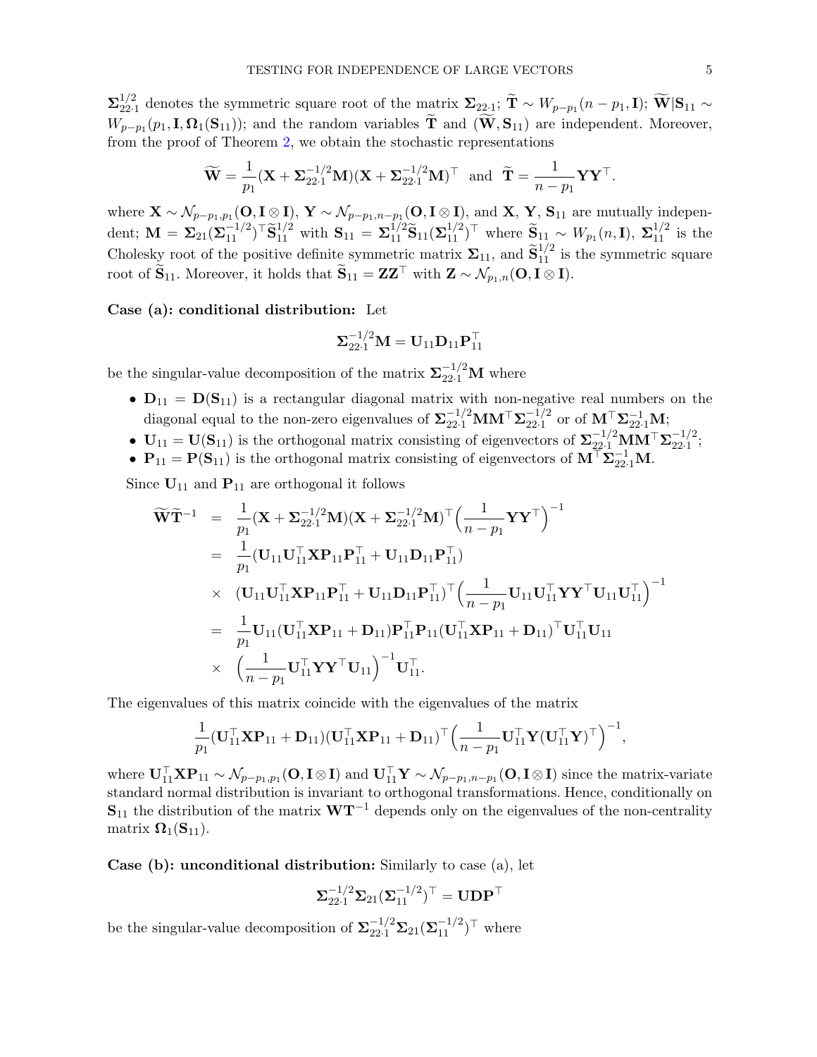$\mathbf{\Sigma}_{22\cdot 1}^{1/2}$ denotes the symmetric square root of the matrix $\mathbf{\Sigma}_{22\cdot 1}$; $\widetilde{\mathbf{T}} \sim W_{p-p_1}(n-p_1, \mathbf{I})$; $\widetilde{\mathbf{W}}|\mathbf{S}_{11} \sim W_{p-p_1}(p_1, \mathbf{I}, \mathbf{\Omega}_1(\mathbf{S}_{11}))$; and the random variables $\widetilde{\mathbf{T}}$ and $(\widetilde{\mathbf{W}}, \mathbf{S}_{11})$ are independent. Moreover, from the proof of Theorem 2, we obtain the stochastic representations

$$\widetilde{\mathbf{W}} = \frac{1}{p_1}(\mathbf{X} + \mathbf{\Sigma}_{22\cdot 1}^{-1/2}\mathbf{M})(\mathbf{X} + \mathbf{\Sigma}_{22\cdot 1}^{-1/2}\mathbf{M})^\top \quad \text{and} \quad \widetilde{\mathbf{T}} = \frac{1}{n-p_1}\mathbf{Y}\mathbf{Y}^\top.$$

where $\mathbf{X} \sim \mathcal{N}_{p-p_1,p_1}(\mathbf{O}, \mathbf{I} \otimes \mathbf{I})$, $\mathbf{Y} \sim \mathcal{N}_{p-p_1,n-p_1}(\mathbf{O}, \mathbf{I} \otimes \mathbf{I})$, and $\mathbf{X}$, $\mathbf{Y}$, $\mathbf{S}_{11}$ are mutually independent; $\mathbf{M} = \mathbf{\Sigma}_{21}(\mathbf{\Sigma}_{11}^{-1/2})^\top \widetilde{\mathbf{S}}_{11}^{1/2}$ with $\mathbf{S}_{11} = \mathbf{\Sigma}_{11}^{1/2}\widetilde{\mathbf{S}}_{11}(\mathbf{\Sigma}_{11}^{1/2})^\top$ where $\widetilde{\mathbf{S}}_{11} \sim W_{p_1}(n, \mathbf{I})$, $\mathbf{\Sigma}_{11}^{1/2}$ is the Cholesky root of the positive definite symmetric matrix $\mathbf{\Sigma}_{11}$, and $\widetilde{\mathbf{S}}_{11}^{1/2}$ is the symmetric square root of $\widetilde{\mathbf{S}}_{11}$. Moreover, it holds that $\widetilde{\mathbf{S}}_{11} = \mathbf{Z}\mathbf{Z}^\top$ with $\mathbf{Z} \sim \mathcal{N}_{p_1,n}(\mathbf{O}, \mathbf{I} \otimes \mathbf{I})$.

**Case (a): conditional distribution:** Let

$$\mathbf{\Sigma}_{22\cdot 1}^{-1/2}\mathbf{M} = \mathbf{U}_{11}\mathbf{D}_{11}\mathbf{P}_{11}^\top$$

be the singular-value decomposition of the matrix $\mathbf{\Sigma}_{22\cdot 1}^{-1/2}\mathbf{M}$ where

- $\mathbf{D}_{11} = \mathbf{D}(\mathbf{S}_{11})$ is a rectangular diagonal matrix with non-negative real numbers on the diagonal equal to the non-zero eigenvalues of $\mathbf{\Sigma}_{22\cdot 1}^{-1/2}\mathbf{M}\mathbf{M}^\top\mathbf{\Sigma}_{22\cdot 1}^{-1/2}$ or of $\mathbf{M}^\top\mathbf{\Sigma}_{22\cdot 1}^{-1}\mathbf{M}$;
- $\mathbf{U}_{11} = \mathbf{U}(\mathbf{S}_{11})$ is the orthogonal matrix consisting of eigenvectors of $\mathbf{\Sigma}_{22\cdot 1}^{-1/2}\mathbf{M}\mathbf{M}^\top\mathbf{\Sigma}_{22\cdot 1}^{-1/2}$;
- $\mathbf{P}_{11} = \mathbf{P}(\mathbf{S}_{11})$ is the orthogonal matrix consisting of eigenvectors of $\mathbf{M}^\top\mathbf{\Sigma}_{22\cdot 1}^{-1}\mathbf{M}$.

Since $\mathbf{U}_{11}$ and $\mathbf{P}_{11}$ are orthogonal it follows

$$\begin{aligned}
\widetilde{\mathbf{W}}\widetilde{\mathbf{T}}^{-1} &= \frac{1}{p_1}(\mathbf{X} + \mathbf{\Sigma}_{22\cdot 1}^{-1/2}\mathbf{M})(\mathbf{X} + \mathbf{\Sigma}_{22\cdot 1}^{-1/2}\mathbf{M})^\top \Big(\frac{1}{n-p_1}\mathbf{Y}\mathbf{Y}^\top\Big)^{-1} \\
&= \frac{1}{p_1}(\mathbf{U}_{11}\mathbf{U}_{11}^\top\mathbf{X}\mathbf{P}_{11}\mathbf{P}_{11}^\top + \mathbf{U}_{11}\mathbf{D}_{11}\mathbf{P}_{11}^\top) \\
&\times \ (\mathbf{U}_{11}\mathbf{U}_{11}^\top\mathbf{X}\mathbf{P}_{11}\mathbf{P}_{11}^\top + \mathbf{U}_{11}\mathbf{D}_{11}\mathbf{P}_{11}^\top)^\top \Big(\frac{1}{n-p_1}\mathbf{U}_{11}\mathbf{U}_{11}^\top\mathbf{Y}\mathbf{Y}^\top\mathbf{U}_{11}\mathbf{U}_{11}^\top\Big)^{-1} \\
&= \frac{1}{p_1}\mathbf{U}_{11}(\mathbf{U}_{11}^\top\mathbf{X}\mathbf{P}_{11} + \mathbf{D}_{11})\mathbf{P}_{11}^\top\mathbf{P}_{11}(\mathbf{U}_{11}^\top\mathbf{X}\mathbf{P}_{11} + \mathbf{D}_{11})^\top\mathbf{U}_{11}^\top\mathbf{U}_{11} \\
&\times \ \Big(\frac{1}{n-p_1}\mathbf{U}_{11}^\top\mathbf{Y}\mathbf{Y}^\top\mathbf{U}_{11}\Big)^{-1}\mathbf{U}_{11}^\top.
\end{aligned}$$

The eigenvalues of this matrix coincide with the eigenvalues of the matrix

$$\frac{1}{p_1}(\mathbf{U}_{11}^\top\mathbf{X}\mathbf{P}_{11} + \mathbf{D}_{11})(\mathbf{U}_{11}^\top\mathbf{X}\mathbf{P}_{11} + \mathbf{D}_{11})^\top\Big(\frac{1}{n-p_1}\mathbf{U}_{11}^\top\mathbf{Y}(\mathbf{U}_{11}^\top\mathbf{Y})^\top\Big)^{-1},$$

where $\mathbf{U}_{11}^\top\mathbf{X}\mathbf{P}_{11} \sim \mathcal{N}_{p-p_1,p_1}(\mathbf{O}, \mathbf{I} \otimes \mathbf{I})$ and $\mathbf{U}_{11}^\top\mathbf{Y} \sim \mathcal{N}_{p-p_1,n-p_1}(\mathbf{O}, \mathbf{I} \otimes \mathbf{I})$ since the matrix-variate standard normal distribution is invariant to orthogonal transformations. Hence, conditionally on $\mathbf{S}_{11}$ the distribution of the matrix $\mathbf{W}\mathbf{T}^{-1}$ depends only on the eigenvalues of the non-centrality matrix $\mathbf{\Omega}_1(\mathbf{S}_{11})$.

**Case (b): unconditional distribution:** Similarly to case (a), let

$$\mathbf{\Sigma}_{22\cdot 1}^{-1/2}\mathbf{\Sigma}_{21}(\mathbf{\Sigma}_{11}^{-1/2})^\top = \mathbf{U}\mathbf{D}\mathbf{P}^\top$$

be the singular-value decomposition of $\mathbf{\Sigma}_{22\cdot 1}^{-1/2}\mathbf{\Sigma}_{21}(\mathbf{\Sigma}_{11}^{-1/2})^\top$ where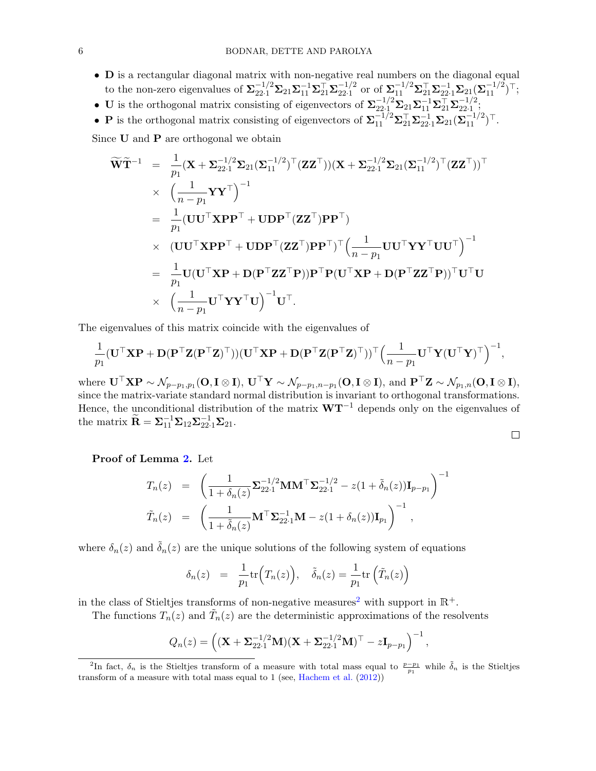- $\mathbf{D}$ is a rectangular diagonal matrix with non-negative real numbers on the diagonal equal to the non-zero eigenvalues of $\boldsymbol{\Sigma}_{22\cdot1}^{-1/2}\boldsymbol{\Sigma}_{21}\boldsymbol{\Sigma}_{11}^{-1}\boldsymbol{\Sigma}_{21}^\top\boldsymbol{\Sigma}_{22\cdot1}^{-1/2}$ or of $\boldsymbol{\Sigma}_{11}^{-1/2}\boldsymbol{\Sigma}_{21}^\top\boldsymbol{\Sigma}_{22\cdot1}^{-1}\boldsymbol{\Sigma}_{21}(\boldsymbol{\Sigma}_{11}^{-1/2})^\top$;
- $\mathbf{U}$ is the orthogonal matrix consisting of eigenvectors of $\boldsymbol{\Sigma}_{22\cdot1}^{-1/2}\boldsymbol{\Sigma}_{21}\boldsymbol{\Sigma}_{11}^{-1}\boldsymbol{\Sigma}_{21}^\top\boldsymbol{\Sigma}_{22\cdot1}^{-1/2}$;
- $\mathbf{P}$ is the orthogonal matrix consisting of eigenvectors of $\boldsymbol{\Sigma}_{11}^{-1/2}\boldsymbol{\Sigma}_{21}^\top\boldsymbol{\Sigma}_{22\cdot1}^{-1}\boldsymbol{\Sigma}_{21}(\boldsymbol{\Sigma}_{11}^{-1/2})^\top$.

Since $\mathbf{U}$ and $\mathbf{P}$ are orthogonal we obtain

$$
\begin{aligned}
\widetilde{\mathbf{W}}\widetilde{\mathbf{T}}^{-1} &= \frac{1}{p_1}(\mathbf{X}+\boldsymbol{\Sigma}_{22\cdot1}^{-1/2}\boldsymbol{\Sigma}_{21}(\boldsymbol{\Sigma}_{11}^{-1/2})^\top(\mathbf{Z}\mathbf{Z}^\top))(\mathbf{X}+\boldsymbol{\Sigma}_{22\cdot1}^{-1/2}\boldsymbol{\Sigma}_{21}(\boldsymbol{\Sigma}_{11}^{-1/2})^\top(\mathbf{Z}\mathbf{Z}^\top))^\top \\
&\times \left(\frac{1}{n-p_1}\mathbf{Y}\mathbf{Y}^\top\right)^{-1} \\
&= \frac{1}{p_1}(\mathbf{U}\mathbf{U}^\top\mathbf{X}\mathbf{P}\mathbf{P}^\top+\mathbf{U}\mathbf{D}\mathbf{P}^\top(\mathbf{Z}\mathbf{Z}^\top)\mathbf{P}\mathbf{P}^\top) \\
&\times (\mathbf{U}\mathbf{U}^\top\mathbf{X}\mathbf{P}\mathbf{P}^\top+\mathbf{U}\mathbf{D}\mathbf{P}^\top(\mathbf{Z}\mathbf{Z}^\top)\mathbf{P}\mathbf{P}^\top)^\top\Big(\frac{1}{n-p_1}\mathbf{U}\mathbf{U}^\top\mathbf{Y}\mathbf{Y}^\top\mathbf{U}\mathbf{U}^\top\Big)^{-1} \\
&= \frac{1}{p_1}\mathbf{U}(\mathbf{U}^\top\mathbf{X}\mathbf{P}+\mathbf{D}(\mathbf{P}^\top\mathbf{Z}\mathbf{Z}^\top\mathbf{P}))\mathbf{P}^\top\mathbf{P}(\mathbf{U}^\top\mathbf{X}\mathbf{P}+\mathbf{D}(\mathbf{P}^\top\mathbf{Z}\mathbf{Z}^\top\mathbf{P}))^\top\mathbf{U}^\top\mathbf{U} \\
&\times \Big(\frac{1}{n-p_1}\mathbf{U}^\top\mathbf{Y}\mathbf{Y}^\top\mathbf{U}\Big)^{-1}\mathbf{U}^\top.
\end{aligned}
$$

The eigenvalues of this matrix coincide with the eigenvalues of

$$
\frac{1}{p_1}(\mathbf{U}^\top\mathbf{X}\mathbf{P}+\mathbf{D}(\mathbf{P}^\top\mathbf{Z}(\mathbf{P}^\top\mathbf{Z})^\top))(\mathbf{U}^\top\mathbf{X}\mathbf{P}+\mathbf{D}(\mathbf{P}^\top\mathbf{Z}(\mathbf{P}^\top\mathbf{Z})^\top))^\top\Big(\frac{1}{n-p_1}\mathbf{U}^\top\mathbf{Y}(\mathbf{U}^\top\mathbf{Y})^\top\Big)^{-1},
$$

where $\mathbf{U}^\top\mathbf{X}\mathbf{P}\sim\mathcal{N}_{p-p_1,p_1}(\mathbf{O},\mathbf{I}\otimes\mathbf{I})$, $\mathbf{U}^\top\mathbf{Y}\sim\mathcal{N}_{p-p_1,n-p_1}(\mathbf{O},\mathbf{I}\otimes\mathbf{I})$, and $\mathbf{P}^\top\mathbf{Z}\sim\mathcal{N}_{p_1,n}(\mathbf{O},\mathbf{I}\otimes\mathbf{I})$, since the matrix-variate standard normal distribution is invariant to orthogonal transformations. Hence, the unconditional distribution of the matrix $\mathbf{W}\mathbf{T}^{-1}$ depends only on the eigenvalues of the matrix $\widetilde{\mathbf{R}}=\boldsymbol{\Sigma}_{11}^{-1}\boldsymbol{\Sigma}_{12}\boldsymbol{\Sigma}_{22\cdot1}^{-1}\boldsymbol{\Sigma}_{21}$.

□

**Proof of Lemma 2.** Let

$$
\begin{aligned}
T_n(z) &= \left(\frac{1}{1+\delta_n(z)}\boldsymbol{\Sigma}_{22\cdot1}^{-1/2}\mathbf{M}\mathbf{M}^\top\boldsymbol{\Sigma}_{22\cdot1}^{-1/2}-z(1+\tilde{\delta}_n(z))\mathbf{I}_{p-p_1}\right)^{-1} \\
\tilde{T}_n(z) &= \left(\frac{1}{1+\tilde{\delta}_n(z)}\mathbf{M}^\top\boldsymbol{\Sigma}_{22\cdot1}^{-1}\mathbf{M}-z(1+\delta_n(z))\mathbf{I}_{p_1}\right)^{-1},
\end{aligned}
$$

where $\delta_n(z)$ and $\tilde{\delta}_n(z)$ are the unique solutions of the following system of equations

$$
\delta_n(z) = \frac{1}{p_1}\mathrm{tr}\Big(T_n(z)\Big), \quad \tilde{\delta}_n(z)=\frac{1}{p_1}\mathrm{tr}\left(\tilde{T}_n(z)\right)
$$

in the class of Stieltjes transforms of non-negative measures[2] with support in $\mathbb{R}^+$.

The functions $T_n(z)$ and $\tilde{T}_n(z)$ are the deterministic approximations of the resolvents

$$
Q_n(z)=\left((\mathbf{X}+\boldsymbol{\Sigma}_{22\cdot1}^{-1/2}\mathbf{M})(\mathbf{X}+\boldsymbol{\Sigma}_{22\cdot1}^{-1/2}\mathbf{M})^\top-z\mathbf{I}_{p-p_1}\right)^{-1},
$$

[2] In fact, $\delta_n$ is the Stieltjes transform of a measure with total mass equal to $\frac{p-p_1}{p_1}$ while $\tilde{\delta}_n$ is the Stieltjes transform of a measure with total mass equal to 1 (see, Hachem et al. (2012))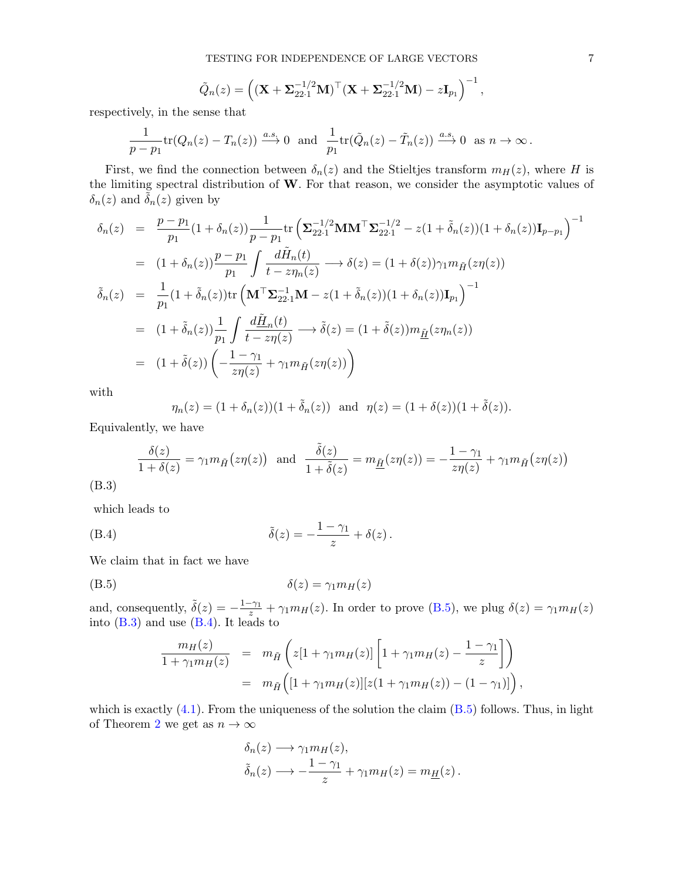$$\tilde{Q}_n(z) = \left( (\mathbf{X} + \mathbf{\Sigma}_{22\cdot 1}^{-1/2}\mathbf{M})^\top (\mathbf{X} + \mathbf{\Sigma}_{22\cdot 1}^{-1/2}\mathbf{M}) - z\mathbf{I}_{p_1} \right)^{-1},$$

respectively, in the sense that

$$\frac{1}{p-p_1}\text{tr}(Q_n(z) - T_n(z)) \xrightarrow{a.s.} 0 \quad \text{and} \quad \frac{1}{p_1}\text{tr}(\tilde{Q}_n(z) - \tilde{T}_n(z)) \xrightarrow{a.s.} 0 \quad \text{as } n \to \infty .$$

First, we find the connection between $\delta_n(z)$ and the Stieltjes transform $m_H(z)$, where $H$ is the limiting spectral distribution of $\mathbf{W}$. For that reason, we consider the asymptotic values of $\delta_n(z)$ and $\tilde{\delta}_n(z)$ given by

$$\begin{aligned}
\delta_n(z) &= \frac{p-p_1}{p_1}(1+\delta_n(z))\frac{1}{p-p_1}\text{tr}\left(\mathbf{\Sigma}_{22\cdot 1}^{-1/2}\mathbf{M}\mathbf{M}^\top\mathbf{\Sigma}_{22\cdot 1}^{-1/2} - z(1+\tilde{\delta}_n(z))(1+\delta_n(z))\mathbf{I}_{p-p_1}\right)^{-1} \\
&= (1+\delta_n(z))\frac{p-p_1}{p_1}\int \frac{d\tilde{H}_n(t)}{t - z\eta_n(z)} \longrightarrow \delta(z) = (1+\delta(z))\gamma_1 m_{\tilde{H}}(z\eta(z)) \\
\tilde{\delta}_n(z) &= \frac{1}{p_1}(1+\tilde{\delta}_n(z))\text{tr}\left(\mathbf{M}^\top\mathbf{\Sigma}_{22\cdot 1}^{-1}\mathbf{M} - z(1+\tilde{\delta}_n(z))(1+\delta_n(z))\mathbf{I}_{p_1}\right)^{-1} \\
&= (1+\tilde{\delta}_n(z))\frac{1}{p_1}\int \frac{d\underline{\tilde{H}}_n(t)}{t - z\eta(z)} \longrightarrow \tilde{\delta}(z) = (1+\tilde{\delta}(z))m_{\underline{\tilde{H}}}(z\eta_n(z)) \\
&= (1+\tilde{\delta}(z))\left(-\frac{1-\gamma_1}{z\eta(z)} + \gamma_1 m_{\tilde{H}}(z\eta(z))\right)
\end{aligned}$$

with

$$\eta_n(z) = (1+\delta_n(z))(1+\tilde{\delta}_n(z)) \quad \text{and} \quad \eta(z) = (1+\delta(z))(1+\tilde{\delta}(z)).$$

Equivalently, we have

$$\frac{\delta(z)}{1+\delta(z)} = \gamma_1 m_{\tilde{H}}\big(z\eta(z)\big) \quad \text{and} \quad \frac{\tilde{\delta}(z)}{1+\tilde{\delta}(z)} = m_{\underline{\tilde{H}}}(z\eta(z)) = -\frac{1-\gamma_1}{z\eta(z)} + \gamma_1 m_{\tilde{H}}\big(z\eta(z)\big) \tag{B.3}$$

which leads to

$$\tilde{\delta}(z) = -\frac{1-\gamma_1}{z} + \delta(z)\,. \tag{B.4}$$

We claim that in fact we have

$$\delta(z) = \gamma_1 m_H(z) \tag{B.5}$$

and, consequently, $\tilde{\delta}(z) = -\frac{1-\gamma_1}{z} + \gamma_1 m_H(z)$. In order to prove (B.5), we plug $\delta(z) = \gamma_1 m_H(z)$ into (B.3) and use (B.4). It leads to

$$\begin{aligned}
\frac{m_H(z)}{1+\gamma_1 m_H(z)} &= m_{\tilde{H}}\left(z[1+\gamma_1 m_H(z)]\left[1+\gamma_1 m_H(z) - \frac{1-\gamma_1}{z}\right]\right) \\
&= m_{\tilde{H}}\Big([1+\gamma_1 m_H(z)][z(1+\gamma_1 m_H(z)) - (1-\gamma_1)]\Big),
\end{aligned}$$

which is exactly (4.1). From the uniqueness of the solution the claim (B.5) follows. Thus, in light of Theorem 2 we get as $n \to \infty$

$$\begin{aligned}
\delta_n(z) &\longrightarrow \gamma_1 m_H(z), \\
\tilde{\delta}_n(z) &\longrightarrow -\frac{1-\gamma_1}{z} + \gamma_1 m_H(z) = m_{\underline{H}}(z)\,.
\end{aligned}$$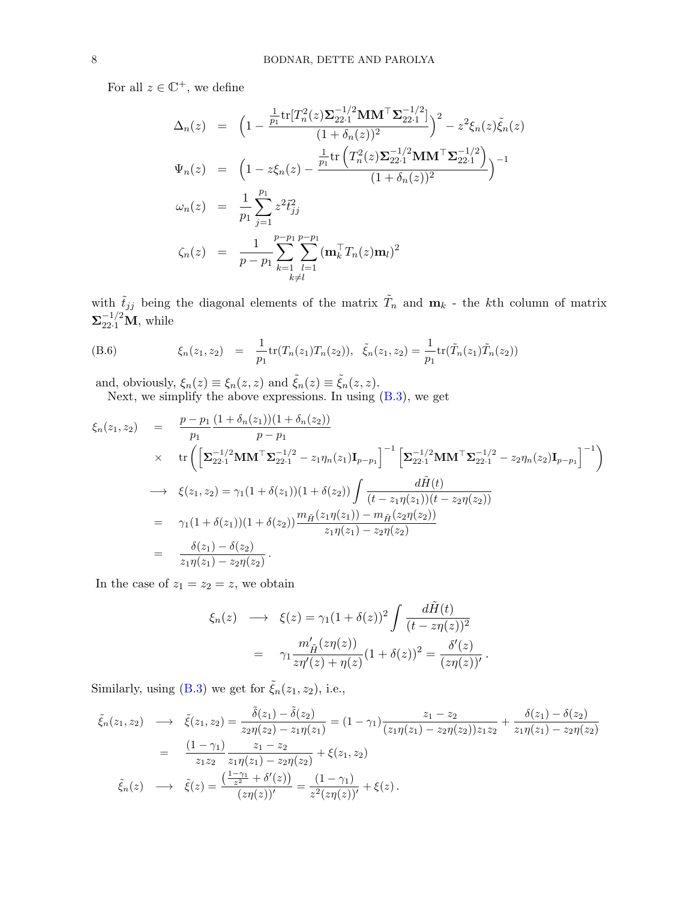For all $z \in \mathbb{C}^+$, we define

$$
\begin{aligned}
\Delta_n(z) &= \Big(1 - \frac{\frac{1}{p_1}\mathrm{tr}[T_n^2(z)\mathbf{\Sigma}_{22\cdot 1}^{-1/2}\mathbf{M}\mathbf{M}^\top\mathbf{\Sigma}_{22\cdot 1}^{-1/2}]}{(1+\delta_n(z))^2}\Big)^2 - z^2\xi_n(z)\tilde{\xi}_n(z)\\
\Psi_n(z) &= \Big(1 - z\xi_n(z) - \frac{\frac{1}{p_1}\mathrm{tr}\left(T_n^2(z)\mathbf{\Sigma}_{22\cdot 1}^{-1/2}\mathbf{M}\mathbf{M}^\top\mathbf{\Sigma}_{22\cdot 1}^{-1/2}\right)}{(1+\delta_n(z))^2}\Big)^{-1}\\
\omega_n(z) &= \frac{1}{p_1}\sum_{j=1}^{p_1} z^2\tilde{t}_{jj}^2\\
\zeta_n(z) &= \frac{1}{p-p_1}\sum_{\substack{k=1\\k\neq l}}^{p-p_1}\sum_{l=1}^{p-p_1}(\mathbf{m}_k^\top T_n(z)\mathbf{m}_l)^2
\end{aligned}
$$

with $\tilde{t}_{jj}$ being the diagonal elements of the matrix $\tilde{T}_n$ and $\mathbf{m}_k$ - the $k$th column of matrix $\mathbf{\Sigma}_{22\cdot 1}^{-1/2}\mathbf{M}$, while

$$
\xi_n(z_1,z_2) = \frac{1}{p_1}\mathrm{tr}(T_n(z_1)T_n(z_2)), \quad \tilde{\xi}_n(z_1,z_2) = \frac{1}{p_1}\mathrm{tr}(\tilde{T}_n(z_1)\tilde{T}_n(z_2)) \tag{B.6}
$$

and, obviously, $\xi_n(z) \equiv \xi_n(z,z)$ and $\tilde{\xi}_n(z) \equiv \tilde{\xi}_n(z,z)$.

Next, we simplify the above expressions. In using (B.3), we get

$$
\begin{aligned}
\xi_n(z_1,z_2) &= \frac{p-p_1}{p_1}\frac{(1+\delta_n(z_1))(1+\delta_n(z_2))}{p-p_1}\\
&\times \mathrm{tr}\left(\left[\mathbf{\Sigma}_{22\cdot 1}^{-1/2}\mathbf{M}\mathbf{M}^\top\mathbf{\Sigma}_{22\cdot 1}^{-1/2} - z_1\eta_n(z_1)\mathbf{I}_{p-p_1}\right]^{-1}\left[\mathbf{\Sigma}_{22\cdot 1}^{-1/2}\mathbf{M}\mathbf{M}^\top\mathbf{\Sigma}_{22\cdot 1}^{-1/2} - z_2\eta_n(z_2)\mathbf{I}_{p-p_1}\right]^{-1}\right)\\
&\longrightarrow \xi(z_1,z_2) = \gamma_1(1+\delta(z_1))(1+\delta(z_2))\int\frac{d\tilde{H}(t)}{(t-z_1\eta(z_1))(t-z_2\eta(z_2))}\\
&= \gamma_1(1+\delta(z_1))(1+\delta(z_2))\frac{m_{\tilde{H}}(z_1\eta(z_1)) - m_{\tilde{H}}(z_2\eta(z_2))}{z_1\eta(z_1)-z_2\eta(z_2)}\\
&= \frac{\delta(z_1)-\delta(z_2)}{z_1\eta(z_1)-z_2\eta(z_2)}\,.
\end{aligned}
$$

In the case of $z_1 = z_2 = z$, we obtain

$$
\begin{aligned}
\xi_n(z) &\longrightarrow \xi(z) = \gamma_1(1+\delta(z))^2\int\frac{d\tilde{H}(t)}{(t-z\eta(z))^2}\\
&= \gamma_1\frac{m'_{\tilde{H}}(z\eta(z))}{z\eta'(z)+\eta(z)}(1+\delta(z))^2 = \frac{\delta'(z)}{(z\eta(z))'}\,.
\end{aligned}
$$

Similarly, using (B.3) we get for $\tilde{\xi}_n(z_1,z_2)$, i.e.,

$$
\begin{aligned}
\tilde{\xi}_n(z_1,z_2) &\longrightarrow \tilde{\xi}(z_1,z_2) = \frac{\tilde{\delta}(z_1)-\tilde{\delta}(z_2)}{z_2\eta(z_2)-z_1\eta(z_1)} = (1-\gamma_1)\frac{z_1-z_2}{(z_1\eta(z_1)-z_2\eta(z_2))z_1z_2} + \frac{\delta(z_1)-\delta(z_2)}{z_1\eta(z_1)-z_2\eta(z_2)}\\
&= \frac{(1-\gamma_1)}{z_1z_2}\frac{z_1-z_2}{z_1\eta(z_1)-z_2\eta(z_2)} + \xi(z_1,z_2)\\
\tilde{\xi}_n(z) &\longrightarrow \tilde{\xi}(z) = \frac{\left(\frac{1-\gamma_1}{z^2}+\delta'(z)\right)}{(z\eta(z))'} = \frac{(1-\gamma_1)}{z^2(z\eta(z))'} + \xi(z)\,.
\end{aligned}
$$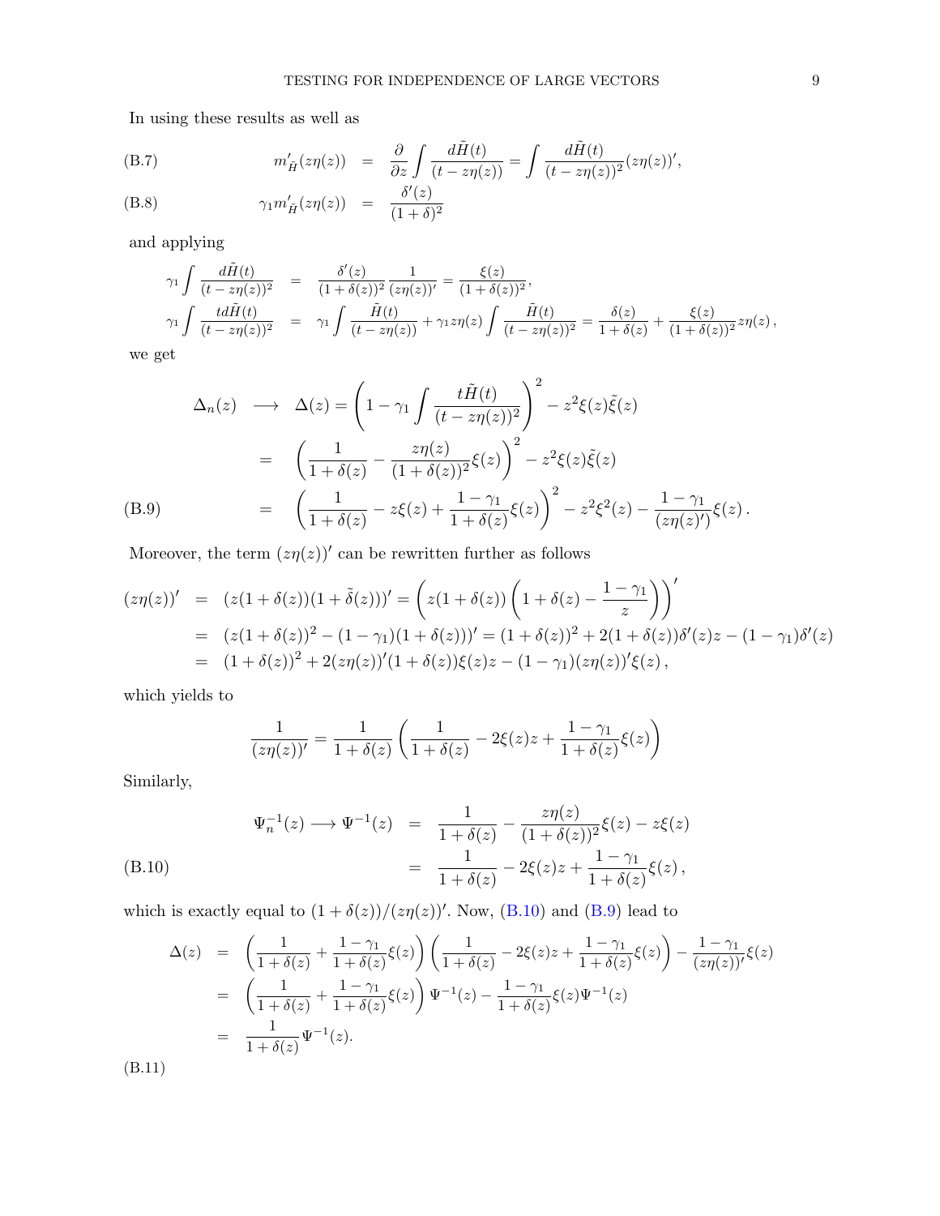In using these results as well as

$$
\begin{aligned}
m'_{\tilde{H}}(z\eta(z)) &= \frac{\partial}{\partial z}\int \frac{d\tilde{H}(t)}{(t-z\eta(z))} = \int \frac{d\tilde{H}(t)}{(t-z\eta(z))^2}(z\eta(z))', && \text{(B.7)}\\
\gamma_1 m'_{\tilde{H}}(z\eta(z)) &= \frac{\delta'(z)}{(1+\delta)^2} && \text{(B.8)}
\end{aligned}
$$

and applying

$$
\begin{aligned}
\gamma_1\int \frac{d\tilde{H}(t)}{(t-z\eta(z))^2} &= \frac{\delta'(z)}{(1+\delta(z))^2}\frac{1}{(z\eta(z))'} = \frac{\xi(z)}{(1+\delta(z))^2},\\
\gamma_1\int \frac{td\tilde{H}(t)}{(t-z\eta(z))^2} &= \gamma_1\int \frac{\tilde{H}(t)}{(t-z\eta(z))} + \gamma_1 z\eta(z)\int \frac{\tilde{H}(t)}{(t-z\eta(z))^2} = \frac{\delta(z)}{1+\delta(z)} + \frac{\xi(z)}{(1+\delta(z))^2}z\eta(z)\,,
\end{aligned}
$$

we get

$$
\begin{aligned}
\Delta_n(z) \longrightarrow \Delta(z) &= \left(1-\gamma_1\int\frac{t\tilde{H}(t)}{(t-z\eta(z))^2}\right)^2 - z^2\xi(z)\tilde{\xi}(z)\\
&= \left(\frac{1}{1+\delta(z)} - \frac{z\eta(z)}{(1+\delta(z))^2}\xi(z)\right)^2 - z^2\xi(z)\tilde{\xi}(z)\\
&= \left(\frac{1}{1+\delta(z)} - z\xi(z) + \frac{1-\gamma_1}{1+\delta(z)}\xi(z)\right)^2 - z^2\xi^2(z) - \frac{1-\gamma_1}{(z\eta(z)')}\xi(z)\,. \qquad \text{(B.9)}
\end{aligned}
$$

Moreover, the term $(z\eta(z))'$ can be rewritten further as follows

$$
\begin{aligned}
(z\eta(z))' &= (z(1+\delta(z))(1+\tilde{\delta}(z)))' = \left(z(1+\delta(z))\left(1+\delta(z)-\frac{1-\gamma_1}{z}\right)\right)'\\
&= (z(1+\delta(z))^2 - (1-\gamma_1)(1+\delta(z)))' = (1+\delta(z))^2 + 2(1+\delta(z))\delta'(z)z - (1-\gamma_1)\delta'(z)\\
&= (1+\delta(z))^2 + 2(z\eta(z))'(1+\delta(z))\xi(z)z - (1-\gamma_1)(z\eta(z))'\xi(z)\,,
\end{aligned}
$$

which yields to

$$
\frac{1}{(z\eta(z))'} = \frac{1}{1+\delta(z)}\left(\frac{1}{1+\delta(z)} - 2\xi(z)z + \frac{1-\gamma_1}{1+\delta(z)}\xi(z)\right)
$$

Similarly,

$$
\begin{aligned}
\Psi_n^{-1}(z) \longrightarrow \Psi^{-1}(z) &= \frac{1}{1+\delta(z)} - \frac{z\eta(z)}{(1+\delta(z))^2}\xi(z) - z\xi(z)\\
&= \frac{1}{1+\delta(z)} - 2\xi(z)z + \frac{1-\gamma_1}{1+\delta(z)}\xi(z)\,, \qquad \text{(B.10)}
\end{aligned}
$$

which is exactly equal to $(1+\delta(z))/(z\eta(z))'$. Now, (B.10) and (B.9) lead to

$$
\begin{aligned}
\Delta(z) &= \left(\frac{1}{1+\delta(z)} + \frac{1-\gamma_1}{1+\delta(z)}\xi(z)\right)\left(\frac{1}{1+\delta(z)} - 2\xi(z)z + \frac{1-\gamma_1}{1+\delta(z)}\xi(z)\right) - \frac{1-\gamma_1}{(z\eta(z))'}\xi(z)\\
&= \left(\frac{1}{1+\delta(z)} + \frac{1-\gamma_1}{1+\delta(z)}\xi(z)\right)\Psi^{-1}(z) - \frac{1-\gamma_1}{1+\delta(z)}\xi(z)\Psi^{-1}(z)\\
&= \frac{1}{1+\delta(z)}\Psi^{-1}(z).
\end{aligned}
$$

(B.11)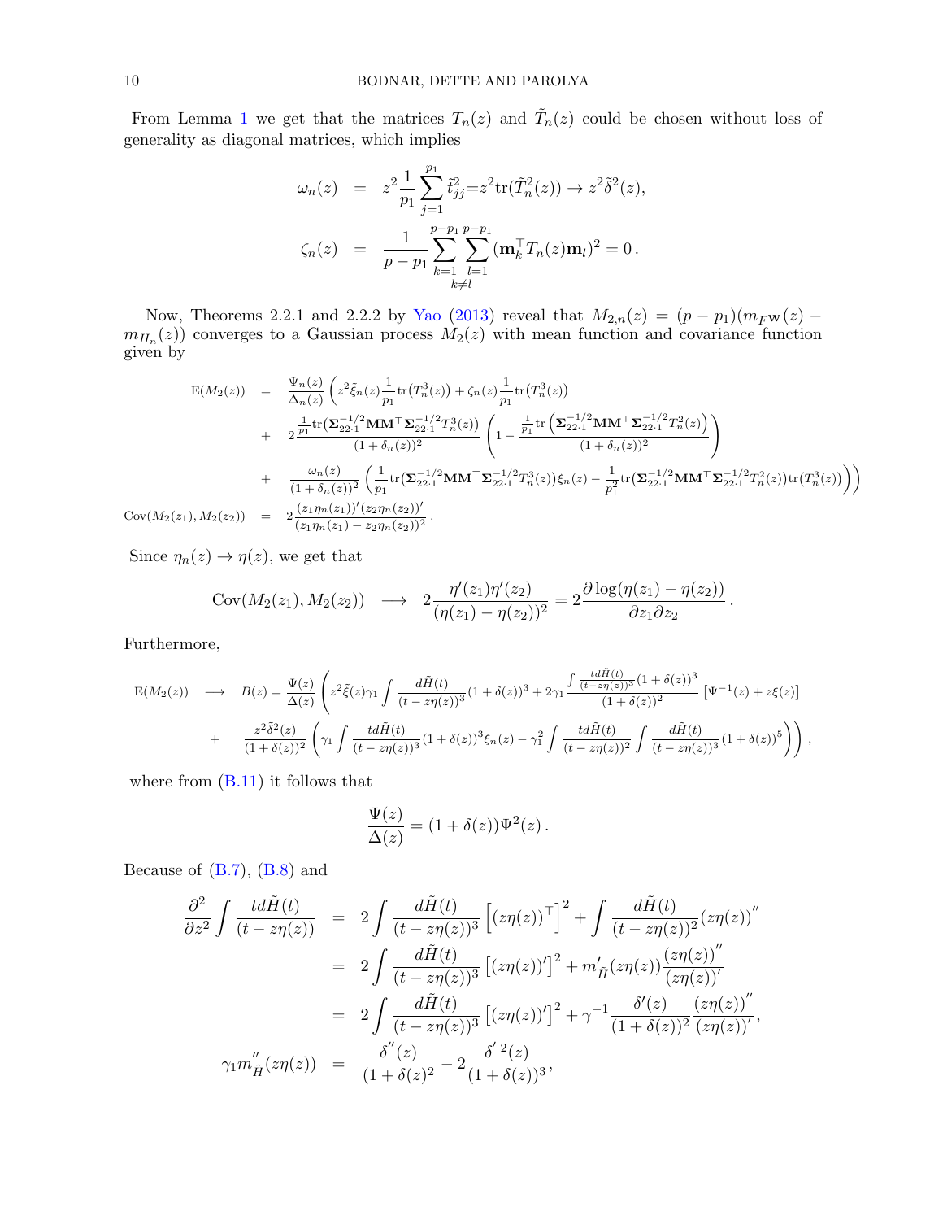From Lemma 1 we get that the matrices $T_n(z)$ and $\tilde{T}_n(z)$ could be chosen without loss of generality as diagonal matrices, which implies

$$
\begin{aligned}
\omega_n(z) &= z^2 \frac{1}{p_1} \sum_{j=1}^{p_1} \tilde{t}_{jj}^2 = z^2 \mathrm{tr}(\tilde{T}_n^2(z)) \to z^2 \tilde{\delta}^2(z), \\
\zeta_n(z) &= \frac{1}{p-p_1} \sum_{\substack{k=1 \\ k \neq l}}^{p-p_1} \sum_{l=1}^{p-p_1} (\mathbf{m}_k^\top T_n(z) \mathbf{m}_l)^2 = 0 \, .
\end{aligned}
$$

Now, Theorems 2.2.1 and 2.2.2 by Yao (2013) reveal that $M_{2,n}(z) = (p-p_1)(m_{F^{\mathbf{W}}}(z) - m_{H_n}(z))$ converges to a Gaussian process $M_2(z)$ with mean function and covariance function given by

$$
\begin{aligned}
\mathrm{E}(M_2(z)) &= \frac{\Psi_n(z)}{\Delta_n(z)} \left( z^2 \tilde{\xi}_n(z) \frac{1}{p_1} \mathrm{tr}\big(T_n^3(z)\big) + \zeta_n(z) \frac{1}{p_1} \mathrm{tr}\big(T_n^3(z)\big) \right. \\
&+ 2 \frac{\frac{1}{p_1} \mathrm{tr}\big(\mathbf{\Sigma}_{22\cdot 1}^{-1/2} \mathbf{M} \mathbf{M}^\top \mathbf{\Sigma}_{22\cdot 1}^{-1/2} T_n^3(z)\big)}{(1+\delta_n(z))^2} \left( 1 - \frac{\frac{1}{p_1} \mathrm{tr}\left( \mathbf{\Sigma}_{22\cdot 1}^{-1/2} \mathbf{M} \mathbf{M}^\top \mathbf{\Sigma}_{22\cdot 1}^{-1/2} T_n^2(z) \right)}{(1+\delta_n(z))^2} \right) \\
&+ \left. \frac{\omega_n(z)}{(1+\delta_n(z))^2} \left( \frac{1}{p_1} \mathrm{tr}\big(\mathbf{\Sigma}_{22\cdot 1}^{-1/2} \mathbf{M} \mathbf{M}^\top \mathbf{\Sigma}_{22\cdot 1}^{-1/2} T_n^3(z)\big) \xi_n(z) - \frac{1}{p_1^2} \mathrm{tr}\big(\mathbf{\Sigma}_{22\cdot 1}^{-1/2} \mathbf{M} \mathbf{M}^\top \mathbf{\Sigma}_{22\cdot 1}^{-1/2} T_n^2(z)\big) \mathrm{tr}\big(T_n^3(z)\big) \right) \right) \\
\mathrm{Cov}(M_2(z_1), M_2(z_2)) &= 2 \frac{(z_1 \eta_n(z_1))' (z_2 \eta_n(z_2))'}{(z_1 \eta_n(z_1) - z_2 \eta_n(z_2))^2} \, .
\end{aligned}
$$

Since $\eta_n(z) \to \eta(z)$, we get that

$$
\mathrm{Cov}(M_2(z_1), M_2(z_2)) \longrightarrow 2 \frac{\eta'(z_1) \eta'(z_2)}{(\eta(z_1) - \eta(z_2))^2} = 2 \frac{\partial \log(\eta(z_1) - \eta(z_2))}{\partial z_1 \partial z_2} \, .
$$

Furthermore,

$$
\begin{aligned}
\mathrm{E}(M_2(z)) &\longrightarrow B(z) = \frac{\Psi(z)}{\Delta(z)} \left( z^2 \tilde{\xi}(z) \gamma_1 \int \frac{d\tilde{H}(t)}{(t - z\eta(z))^3} (1+\delta(z))^3 + 2\gamma_1 \frac{\int \frac{t d\tilde{H}(t)}{(t - z\eta(z))^3} (1+\delta(z))^3}{(1+\delta(z))^2} \left[ \Psi^{-1}(z) + z\xi(z) \right] \right. \\
&+ \left. \frac{z^2 \tilde{\delta}^2(z)}{(1+\delta(z))^2} \left( \gamma_1 \int \frac{t d\tilde{H}(t)}{(t - z\eta(z))^3} (1+\delta(z))^3 \xi_n(z) - \gamma_1^2 \int \frac{t d\tilde{H}(t)}{(t - z\eta(z))^2} \int \frac{d\tilde{H}(t)}{(t - z\eta(z))^3} (1+\delta(z))^5 \right) \right),
\end{aligned}
$$

where from (B.11) it follows that

$$
\frac{\Psi(z)}{\Delta(z)} = (1+\delta(z)) \Psi^2(z) \, .
$$

Because of (B.7), (B.8) and

$$
\begin{aligned}
\frac{\partial^2}{\partial z^2} \int \frac{t d\tilde{H}(t)}{(t - z\eta(z))} &= 2 \int \frac{d\tilde{H}(t)}{(t - z\eta(z))^3} \left[ (z\eta(z))^\top \right]^2 + \int \frac{d\tilde{H}(t)}{(t - z\eta(z))^2} (z\eta(z))'' \\
&= 2 \int \frac{d\tilde{H}(t)}{(t - z\eta(z))^3} \left[ (z\eta(z))' \right]^2 + m'_{\tilde{H}}(z\eta(z)) \frac{(z\eta(z))''}{(z\eta(z))'} \\
&= 2 \int \frac{d\tilde{H}(t)}{(t - z\eta(z))^3} \left[ (z\eta(z))' \right]^2 + \gamma^{-1} \frac{\delta'(z)}{(1+\delta(z))^2} \frac{(z\eta(z))''}{(z\eta(z))'}, \\
\gamma_1 m''_{\tilde{H}}(z\eta(z)) &= \frac{\delta''(z)}{(1+\delta(z)^2} - 2 \frac{\delta'^{\,2}(z)}{(1+\delta(z))^3},
\end{aligned}
$$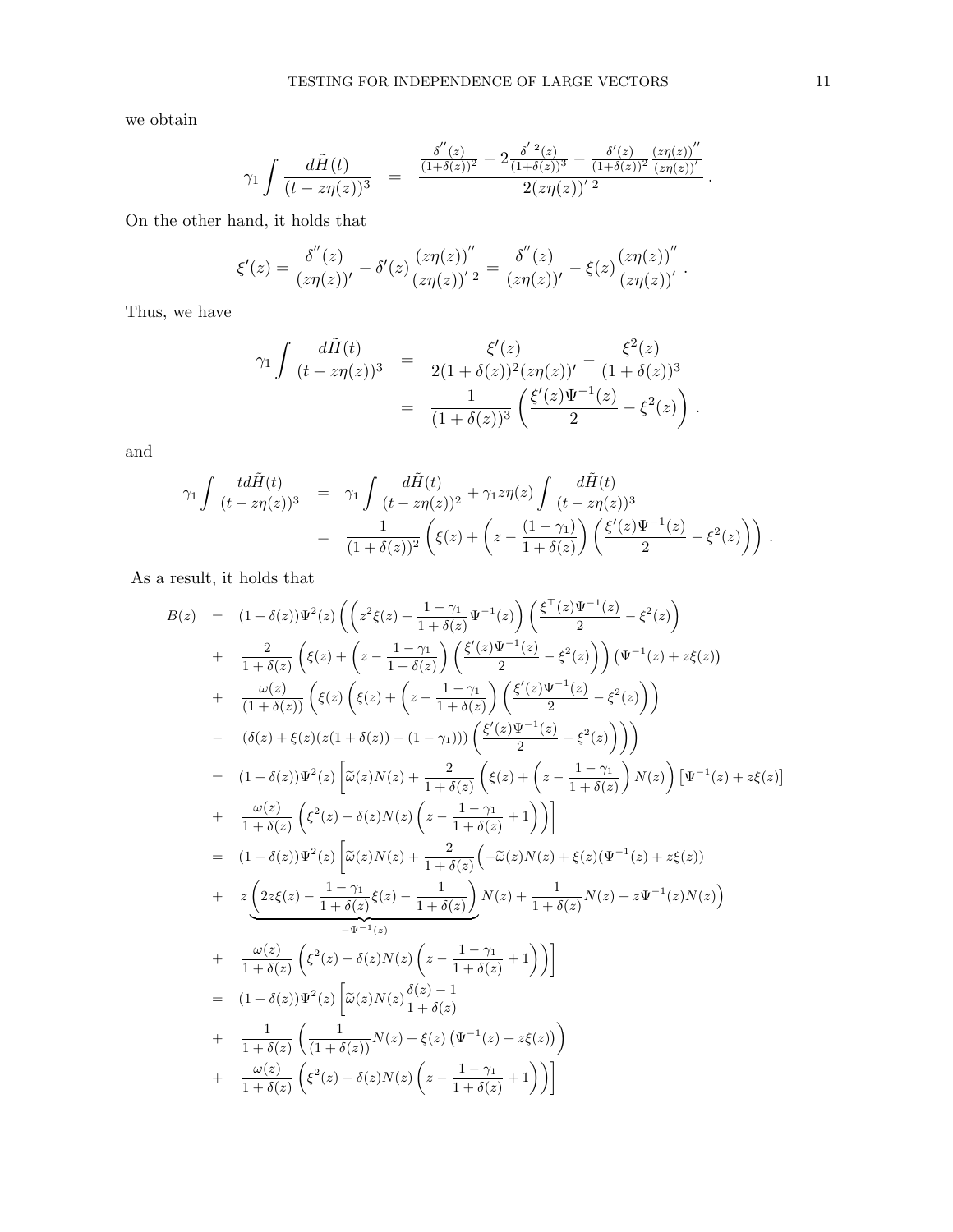we obtain

$$\gamma_1 \int \frac{d\tilde{H}(t)}{(t - z\eta(z))^3} \;\; = \;\; \frac{\frac{\delta^{''}(z)}{(1+\delta(z))^2} - 2\frac{\delta^{'\,2}(z)}{(1+\delta(z))^3} - \frac{\delta'(z)}{(1+\delta(z))^2}\frac{(z\eta(z))^{''}}{(z\eta(z))^{'}}}{2(z\eta(z))^{'\,2}} \,.$$

On the other hand, it holds that

$$\xi'(z) = \frac{\delta^{''}(z)}{(z\eta(z))'} - \delta'(z)\frac{(z\eta(z))^{''}}{(z\eta(z))^{'\,2}} = \frac{\delta^{''}(z)}{(z\eta(z))'} - \xi(z)\frac{(z\eta(z))^{''}}{(z\eta(z))^{'}} \,.$$

Thus, we have

$$\begin{aligned}
\gamma_1 \int \frac{d\tilde{H}(t)}{(t - z\eta(z))^3} &= \frac{\xi'(z)}{2(1+\delta(z))^2(z\eta(z))'} - \frac{\xi^2(z)}{(1+\delta(z))^3} \\
&= \frac{1}{(1+\delta(z))^3}\left(\frac{\xi'(z)\Psi^{-1}(z)}{2} - \xi^2(z)\right) .
\end{aligned}$$

and

$$\begin{aligned}
\gamma_1 \int \frac{t d\tilde{H}(t)}{(t - z\eta(z))^3} &= \gamma_1 \int \frac{d\tilde{H}(t)}{(t - z\eta(z))^2} + \gamma_1 z\eta(z) \int \frac{d\tilde{H}(t)}{(t - z\eta(z))^3} \\
&= \frac{1}{(1+\delta(z))^2}\left(\xi(z) + \left(z - \frac{(1-\gamma_1)}{1+\delta(z)}\right)\left(\frac{\xi'(z)\Psi^{-1}(z)}{2} - \xi^2(z)\right)\right) .
\end{aligned}$$

As a result, it holds that

$$\begin{aligned}
B(z) &= (1+\delta(z))\Psi^2(z)\left(\left(z^2\xi(z) + \frac{1-\gamma_1}{1+\delta(z)}\Psi^{-1}(z)\right)\left(\frac{\xi^\top(z)\Psi^{-1}(z)}{2} - \xi^2(z)\right)\right. \\
&+ \frac{2}{1+\delta(z)}\left(\xi(z) + \left(z - \frac{1-\gamma_1}{1+\delta(z)}\right)\left(\frac{\xi'(z)\Psi^{-1}(z)}{2} - \xi^2(z)\right)\right)\left(\Psi^{-1}(z) + z\xi(z)\right) \\
&+ \frac{\omega(z)}{(1+\delta(z))}\left(\xi(z)\left(\xi(z) + \left(z - \frac{1-\gamma_1}{1+\delta(z)}\right)\left(\frac{\xi'(z)\Psi^{-1}(z)}{2} - \xi^2(z)\right)\right)\right. \\
&- \left.\left.(\delta(z) + \xi(z)(z(1+\delta(z)) - (1-\gamma_1)))\left(\frac{\xi'(z)\Psi^{-1}(z)}{2} - \xi^2(z)\right)\right)\right) \\
&= (1+\delta(z))\Psi^2(z)\left[\widetilde{\omega}(z)N(z) + \frac{2}{1+\delta(z)}\left(\xi(z) + \left(z - \frac{1-\gamma_1}{1+\delta(z)}\right)N(z)\right)\left[\Psi^{-1}(z) + z\xi(z)\right]\right. \\
&+ \left.\frac{\omega(z)}{1+\delta(z)}\left(\xi^2(z) - \delta(z)N(z)\left(z - \frac{1-\gamma_1}{1+\delta(z)} + 1\right)\right)\right] \\
&= (1+\delta(z))\Psi^2(z)\left[\widetilde{\omega}(z)N(z) + \frac{2}{1+\delta(z)}\Big(-\widetilde{\omega}(z)N(z) + \xi(z)(\Psi^{-1}(z) + z\xi(z))\right. \\
&+ z\underbrace{\left(2z\xi(z) - \frac{1-\gamma_1}{1+\delta(z)}\xi(z) - \frac{1}{1+\delta(z)}\right)}_{-\Psi^{-1}(z)}N(z) + \frac{1}{1+\delta(z)}N(z) + z\Psi^{-1}(z)N(z)\Big) \\
&+ \left.\frac{\omega(z)}{1+\delta(z)}\left(\xi^2(z) - \delta(z)N(z)\left(z - \frac{1-\gamma_1}{1+\delta(z)} + 1\right)\right)\right] \\
&= (1+\delta(z))\Psi^2(z)\left[\widetilde{\omega}(z)N(z)\frac{\delta(z)-1}{1+\delta(z)}\right. \\
&+ \frac{1}{1+\delta(z)}\left(\frac{1}{(1+\delta(z))}N(z) + \xi(z)\left(\Psi^{-1}(z) + z\xi(z)\right)\right) \\
&+ \left.\frac{\omega(z)}{1+\delta(z)}\left(\xi^2(z) - \delta(z)N(z)\left(z - \frac{1-\gamma_1}{1+\delta(z)} + 1\right)\right)\right]
\end{aligned}$$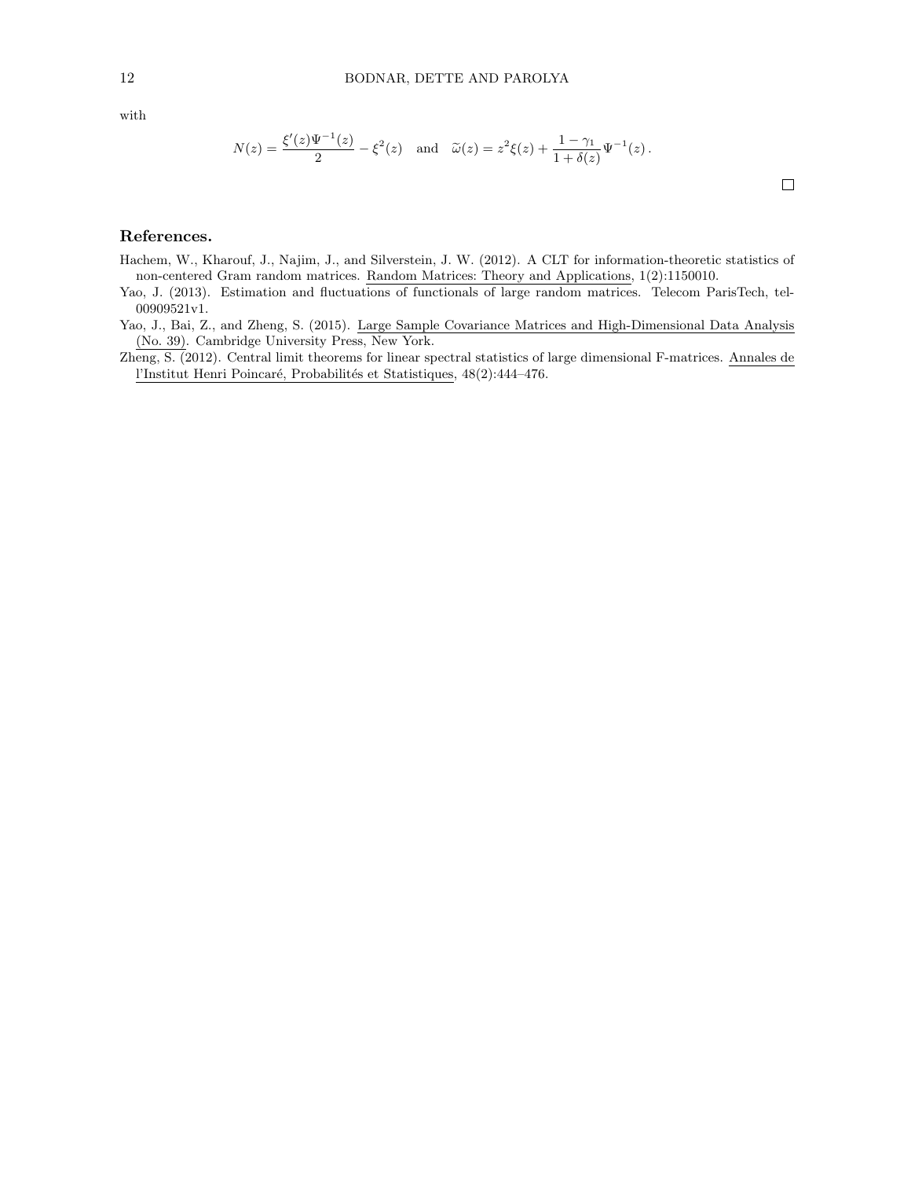with

$$N(z) = \frac{\xi'(z)\Psi^{-1}(z)}{2} - \xi^2(z) \quad \text{and} \quad \widetilde{\omega}(z) = z^2\xi(z) + \frac{1-\gamma_1}{1+\delta(z)}\Psi^{-1}(z)\,.$$

□

### References.

Hachem, W., Kharouf, J., Najim, J., and Silverstein, J. W. (2012). A CLT for information-theoretic statistics of non-centered Gram random matrices. Random Matrices: Theory and Applications, 1(2):1150010.

Yao, J. (2013). Estimation and fluctuations of functionals of large random matrices. Telecom ParisTech, tel-00909521v1.

Yao, J., Bai, Z., and Zheng, S. (2015). Large Sample Covariance Matrices and High-Dimensional Data Analysis (No. 39). Cambridge University Press, New York.

Zheng, S. (2012). Central limit theorems for linear spectral statistics of large dimensional F-matrices. Annales de l'Institut Henri Poincaré, Probabilités et Statistiques, 48(2):444–476.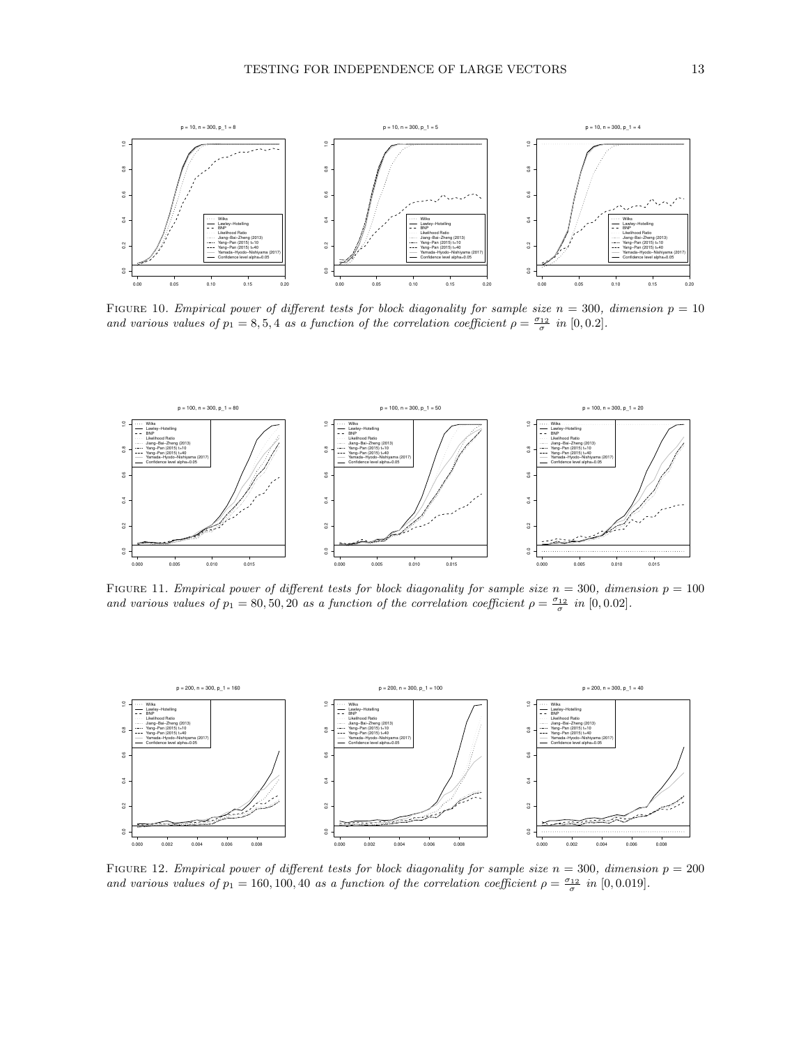Figure 10. *Empirical power of different tests for block diagonality for sample size $n = 300$, dimension $p = 10$ and various values of $p_1 = 8, 5, 4$ as a function of the correlation coefficient $\rho = \frac{\sigma_{12}}{\sigma}$ in $[0, 0.2]$.*

Figure 11. *Empirical power of different tests for block diagonality for sample size $n = 300$, dimension $p = 100$ and various values of $p_1 = 80, 50, 20$ as a function of the correlation coefficient $\rho = \frac{\sigma_{12}}{\sigma}$ in $[0, 0.02]$.*

Figure 12. *Empirical power of different tests for block diagonality for sample size $n = 300$, dimension $p = 200$ and various values of $p_1 = 160, 100, 40$ as a function of the correlation coefficient $\rho = \frac{\sigma_{12}}{\sigma}$ in $[0, 0.019]$.*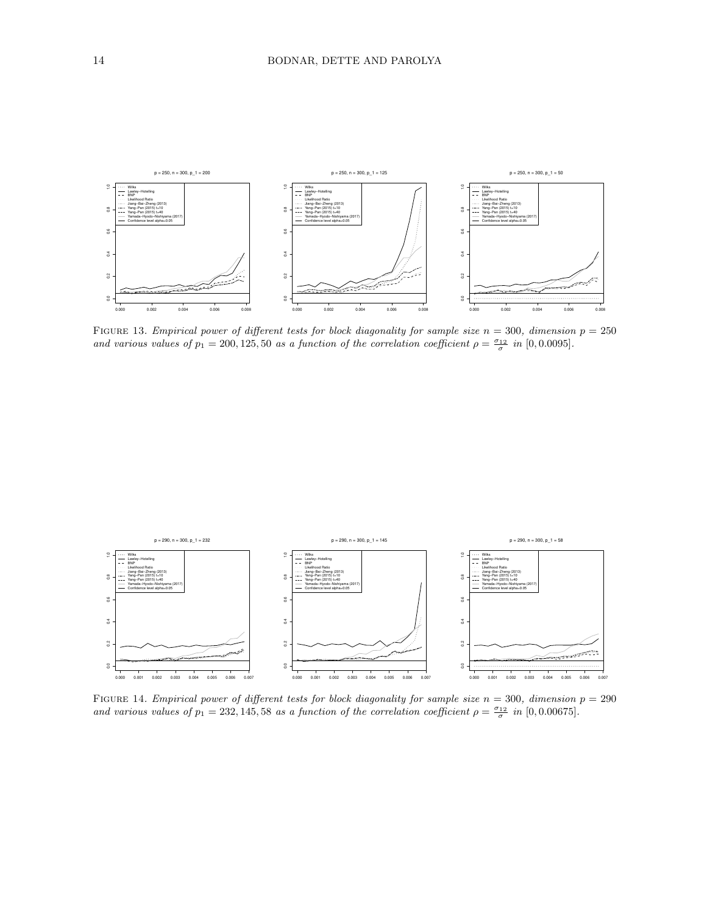p = 250, n = 300, p_1 = 200

Wilks
Lawley–Hotelling
BNP
Likelihood Ratio
Jiang–Bai–Zheng (2013)
Yang–Pan (2015) t=10
Yang–Pan (2015) t=40
Yamada–Hyodo–Nishiyama (2017)
Confidence level alpha=0.05

0.0 0.2 0.4 0.6 0.8 1.0

0.000 0.002 0.004 0.006 0.008

p = 250, n = 300, p_1 = 125

Wilks
Lawley–Hotelling
BNP
Likelihood Ratio
Jiang–Bai–Zheng (2013)
Yang–Pan (2015) t=10
Yang–Pan (2015) t=40
Yamada–Hyodo–Nishiyama (2017)
Confidence level alpha=0.05

0.0 0.2 0.4 0.6 0.8 1.0

0.000 0.002 0.004 0.006 0.008

p = 250, n = 300, p_1 = 50

Wilks
Lawley–Hotelling
BNP
Likelihood Ratio
Jiang–Bai–Zheng (2013)
Yang–Pan (2015) t=10
Yang–Pan (2015) t=40
Yamada–Hyodo–Nishiyama (2017)
Confidence level alpha=0.05

0.0 0.2 0.4 0.6 0.8 1.0

0.000 0.002 0.004 0.006 0.008

FIGURE 13. *Empirical power of different tests for block diagonality for sample size $n = 300$, dimension $p = 250$ and various values of $p_1 = 200, 125, 50$ as a function of the correlation coefficient $\rho = \frac{\sigma_{12}}{\sigma}$ in $[0, 0.0095]$.*

p = 290, n = 300, p_1 = 232

Wilks
Lawley–Hotelling
BNP
Likelihood Ratio
Jiang–Bai–Zheng (2013)
Yang–Pan (2015) t=10
Yang–Pan (2015) t=40
Yamada–Hyodo–Nishiyama (2017)
Confidence level alpha=0.05

0.0 0.2 0.4 0.6 0.8 1.0

0.000 0.001 0.002 0.003 0.004 0.005 0.006 0.007

p = 290, n = 300, p_1 = 145

Wilks
Lawley–Hotelling
BNP
Likelihood Ratio
Jiang–Bai–Zheng (2013)
Yang–Pan (2015) t=10
Yang–Pan (2015) t=40
Yamada–Hyodo–Nishiyama (2017)
Confidence level alpha=0.05

0.0 0.2 0.4 0.6 0.8 1.0

0.000 0.001 0.002 0.003 0.004 0.005 0.006 0.007

p = 290, n = 300, p_1 = 58

Wilks
Lawley–Hotelling
BNP
Likelihood Ratio
Jiang–Bai–Zheng (2013)
Yang–Pan (2015) t=10
Yang–Pan (2015) t=40
Yamada–Hyodo–Nishiyama (2017)
Confidence level alpha=0.05

0.0 0.2 0.4 0.6 0.8 1.0

0.000 0.001 0.002 0.003 0.004 0.005 0.006 0.007

FIGURE 14. *Empirical power of different tests for block diagonality for sample size $n = 300$, dimension $p = 290$ and various values of $p_1 = 232, 145, 58$ as a function of the correlation coefficient $\rho = \frac{\sigma_{12}}{\sigma}$ in $[0, 0.00675]$.*